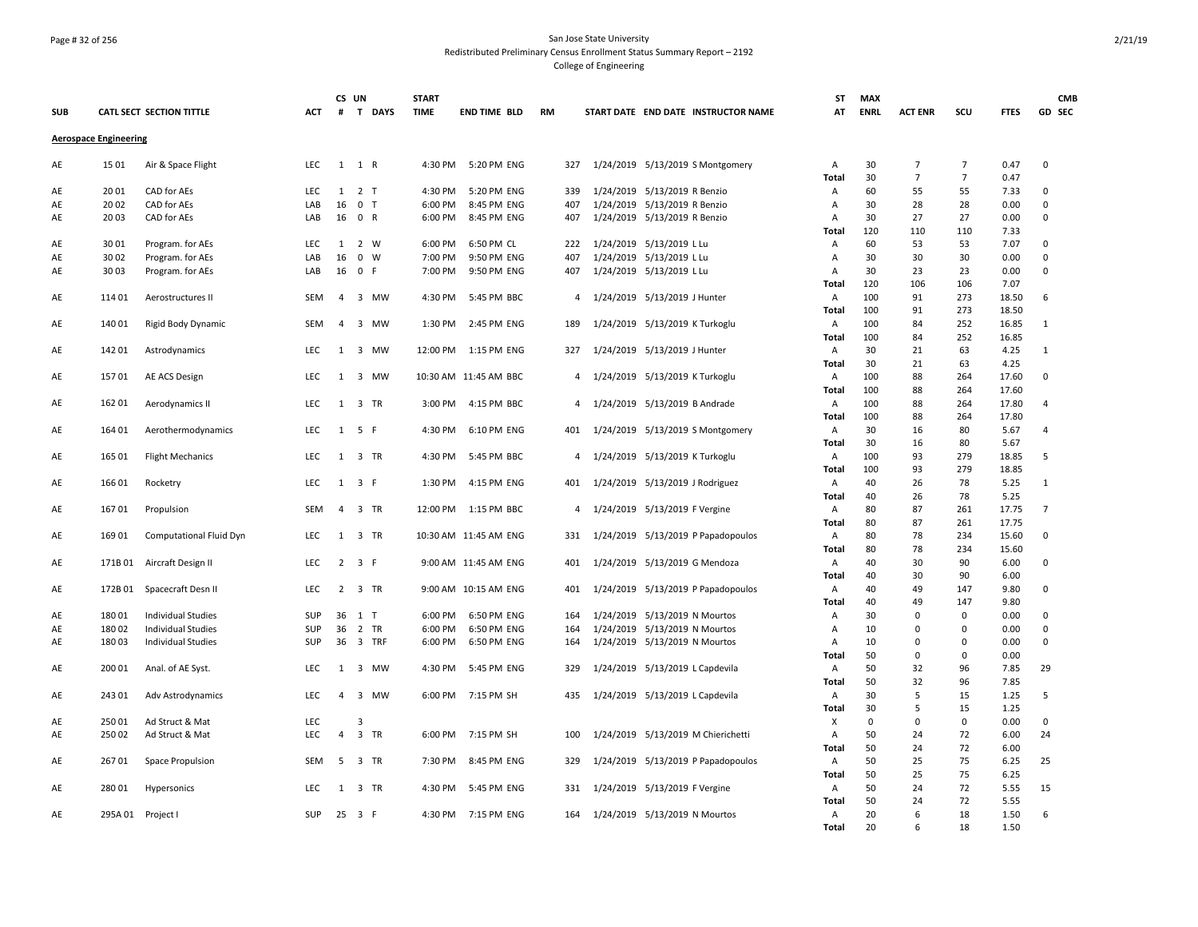San Jose State University
Redistributed Preliminary Census Enrollment Status Summary Report – 2192
College of Engineering

| SUB | CATL SECT | SECTION TITTLE | ACT | CS # | UN T | DAYS | START TIME | END TIME | BLD | RM | START DATE | END DATE | INSTRUCTOR NAME | ST AT | MAX ENRL | ACT ENR | SCU | FTES | GD | CMB SEC |
|---|---|---|---|---|---|---|---|---|---|---|---|---|---|---|---|---|---|---|---|---|
| **Aerospace Engineering** | | | | | | | | | | | | | | | | | | | | |
| AE | 15 01 | Air & Space Flight | LEC | 1 | 1 | R | 4:30 PM | 5:20 PM | ENG | 327 | 1/24/2019 | 5/13/2019 | S Montgomery | A | 30 | 7 | 7 | 0.47 | 0 | |
| | | | | | | | | | | | | | | Total | 30 | 7 | 7 | 0.47 | | |
| AE | 20 01 | CAD for AEs | LEC | 1 | 2 | T | 4:30 PM | 5:20 PM | ENG | 339 | 1/24/2019 | 5/13/2019 | R Benzio | A | 60 | 55 | 55 | 7.33 | 0 | |
| AE | 20 02 | CAD for AEs | LAB | 16 | 0 | T | 6:00 PM | 8:45 PM | ENG | 407 | 1/24/2019 | 5/13/2019 | R Benzio | A | 30 | 28 | 28 | 0.00 | 0 | |
| AE | 20 03 | CAD for AEs | LAB | 16 | 0 | R | 6:00 PM | 8:45 PM | ENG | 407 | 1/24/2019 | 5/13/2019 | R Benzio | A | 30 | 27 | 27 | 0.00 | 0 | |
| | | | | | | | | | | | | | | Total | 120 | 110 | 110 | 7.33 | | |
| AE | 30 01 | Program. for AEs | LEC | 1 | 2 | W | 6:00 PM | 6:50 PM | CL | 222 | 1/24/2019 | 5/13/2019 | L Lu | A | 60 | 53 | 53 | 7.07 | 0 | |
| AE | 30 02 | Program. for AEs | LAB | 16 | 0 | W | 7:00 PM | 9:50 PM | ENG | 407 | 1/24/2019 | 5/13/2019 | L Lu | A | 30 | 30 | 30 | 0.00 | 0 | |
| AE | 30 03 | Program. for AEs | LAB | 16 | 0 | F | 7:00 PM | 9:50 PM | ENG | 407 | 1/24/2019 | 5/13/2019 | L Lu | A | 30 | 23 | 23 | 0.00 | 0 | |
| | | | | | | | | | | | | | | Total | 120 | 106 | 106 | 7.07 | | |
| AE | 114 01 | Aerostructures II | SEM | 4 | 3 | MW | 4:30 PM | 5:45 PM | BBC | 4 | 1/24/2019 | 5/13/2019 | J Hunter | A | 100 | 91 | 273 | 18.50 | 6 | |
| | | | | | | | | | | | | | | Total | 100 | 91 | 273 | 18.50 | | |
| AE | 140 01 | Rigid Body Dynamic | SEM | 4 | 3 | MW | 1:30 PM | 2:45 PM | ENG | 189 | 1/24/2019 | 5/13/2019 | K Turkoglu | A | 100 | 84 | 252 | 16.85 | 1 | |
| | | | | | | | | | | | | | | Total | 100 | 84 | 252 | 16.85 | | |
| AE | 142 01 | Astrodynamics | LEC | 1 | 3 | MW | 12:00 PM | 1:15 PM | ENG | 327 | 1/24/2019 | 5/13/2019 | J Hunter | A | 30 | 21 | 63 | 4.25 | 1 | |
| | | | | | | | | | | | | | | Total | 30 | 21 | 63 | 4.25 | | |
| AE | 157 01 | AE ACS Design | LEC | 1 | 3 | MW | 10:30 AM | 11:45 AM | BBC | 4 | 1/24/2019 | 5/13/2019 | K Turkoglu | A | 100 | 88 | 264 | 17.60 | 0 | |
| | | | | | | | | | | | | | | Total | 100 | 88 | 264 | 17.60 | | |
| AE | 162 01 | Aerodynamics II | LEC | 1 | 3 | TR | 3:00 PM | 4:15 PM | BBC | 4 | 1/24/2019 | 5/13/2019 | B Andrade | A | 100 | 88 | 264 | 17.80 | 4 | |
| | | | | | | | | | | | | | | Total | 100 | 88 | 264 | 17.80 | | |
| AE | 164 01 | Aerothermodynamics | LEC | 1 | 5 | F | 4:30 PM | 6:10 PM | ENG | 401 | 1/24/2019 | 5/13/2019 | S Montgomery | A | 30 | 16 | 80 | 5.67 | 4 | |
| | | | | | | | | | | | | | | Total | 30 | 16 | 80 | 5.67 | | |
| AE | 165 01 | Flight Mechanics | LEC | 1 | 3 | TR | 4:30 PM | 5:45 PM | BBC | 4 | 1/24/2019 | 5/13/2019 | K Turkoglu | A | 100 | 93 | 279 | 18.85 | 5 | |
| | | | | | | | | | | | | | | Total | 100 | 93 | 279 | 18.85 | | |
| AE | 166 01 | Rocketry | LEC | 1 | 3 | F | 1:30 PM | 4:15 PM | ENG | 401 | 1/24/2019 | 5/13/2019 | J Rodriguez | A | 40 | 26 | 78 | 5.25 | 1 | |
| | | | | | | | | | | | | | | Total | 40 | 26 | 78 | 5.25 | | |
| AE | 167 01 | Propulsion | SEM | 4 | 3 | TR | 12:00 PM | 1:15 PM | BBC | 4 | 1/24/2019 | 5/13/2019 | F Vergine | A | 80 | 87 | 261 | 17.75 | 7 | |
| | | | | | | | | | | | | | | Total | 80 | 87 | 261 | 17.75 | | |
| AE | 169 01 | Computational Fluid Dyn | LEC | 1 | 3 | TR | 10:30 AM | 11:45 AM | ENG | 331 | 1/24/2019 | 5/13/2019 | P Papadopoulos | A | 80 | 78 | 234 | 15.60 | 0 | |
| | | | | | | | | | | | | | | Total | 80 | 78 | 234 | 15.60 | | |
| AE | 171B 01 | Aircraft Design II | LEC | 2 | 3 | F | 9:00 AM | 11:45 AM | ENG | 401 | 1/24/2019 | 5/13/2019 | G Mendoza | A | 40 | 30 | 90 | 6.00 | 0 | |
| | | | | | | | | | | | | | | Total | 40 | 30 | 90 | 6.00 | | |
| AE | 172B 01 | Spacecraft Desn II | LEC | 2 | 3 | TR | 9:00 AM | 10:15 AM | ENG | 401 | 1/24/2019 | 5/13/2019 | P Papadopoulos | A | 40 | 49 | 147 | 9.80 | 0 | |
| | | | | | | | | | | | | | | Total | 40 | 49 | 147 | 9.80 | | |
| AE | 180 01 | Individual Studies | SUP | 36 | 1 | T | 6:00 PM | 6:50 PM | ENG | 164 | 1/24/2019 | 5/13/2019 | N Mourtos | A | 30 | 0 | 0 | 0.00 | 0 | |
| AE | 180 02 | Individual Studies | SUP | 36 | 2 | TR | 6:00 PM | 6:50 PM | ENG | 164 | 1/24/2019 | 5/13/2019 | N Mourtos | A | 10 | 0 | 0 | 0.00 | 0 | |
| AE | 180 03 | Individual Studies | SUP | 36 | 3 | TRF | 6:00 PM | 6:50 PM | ENG | 164 | 1/24/2019 | 5/13/2019 | N Mourtos | A | 10 | 0 | 0 | 0.00 | 0 | |
| | | | | | | | | | | | | | | Total | 50 | 0 | 0 | 0.00 | | |
| AE | 200 01 | Anal. of AE Syst. | LEC | 1 | 3 | MW | 4:30 PM | 5:45 PM | ENG | 329 | 1/24/2019 | 5/13/2019 | L Capdevila | A | 50 | 32 | 96 | 7.85 | 29 | |
| | | | | | | | | | | | | | | Total | 50 | 32 | 96 | 7.85 | | |
| AE | 243 01 | Adv Astrodynamics | LEC | 4 | 3 | MW | 6:00 PM | 7:15 PM | SH | 435 | 1/24/2019 | 5/13/2019 | L Capdevila | A | 30 | 5 | 15 | 1.25 | 5 | |
| | | | | | | | | | | | | | | Total | 30 | 5 | 15 | 1.25 | | |
| AE | 250 01 | Ad Struct & Mat | LEC | | 3 | | | | | | | | | X | 0 | 0 | 0 | 0.00 | 0 | |
| AE | 250 02 | Ad Struct & Mat | LEC | 4 | 3 | TR | 6:00 PM | 7:15 PM | SH | 100 | 1/24/2019 | 5/13/2019 | M Chierichetti | A | 50 | 24 | 72 | 6.00 | 24 | |
| | | | | | | | | | | | | | | Total | 50 | 24 | 72 | 6.00 | | |
| AE | 267 01 | Space Propulsion | SEM | 5 | 3 | TR | 7:30 PM | 8:45 PM | ENG | 329 | 1/24/2019 | 5/13/2019 | P Papadopoulos | A | 50 | 25 | 75 | 6.25 | 25 | |
| | | | | | | | | | | | | | | Total | 50 | 25 | 75 | 6.25 | | |
| AE | 280 01 | Hypersonics | LEC | 1 | 3 | TR | 4:30 PM | 5:45 PM | ENG | 331 | 1/24/2019 | 5/13/2019 | F Vergine | A | 50 | 24 | 72 | 5.55 | 15 | |
| | | | | | | | | | | | | | | Total | 50 | 24 | 72 | 5.55 | | |
| AE | 295A 01 | Project I | SUP | 25 | 3 | F | 4:30 PM | 7:15 PM | ENG | 164 | 1/24/2019 | 5/13/2019 | N Mourtos | A | 20 | 6 | 18 | 1.50 | 6 | |
| | | | | | | | | | | | | | | Total | 20 | 6 | 18 | 1.50 | | |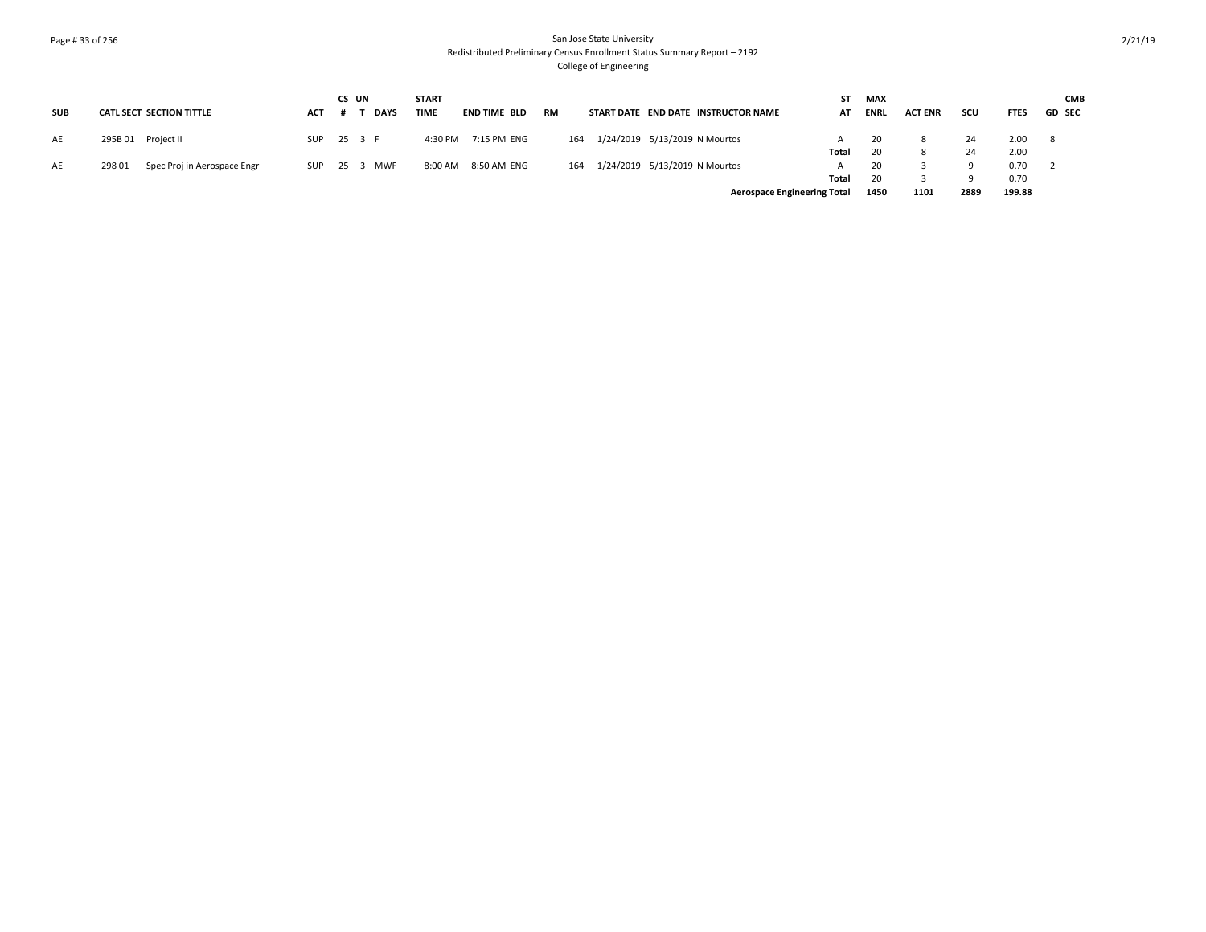| SUB | CATL SECT | SECTION TITTLE | ACT | CS # | UN T | DAYS | START TIME | END TIME | BLD | RM | START DATE | END DATE | INSTRUCTOR NAME | ST AT | MAX ENRL | ACT ENR | SCU | FTES | GD | CMB SEC |
|---|---|---|---|---|---|---|---|---|---|---|---|---|---|---|---|---|---|---|---|---|
| AE | 295B 01 | Project II | SUP | 25 | 3 | F | 4:30 PM | 7:15 PM | ENG | 164 | 1/24/2019 | 5/13/2019 | N Mourtos | A | 20 | 8 | 24 | 2.00 | 8 | |
| | | | | | | | | | | | | | | Total | 20 | 8 | 24 | 2.00 | | |
| AE | 298 01 | Spec Proj in Aerospace Engr | SUP | 25 | 3 | MWF | 8:00 AM | 8:50 AM | ENG | 164 | 1/24/2019 | 5/13/2019 | N Mourtos | A | 20 | 3 | 9 | 0.70 | 2 | |
| | | | | | | | | | | | | | | Total | 20 | 3 | 9 | 0.70 | | |
| | | | | | | | | | | | | | **Aerospace Engineering Total** | | **1450** | **1101** | **2889** | **199.88** | | |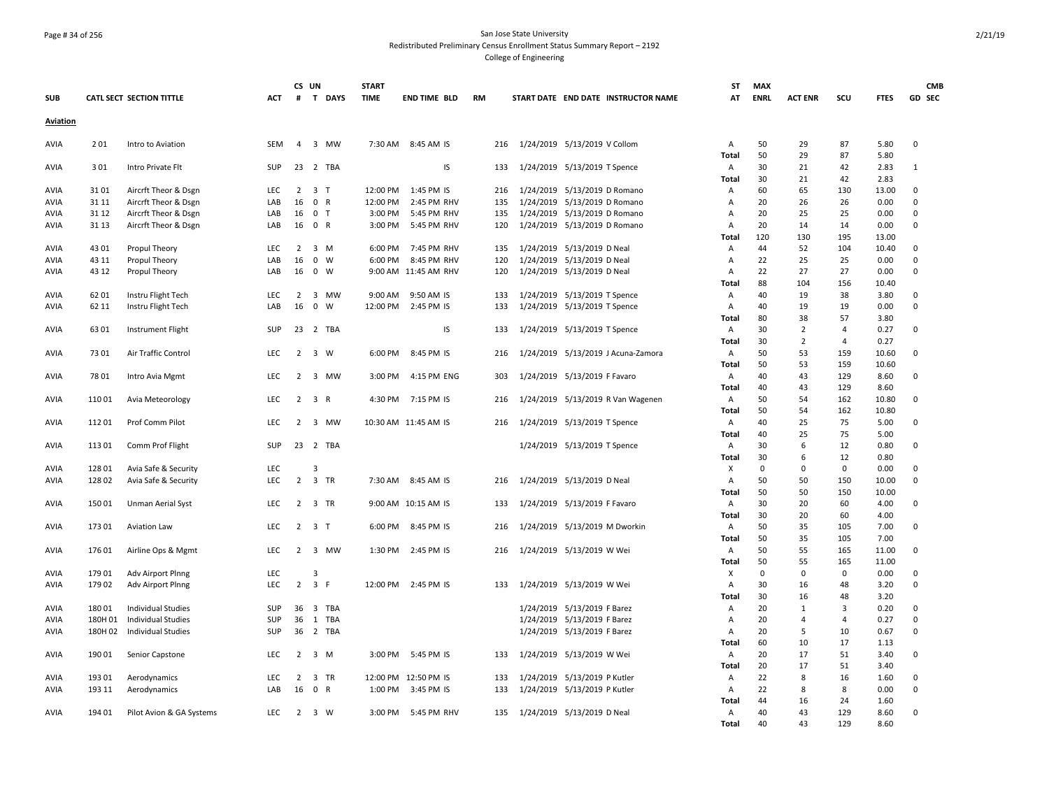San Jose State University
Redistributed Preliminary Census Enrollment Status Summary Report – 2192
College of Engineering

| SUB | CATL SECT | SECTION TITTLE | ACT | CS # | UN T | DAYS | START TIME | END TIME | BLD | RM | START DATE | END DATE | INSTRUCTOR NAME | ST AT | MAX ENRL | ACT ENR | SCU | FTES | GD | CMB SEC |
|---|---|---|---|---|---|---|---|---|---|---|---|---|---|---|---|---|---|---|---|---|
| **Aviation** | | | | | | | | | | | | | | | | | | | | |
| AVIA | 2 01 | Intro to Aviation | SEM | 4 | 3 | MW | 7:30 AM | 8:45 AM | IS | 216 | 1/24/2019 | 5/13/2019 | V Collom | A | 50 | 29 | 87 | 5.80 | 0 | |
| | | | | | | | | | | | | | | Total | 50 | 29 | 87 | 5.80 | | |
| AVIA | 3 01 | Intro Private Flt | SUP | 23 | 2 | TBA | | | IS | 133 | 1/24/2019 | 5/13/2019 | T Spence | A | 30 | 21 | 42 | 2.83 | 1 | |
| | | | | | | | | | | | | | | Total | 30 | 21 | 42 | 2.83 | | |
| AVIA | 31 01 | Aircrft Theor & Dsgn | LEC | 2 | 3 | T | 12:00 PM | 1:45 PM | IS | 216 | 1/24/2019 | 5/13/2019 | D Romano | A | 60 | 65 | 130 | 13.00 | 0 | |
| AVIA | 31 11 | Aircrft Theor & Dsgn | LAB | 16 | 0 | R | 12:00 PM | 2:45 PM | RHV | 135 | 1/24/2019 | 5/13/2019 | D Romano | A | 20 | 26 | 26 | 0.00 | 0 | |
| AVIA | 31 12 | Aircrft Theor & Dsgn | LAB | 16 | 0 | T | 3:00 PM | 5:45 PM | RHV | 135 | 1/24/2019 | 5/13/2019 | D Romano | A | 20 | 25 | 25 | 0.00 | 0 | |
| AVIA | 31 13 | Aircrft Theor & Dsgn | LAB | 16 | 0 | R | 3:00 PM | 5:45 PM | RHV | 120 | 1/24/2019 | 5/13/2019 | D Romano | A | 20 | 14 | 14 | 0.00 | 0 | |
| | | | | | | | | | | | | | | Total | 120 | 130 | 195 | 13.00 | | |
| AVIA | 43 01 | Propul Theory | LEC | 2 | 3 | M | 6:00 PM | 7:45 PM | RHV | 135 | 1/24/2019 | 5/13/2019 | D Neal | A | 44 | 52 | 104 | 10.40 | 0 | |
| AVIA | 43 11 | Propul Theory | LAB | 16 | 0 | W | 6:00 PM | 8:45 PM | RHV | 120 | 1/24/2019 | 5/13/2019 | D Neal | A | 22 | 25 | 25 | 0.00 | 0 | |
| AVIA | 43 12 | Propul Theory | LAB | 16 | 0 | W | 9:00 AM | 11:45 AM | RHV | 120 | 1/24/2019 | 5/13/2019 | D Neal | A | 22 | 27 | 27 | 0.00 | 0 | |
| | | | | | | | | | | | | | | Total | 88 | 104 | 156 | 10.40 | | |
| AVIA | 62 01 | Instru Flight Tech | LEC | 2 | 3 | MW | 9:00 AM | 9:50 AM | IS | 133 | 1/24/2019 | 5/13/2019 | T Spence | A | 40 | 19 | 38 | 3.80 | 0 | |
| AVIA | 62 11 | Instru Flight Tech | LAB | 16 | 0 | W | 12:00 PM | 2:45 PM | IS | 133 | 1/24/2019 | 5/13/2019 | T Spence | A | 40 | 19 | 19 | 0.00 | 0 | |
| | | | | | | | | | | | | | | Total | 80 | 38 | 57 | 3.80 | | |
| AVIA | 63 01 | Instrument Flight | SUP | 23 | 2 | TBA | | | IS | 133 | 1/24/2019 | 5/13/2019 | T Spence | A | 30 | 2 | 4 | 0.27 | 0 | |
| | | | | | | | | | | | | | | Total | 30 | 2 | 4 | 0.27 | | |
| AVIA | 73 01 | Air Traffic Control | LEC | 2 | 3 | W | 6:00 PM | 8:45 PM | IS | 216 | 1/24/2019 | 5/13/2019 | J Acuna-Zamora | A | 50 | 53 | 159 | 10.60 | 0 | |
| | | | | | | | | | | | | | | Total | 50 | 53 | 159 | 10.60 | | |
| AVIA | 78 01 | Intro Avia Mgmt | LEC | 2 | 3 | MW | 3:00 PM | 4:15 PM | ENG | 303 | 1/24/2019 | 5/13/2019 | F Favaro | A | 40 | 43 | 129 | 8.60 | 0 | |
| | | | | | | | | | | | | | | Total | 40 | 43 | 129 | 8.60 | | |
| AVIA | 110 01 | Avia Meteorology | LEC | 2 | 3 | R | 4:30 PM | 7:15 PM | IS | 216 | 1/24/2019 | 5/13/2019 | R Van Wagenen | A | 50 | 54 | 162 | 10.80 | 0 | |
| | | | | | | | | | | | | | | Total | 50 | 54 | 162 | 10.80 | | |
| AVIA | 112 01 | Prof Comm Pilot | LEC | 2 | 3 | MW | 10:30 AM | 11:45 AM | IS | 216 | 1/24/2019 | 5/13/2019 | T Spence | A | 40 | 25 | 75 | 5.00 | 0 | |
| | | | | | | | | | | | | | | Total | 40 | 25 | 75 | 5.00 | | |
| AVIA | 113 01 | Comm Prof Flight | SUP | 23 | 2 | TBA | | | | | 1/24/2019 | 5/13/2019 | T Spence | A | 30 | 6 | 12 | 0.80 | 0 | |
| | | | | | | | | | | | | | | Total | 30 | 6 | 12 | 0.80 | | |
| AVIA | 128 01 | Avia Safe & Security | LEC | | 3 | | | | | | | | | X | 0 | 0 | 0 | 0.00 | 0 | |
| AVIA | 128 02 | Avia Safe & Security | LEC | 2 | 3 | TR | 7:30 AM | 8:45 AM | IS | 216 | 1/24/2019 | 5/13/2019 | D Neal | A | 50 | 50 | 150 | 10.00 | 0 | |
| | | | | | | | | | | | | | | Total | 50 | 50 | 150 | 10.00 | | |
| AVIA | 150 01 | Unman Aerial Syst | LEC | 2 | 3 | TR | 9:00 AM | 10:15 AM | IS | 133 | 1/24/2019 | 5/13/2019 | F Favaro | A | 30 | 20 | 60 | 4.00 | 0 | |
| | | | | | | | | | | | | | | Total | 30 | 20 | 60 | 4.00 | | |
| AVIA | 173 01 | Aviation Law | LEC | 2 | 3 | T | 6:00 PM | 8:45 PM | IS | 216 | 1/24/2019 | 5/13/2019 | M Dworkin | A | 50 | 35 | 105 | 7.00 | 0 | |
| | | | | | | | | | | | | | | Total | 50 | 35 | 105 | 7.00 | | |
| AVIA | 176 01 | Airline Ops & Mgmt | LEC | 2 | 3 | MW | 1:30 PM | 2:45 PM | IS | 216 | 1/24/2019 | 5/13/2019 | W Wei | A | 50 | 55 | 165 | 11.00 | 0 | |
| | | | | | | | | | | | | | | Total | 50 | 55 | 165 | 11.00 | | |
| AVIA | 179 01 | Adv Airport Plnng | LEC | | 3 | | | | | | | | | X | 0 | 0 | 0 | 0.00 | 0 | |
| AVIA | 179 02 | Adv Airport Plnng | LEC | 2 | 3 | F | 12:00 PM | 2:45 PM | IS | 133 | 1/24/2019 | 5/13/2019 | W Wei | A | 30 | 16 | 48 | 3.20 | 0 | |
| | | | | | | | | | | | | | | Total | 30 | 16 | 48 | 3.20 | | |
| AVIA | 180 01 | Individual Studies | SUP | 36 | 3 | TBA | | | | | 1/24/2019 | 5/13/2019 | F Barez | A | 20 | 1 | 3 | 0.20 | 0 | |
| AVIA | 180H 01 | Individual Studies | SUP | 36 | 1 | TBA | | | | | 1/24/2019 | 5/13/2019 | F Barez | A | 20 | 4 | 4 | 0.27 | 0 | |
| AVIA | 180H 02 | Individual Studies | SUP | 36 | 2 | TBA | | | | | 1/24/2019 | 5/13/2019 | F Barez | A | 20 | 5 | 10 | 0.67 | 0 | |
| | | | | | | | | | | | | | | Total | 60 | 10 | 17 | 1.13 | | |
| AVIA | 190 01 | Senior Capstone | LEC | 2 | 3 | M | 3:00 PM | 5:45 PM | IS | 133 | 1/24/2019 | 5/13/2019 | W Wei | A | 20 | 17 | 51 | 3.40 | 0 | |
| | | | | | | | | | | | | | | Total | 20 | 17 | 51 | 3.40 | | |
| AVIA | 193 01 | Aerodynamics | LEC | 2 | 3 | TR | 12:00 PM | 12:50 PM | IS | 133 | 1/24/2019 | 5/13/2019 | P Kutler | A | 22 | 8 | 16 | 1.60 | 0 | |
| AVIA | 193 11 | Aerodynamics | LAB | 16 | 0 | R | 1:00 PM | 3:45 PM | IS | 133 | 1/24/2019 | 5/13/2019 | P Kutler | A | 22 | 8 | 8 | 0.00 | 0 | |
| | | | | | | | | | | | | | | Total | 44 | 16 | 24 | 1.60 | | |
| AVIA | 194 01 | Pilot Avion & GA Systems | LEC | 2 | 3 | W | 3:00 PM | 5:45 PM | RHV | 135 | 1/24/2019 | 5/13/2019 | D Neal | A | 40 | 43 | 129 | 8.60 | 0 | |
| | | | | | | | | | | | | | | Total | 40 | 43 | 129 | 8.60 | | |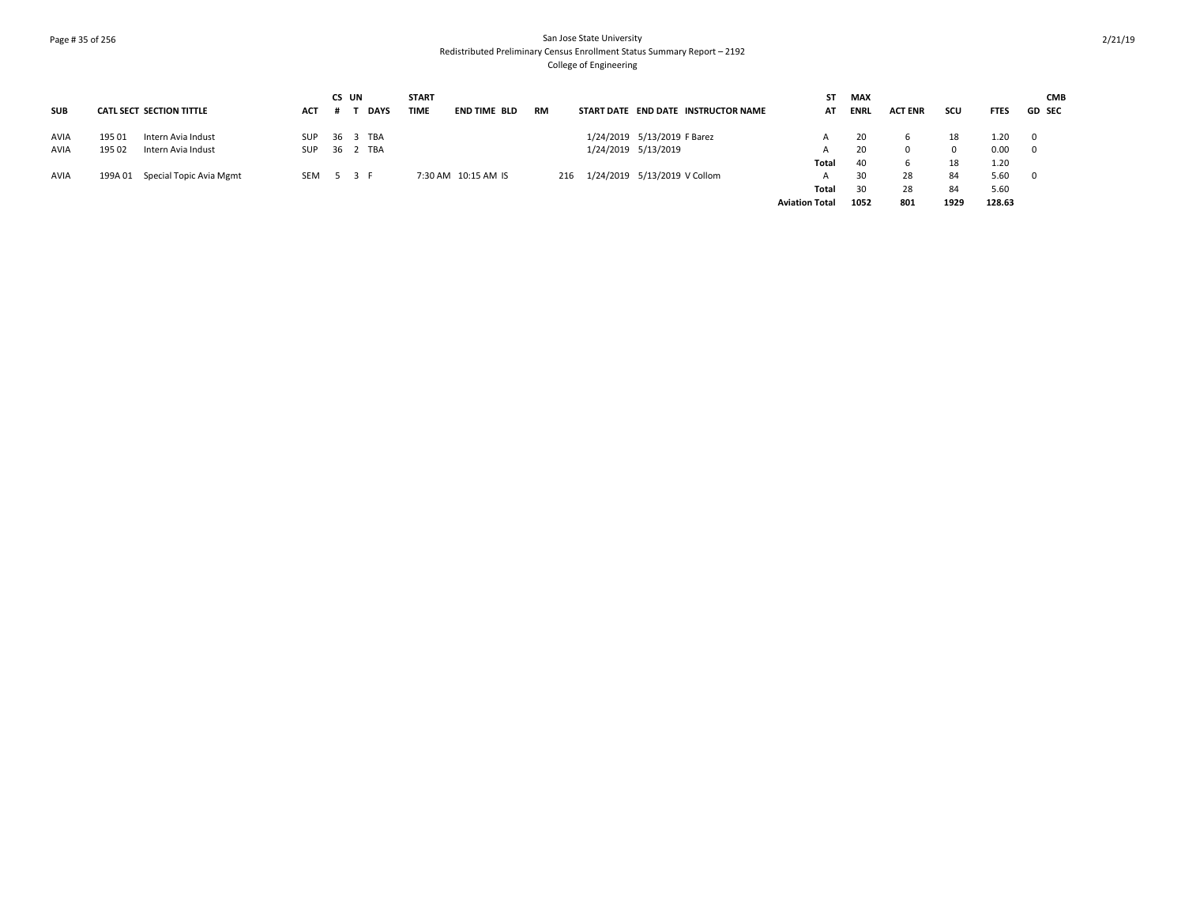San Jose State University
Redistributed Preliminary Census Enrollment Status Summary Report – 2192
College of Engineering

| SUB | CATL SECT | SECTION TITTLE | ACT | CS # | UN T | DAYS | START TIME | END TIME | BLD | RM | START DATE | END DATE | INSTRUCTOR NAME | ST AT | MAX ENRL | ACT ENR | SCU | FTES | GD | CMB SEC |
|---|---|---|---|---|---|---|---|---|---|---|---|---|---|---|---|---|---|---|---|---|
| AVIA | 195 01 | Intern Avia Indust | SUP | 36 | 3 | TBA | | | | | 1/24/2019 | 5/13/2019 | F Barez | A | 20 | 6 | 18 | 1.20 | 0 | |
| AVIA | 195 02 | Intern Avia Indust | SUP | 36 | 2 | TBA | | | | | 1/24/2019 | 5/13/2019 | | A | 20 | 0 | 0 | 0.00 | 0 | |
| | | | | | | | | | | | | | | Total | 40 | 6 | 18 | 1.20 | | |
| AVIA | 199A 01 | Special Topic Avia Mgmt | SEM | 5 | 3 | F | 7:30 AM | 10:15 AM | IS | 216 | 1/24/2019 | 5/13/2019 | V Collom | A | 30 | 28 | 84 | 5.60 | 0 | |
| | | | | | | | | | | | | | | Total | 30 | 28 | 84 | 5.60 | | |
| | | | | | | | | | | | | | | **Aviation Total** | **1052** | **801** | **1929** | **128.63** | | |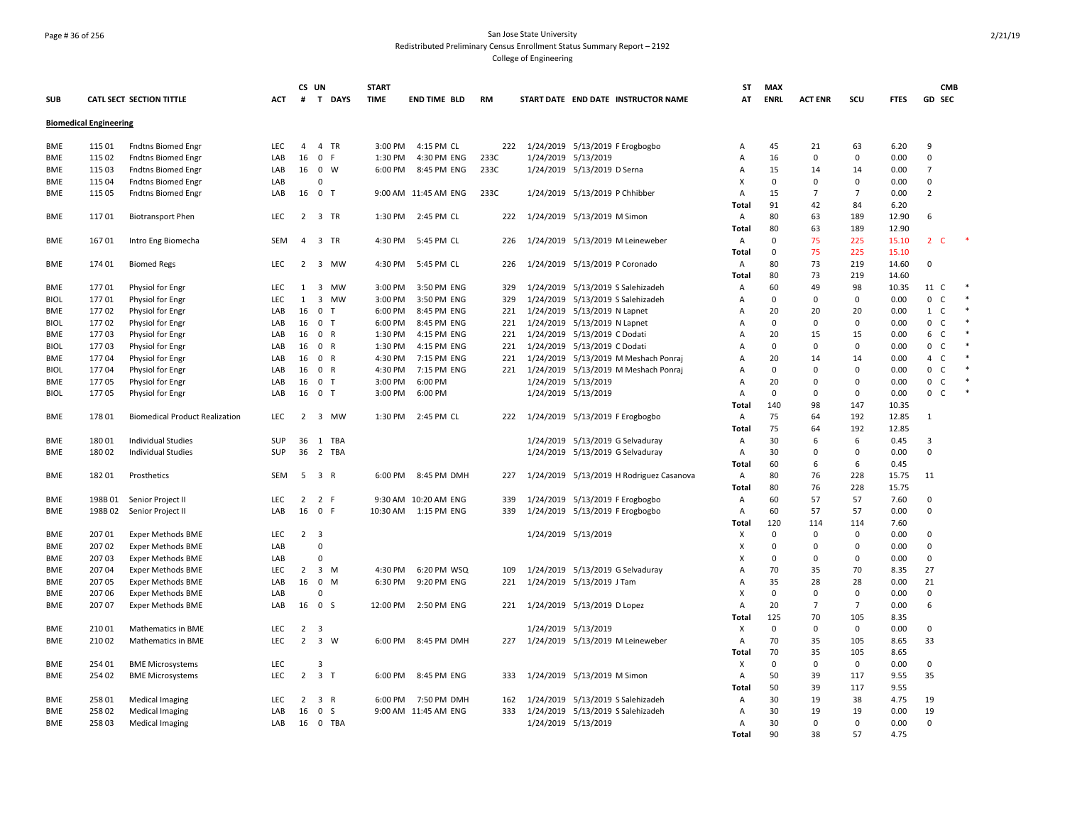San Jose State University
Redistributed Preliminary Census Enrollment Status Summary Report – 2192
College of Engineering

| SUB | CATL SECT | SECTION TITTLE | ACT | CS # | UN T | DAYS | START TIME | END TIME | BLD | RM | START DATE | END DATE | INSTRUCTOR NAME | ST AT | MAX ENRL | ACT ENR | SCU | FTES | GD | CMB SEC | |
|---|---|---|---|---|---|---|---|---|---|---|---|---|---|---|---|---|---|---|---|---|---|
| **Biomedical Engineering** | | | | | | | | | | | | | | | | | | | | | |
| BME | 115 01 | Fndtns Biomed Engr | LEC | 4 | 4 | TR | 3:00 PM | 4:15 PM | CL | 222 | 1/24/2019 | 5/13/2019 | F Erogbogbo | A | 45 | 21 | 63 | 6.20 | 9 | | |
| BME | 115 02 | Fndtns Biomed Engr | LAB | 16 | 0 | F | 1:30 PM | 4:30 PM | ENG | 233C | 1/24/2019 | 5/13/2019 | | A | 16 | 0 | 0 | 0.00 | 0 | | |
| BME | 115 03 | Fndtns Biomed Engr | LAB | 16 | 0 | W | 6:00 PM | 8:45 PM | ENG | 233C | 1/24/2019 | 5/13/2019 | D Serna | A | 15 | 14 | 14 | 0.00 | 7 | | |
| BME | 115 04 | Fndtns Biomed Engr | LAB | | 0 | | | | | | | | | X | 0 | 0 | 0 | 0.00 | 0 | | |
| BME | 115 05 | Fndtns Biomed Engr | LAB | 16 | 0 | T | 9:00 AM | 11:45 AM | ENG | 233C | 1/24/2019 | 5/13/2019 | P Chhibber | A | 15 | 7 | 7 | 0.00 | 2 | | |
| | | | | | | | | | | | | | | Total | 91 | 42 | 84 | 6.20 | | | |
| BME | 117 01 | Biotransport Phen | LEC | 2 | 3 | TR | 1:30 PM | 2:45 PM | CL | 222 | 1/24/2019 | 5/13/2019 | M Simon | A | 80 | 63 | 189 | 12.90 | 6 | | |
| | | | | | | | | | | | | | | Total | 80 | 63 | 189 | 12.90 | | | |
| BME | 167 01 | Intro Eng Biomecha | SEM | 4 | 3 | TR | 4:30 PM | 5:45 PM | CL | 226 | 1/24/2019 | 5/13/2019 | M Leineweber | A | 0 | 75 | 225 | 15.10 | 2 | C | * |
| | | | | | | | | | | | | | | Total | 0 | 75 | 225 | 15.10 | | | |
| BME | 174 01 | Biomed Regs | LEC | 2 | 3 | MW | 4:30 PM | 5:45 PM | CL | 226 | 1/24/2019 | 5/13/2019 | P Coronado | A | 80 | 73 | 219 | 14.60 | 0 | | |
| | | | | | | | | | | | | | | Total | 80 | 73 | 219 | 14.60 | | | |
| BME | 177 01 | Physiol for Engr | LEC | 1 | 3 | MW | 3:00 PM | 3:50 PM | ENG | 329 | 1/24/2019 | 5/13/2019 | S Salehizadeh | A | 60 | 49 | 98 | 10.35 | 11 | C | * |
| BIOL | 177 01 | Physiol for Engr | LEC | 1 | 3 | MW | 3:00 PM | 3:50 PM | ENG | 329 | 1/24/2019 | 5/13/2019 | S Salehizadeh | A | 0 | 0 | 0 | 0.00 | 0 | C | * |
| BME | 177 02 | Physiol for Engr | LAB | 16 | 0 | T | 6:00 PM | 8:45 PM | ENG | 221 | 1/24/2019 | 5/13/2019 | N Lapnet | A | 20 | 20 | 20 | 0.00 | 1 | C | * |
| BIOL | 177 02 | Physiol for Engr | LAB | 16 | 0 | T | 6:00 PM | 8:45 PM | ENG | 221 | 1/24/2019 | 5/13/2019 | N Lapnet | A | 0 | 0 | 0 | 0.00 | 0 | C | * |
| BME | 177 03 | Physiol for Engr | LAB | 16 | 0 | R | 1:30 PM | 4:15 PM | ENG | 221 | 1/24/2019 | 5/13/2019 | C Dodati | A | 20 | 15 | 15 | 0.00 | 6 | C | * |
| BIOL | 177 03 | Physiol for Engr | LAB | 16 | 0 | R | 1:30 PM | 4:15 PM | ENG | 221 | 1/24/2019 | 5/13/2019 | C Dodati | A | 0 | 0 | 0 | 0.00 | 0 | C | * |
| BME | 177 04 | Physiol for Engr | LAB | 16 | 0 | R | 4:30 PM | 7:15 PM | ENG | 221 | 1/24/2019 | 5/13/2019 | M Meshach Ponraj | A | 20 | 14 | 14 | 0.00 | 4 | C | * |
| BIOL | 177 04 | Physiol for Engr | LAB | 16 | 0 | R | 4:30 PM | 7:15 PM | ENG | 221 | 1/24/2019 | 5/13/2019 | M Meshach Ponraj | A | 0 | 0 | 0 | 0.00 | 0 | C | * |
| BME | 177 05 | Physiol for Engr | LAB | 16 | 0 | T | 3:00 PM | 6:00 PM | | | 1/24/2019 | 5/13/2019 | | A | 20 | 0 | 0 | 0.00 | 0 | C | * |
| BIOL | 177 05 | Physiol for Engr | LAB | 16 | 0 | T | 3:00 PM | 6:00 PM | | | 1/24/2019 | 5/13/2019 | | A | 0 | 0 | 0 | 0.00 | 0 | C | * |
| | | | | | | | | | | | | | | Total | 140 | 98 | 147 | 10.35 | | | |
| BME | 178 01 | Biomedical Product Realization | LEC | 2 | 3 | MW | 1:30 PM | 2:45 PM | CL | 222 | 1/24/2019 | 5/13/2019 | F Erogbogbo | A | 75 | 64 | 192 | 12.85 | 1 | | |
| | | | | | | | | | | | | | | Total | 75 | 64 | 192 | 12.85 | | | |
| BME | 180 01 | Individual Studies | SUP | 36 | 1 | TBA | | | | | 1/24/2019 | 5/13/2019 | G Selvaduray | A | 30 | 6 | 6 | 0.45 | 3 | | |
| BME | 180 02 | Individual Studies | SUP | 36 | 2 | TBA | | | | | 1/24/2019 | 5/13/2019 | G Selvaduray | A | 30 | 0 | 0 | 0.00 | 0 | | |
| | | | | | | | | | | | | | | Total | 60 | 6 | 6 | 0.45 | | | |
| BME | 182 01 | Prosthetics | SEM | 5 | 3 | R | 6:00 PM | 8:45 PM | DMH | 227 | 1/24/2019 | 5/13/2019 | H Rodriguez Casanova | A | 80 | 76 | 228 | 15.75 | 11 | | |
| | | | | | | | | | | | | | | Total | 80 | 76 | 228 | 15.75 | | | |
| BME | 198B 01 | Senior Project II | LEC | 2 | 2 | F | 9:30 AM | 10:20 AM | ENG | 339 | 1/24/2019 | 5/13/2019 | F Erogbogbo | A | 60 | 57 | 57 | 7.60 | 0 | | |
| BME | 198B 02 | Senior Project II | LAB | 16 | 0 | F | 10:30 AM | 1:15 PM | ENG | 339 | 1/24/2019 | 5/13/2019 | F Erogbogbo | A | 60 | 57 | 57 | 0.00 | 0 | | |
| | | | | | | | | | | | | | | Total | 120 | 114 | 114 | 7.60 | | | |
| BME | 207 01 | Exper Methods BME | LEC | 2 | 3 | | | | | | 1/24/2019 | 5/13/2019 | | X | 0 | 0 | 0 | 0.00 | 0 | | |
| BME | 207 02 | Exper Methods BME | LAB | | 0 | | | | | | | | | X | 0 | 0 | 0 | 0.00 | 0 | | |
| BME | 207 03 | Exper Methods BME | LAB | | 0 | | | | | | | | | X | 0 | 0 | 0 | 0.00 | 0 | | |
| BME | 207 04 | Exper Methods BME | LEC | 2 | 3 | M | 4:30 PM | 6:20 PM | WSQ | 109 | 1/24/2019 | 5/13/2019 | G Selvaduray | A | 70 | 35 | 70 | 8.35 | 27 | | |
| BME | 207 05 | Exper Methods BME | LAB | 16 | 0 | M | 6:30 PM | 9:20 PM | ENG | 221 | 1/24/2019 | 5/13/2019 | J Tam | A | 35 | 28 | 28 | 0.00 | 21 | | |
| BME | 207 06 | Exper Methods BME | LAB | | 0 | | | | | | | | | X | 0 | 0 | 0 | 0.00 | 0 | | |
| BME | 207 07 | Exper Methods BME | LAB | 16 | 0 | S | 12:00 PM | 2:50 PM | ENG | 221 | 1/24/2019 | 5/13/2019 | D Lopez | A | 20 | 7 | 7 | 0.00 | 6 | | |
| | | | | | | | | | | | | | | Total | 125 | 70 | 105 | 8.35 | | | |
| BME | 210 01 | Mathematics in BME | LEC | 2 | 3 | | | | | | 1/24/2019 | 5/13/2019 | | X | 0 | 0 | 0 | 0.00 | 0 | | |
| BME | 210 02 | Mathematics in BME | LEC | 2 | 3 | W | 6:00 PM | 8:45 PM | DMH | 227 | 1/24/2019 | 5/13/2019 | M Leineweber | A | 70 | 35 | 105 | 8.65 | 33 | | |
| | | | | | | | | | | | | | | Total | 70 | 35 | 105 | 8.65 | | | |
| BME | 254 01 | BME Microsystems | LEC | | 3 | | | | | | | | | X | 0 | 0 | 0 | 0.00 | 0 | | |
| BME | 254 02 | BME Microsystems | LEC | 2 | 3 | T | 6:00 PM | 8:45 PM | ENG | 333 | 1/24/2019 | 5/13/2019 | M Simon | A | 50 | 39 | 117 | 9.55 | 35 | | |
| | | | | | | | | | | | | | | Total | 50 | 39 | 117 | 9.55 | | | |
| BME | 258 01 | Medical Imaging | LEC | 2 | 3 | R | 6:00 PM | 7:50 PM | DMH | 162 | 1/24/2019 | 5/13/2019 | S Salehizadeh | A | 30 | 19 | 38 | 4.75 | 19 | | |
| BME | 258 02 | Medical Imaging | LAB | 16 | 0 | S | 9:00 AM | 11:45 AM | ENG | 333 | 1/24/2019 | 5/13/2019 | S Salehizadeh | A | 30 | 19 | 19 | 0.00 | 19 | | |
| BME | 258 03 | Medical Imaging | LAB | 16 | 0 | TBA | | | | | 1/24/2019 | 5/13/2019 | | A | 30 | 0 | 0 | 0.00 | 0 | | |
| | | | | | | | | | | | | | | Total | 90 | 38 | 57 | 4.75 | | | |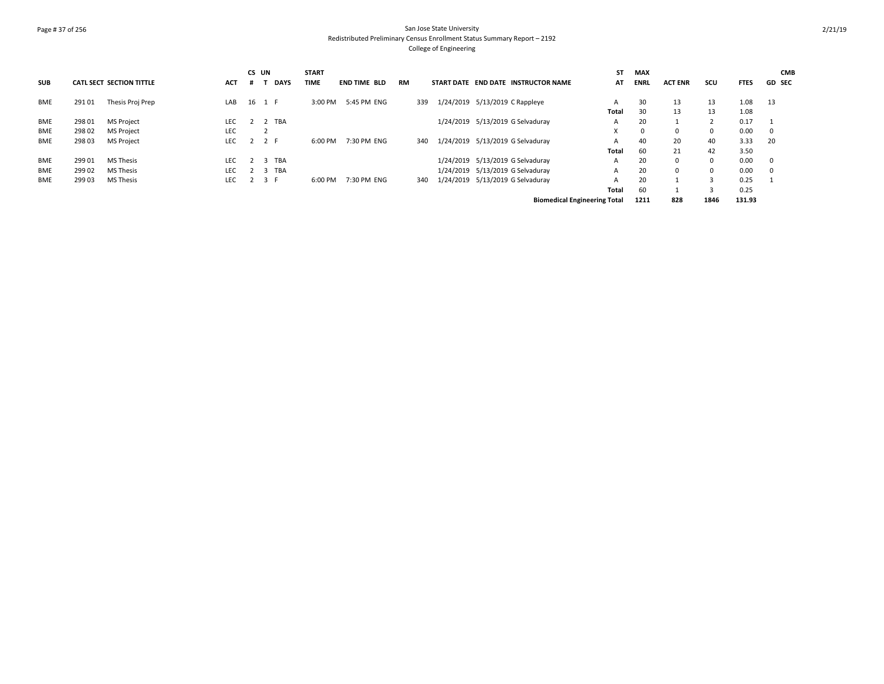San Jose State University
Redistributed Preliminary Census Enrollment Status Summary Report – 2192
College of Engineering

| SUB | CATL | SECT | SECTION TITTLE | ACT | CS # | UN T | DAYS | START TIME | END TIME | BLD | RM | START DATE | END DATE | INSTRUCTOR NAME | ST AT | MAX ENRL | ACT ENR | SCU | FTES | GD | CMB SEC |
|---|---|---|---|---|---|---|---|---|---|---|---|---|---|---|---|---|---|---|---|---|---|
| BME | 291 | 01 | Thesis Proj Prep | LAB | 16 | 1 | F | 3:00 PM | 5:45 PM | ENG | 339 | 1/24/2019 | 5/13/2019 | C Rappleye | A | 30 | 13 | 13 | 1.08 | 13 | |
| | | | | | | | | | | | | | | | Total | 30 | 13 | 13 | 1.08 | | |
| BME | 298 | 01 | MS Project | LEC | 2 | 2 | TBA | | | | | 1/24/2019 | 5/13/2019 | G Selvaduray | A | 20 | 1 | 2 | 0.17 | 1 | |
| BME | 298 | 02 | MS Project | LEC | | 2 | | | | | | | | | X | 0 | 0 | 0 | 0.00 | 0 | |
| BME | 298 | 03 | MS Project | LEC | 2 | 2 | F | 6:00 PM | 7:30 PM | ENG | 340 | 1/24/2019 | 5/13/2019 | G Selvaduray | A | 40 | 20 | 40 | 3.33 | 20 | |
| | | | | | | | | | | | | | | | Total | 60 | 21 | 42 | 3.50 | | |
| BME | 299 | 01 | MS Thesis | LEC | 2 | 3 | TBA | | | | | 1/24/2019 | 5/13/2019 | G Selvaduray | A | 20 | 0 | 0 | 0.00 | 0 | |
| BME | 299 | 02 | MS Thesis | LEC | 2 | 3 | TBA | | | | | 1/24/2019 | 5/13/2019 | G Selvaduray | A | 20 | 0 | 0 | 0.00 | 0 | |
| BME | 299 | 03 | MS Thesis | LEC | 2 | 3 | F | 6:00 PM | 7:30 PM | ENG | 340 | 1/24/2019 | 5/13/2019 | G Selvaduray | A | 20 | 1 | 3 | 0.25 | 1 | |
| | | | | | | | | | | | | | | | Total | 60 | 1 | 3 | 0.25 | | |
| | | | | | | | | | | | | | | **Biomedical Engineering Total** | | **1211** | **828** | **1846** | **131.93** | | |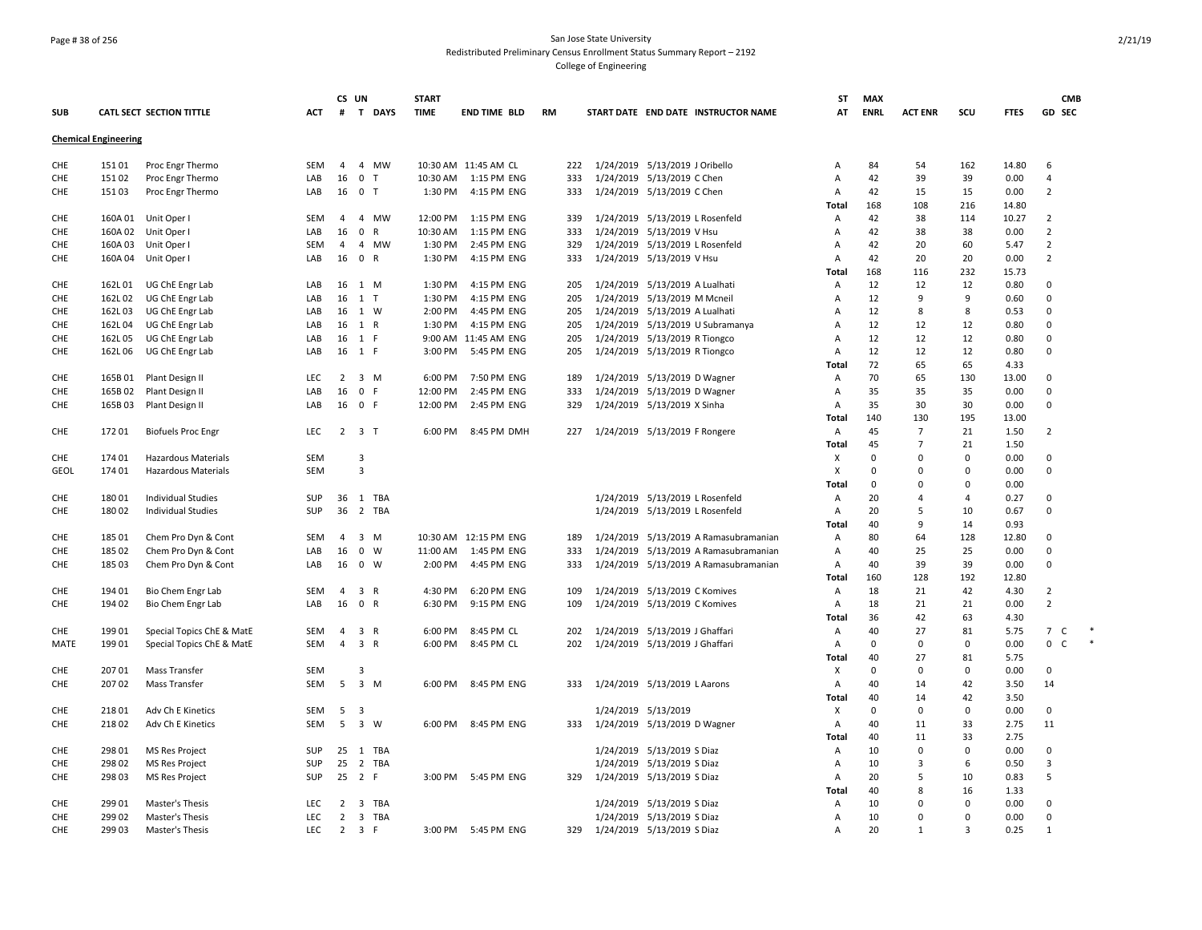San Jose State University
Redistributed Preliminary Census Enrollment Status Summary Report – 2192
College of Engineering

| SUB | CATL SECT | SECTION TITTLE | ACT | CS # | UN T | DAYS | START TIME | END TIME | BLD | RM | START DATE | END DATE | INSTRUCTOR NAME | ST AT | MAX ENRL | ACT ENR | SCU | FTES | GD | CMB SEC |
|---|---|---|---|---|---|---|---|---|---|---|---|---|---|---|---|---|---|---|---|---|
| **Chemical Engineering** | | | | | | | | | | | | | | | | | | | | |
| CHE | 151 01 | Proc Engr Thermo | SEM | 4 | 4 | MW | 10:30 AM | 11:45 AM | CL | 222 | 1/24/2019 | 5/13/2019 | J Oribello | A | 84 | 54 | 162 | 14.80 | 6 | |
| CHE | 151 02 | Proc Engr Thermo | LAB | 16 | 0 | T | 10:30 AM | 1:15 PM | ENG | 333 | 1/24/2019 | 5/13/2019 | C Chen | A | 42 | 39 | 39 | 0.00 | 4 | |
| CHE | 151 03 | Proc Engr Thermo | LAB | 16 | 0 | T | 1:30 PM | 4:15 PM | ENG | 333 | 1/24/2019 | 5/13/2019 | C Chen | A | 42 | 15 | 15 | 0.00 | 2 | |
| | | | | | | | | | | | | | | Total | 168 | 108 | 216 | 14.80 | | |
| CHE | 160A 01 | Unit Oper I | SEM | 4 | 4 | MW | 12:00 PM | 1:15 PM | ENG | 339 | 1/24/2019 | 5/13/2019 | L Rosenfeld | A | 42 | 38 | 114 | 10.27 | 2 | |
| CHE | 160A 02 | Unit Oper I | LAB | 16 | 0 | R | 10:30 AM | 1:15 PM | ENG | 333 | 1/24/2019 | 5/13/2019 | V Hsu | A | 42 | 38 | 38 | 0.00 | 2 | |
| CHE | 160A 03 | Unit Oper I | SEM | 4 | 4 | MW | 1:30 PM | 2:45 PM | ENG | 329 | 1/24/2019 | 5/13/2019 | L Rosenfeld | A | 42 | 20 | 60 | 5.47 | 2 | |
| CHE | 160A 04 | Unit Oper I | LAB | 16 | 0 | R | 1:30 PM | 4:15 PM | ENG | 333 | 1/24/2019 | 5/13/2019 | V Hsu | A | 42 | 20 | 20 | 0.00 | 2 | |
| | | | | | | | | | | | | | | Total | 168 | 116 | 232 | 15.73 | | |
| CHE | 162L 01 | UG ChE Engr Lab | LAB | 16 | 1 | M | 1:30 PM | 4:15 PM | ENG | 205 | 1/24/2019 | 5/13/2019 | A Lualhati | A | 12 | 12 | 12 | 0.80 | 0 | |
| CHE | 162L 02 | UG ChE Engr Lab | LAB | 16 | 1 | T | 1:30 PM | 4:15 PM | ENG | 205 | 1/24/2019 | 5/13/2019 | M Mcneil | A | 12 | 9 | 9 | 0.60 | 0 | |
| CHE | 162L 03 | UG ChE Engr Lab | LAB | 16 | 1 | W | 2:00 PM | 4:45 PM | ENG | 205 | 1/24/2019 | 5/13/2019 | A Lualhati | A | 12 | 8 | 8 | 0.53 | 0 | |
| CHE | 162L 04 | UG ChE Engr Lab | LAB | 16 | 1 | R | 1:30 PM | 4:15 PM | ENG | 205 | 1/24/2019 | 5/13/2019 | U Subramanya | A | 12 | 12 | 12 | 0.80 | 0 | |
| CHE | 162L 05 | UG ChE Engr Lab | LAB | 16 | 1 | F | 9:00 AM | 11:45 AM | ENG | 205 | 1/24/2019 | 5/13/2019 | R Tiongco | A | 12 | 12 | 12 | 0.80 | 0 | |
| CHE | 162L 06 | UG ChE Engr Lab | LAB | 16 | 1 | F | 3:00 PM | 5:45 PM | ENG | 205 | 1/24/2019 | 5/13/2019 | R Tiongco | A | 12 | 12 | 12 | 0.80 | 0 | |
| | | | | | | | | | | | | | | Total | 72 | 65 | 65 | 4.33 | | |
| CHE | 165B 01 | Plant Design II | LEC | 2 | 3 | M | 6:00 PM | 7:50 PM | ENG | 189 | 1/24/2019 | 5/13/2019 | D Wagner | A | 70 | 65 | 130 | 13.00 | 0 | |
| CHE | 165B 02 | Plant Design II | LAB | 16 | 0 | F | 12:00 PM | 2:45 PM | ENG | 333 | 1/24/2019 | 5/13/2019 | D Wagner | A | 35 | 35 | 35 | 0.00 | 0 | |
| CHE | 165B 03 | Plant Design II | LAB | 16 | 0 | F | 12:00 PM | 2:45 PM | ENG | 329 | 1/24/2019 | 5/13/2019 | X Sinha | A | 35 | 30 | 30 | 0.00 | 0 | |
| | | | | | | | | | | | | | | Total | 140 | 130 | 195 | 13.00 | | |
| CHE | 172 01 | Biofuels Proc Engr | LEC | 2 | 3 | T | 6:00 PM | 8:45 PM | DMH | 227 | 1/24/2019 | 5/13/2019 | F Rongere | A | 45 | 7 | 21 | 1.50 | 2 | |
| | | | | | | | | | | | | | | Total | 45 | 7 | 21 | 1.50 | | |
| CHE | 174 01 | Hazardous Materials | SEM | | 3 | | | | | | | | | X | 0 | 0 | 0 | 0.00 | 0 | |
| GEOL | 174 01 | Hazardous Materials | SEM | | 3 | | | | | | | | | X | 0 | 0 | 0 | 0.00 | 0 | |
| | | | | | | | | | | | | | | Total | 0 | 0 | 0 | 0.00 | | |
| CHE | 180 01 | Individual Studies | SUP | 36 | 1 | TBA | | | | | 1/24/2019 | 5/13/2019 | L Rosenfeld | A | 20 | 4 | 4 | 0.27 | 0 | |
| CHE | 180 02 | Individual Studies | SUP | 36 | 2 | TBA | | | | | 1/24/2019 | 5/13/2019 | L Rosenfeld | A | 20 | 5 | 10 | 0.67 | 0 | |
| | | | | | | | | | | | | | | Total | 40 | 9 | 14 | 0.93 | | |
| CHE | 185 01 | Chem Pro Dyn & Cont | SEM | 4 | 3 | M | 10:30 AM | 12:15 PM | ENG | 189 | 1/24/2019 | 5/13/2019 | A Ramasubramanian | A | 80 | 64 | 128 | 12.80 | 0 | |
| CHE | 185 02 | Chem Pro Dyn & Cont | LAB | 16 | 0 | W | 11:00 AM | 1:45 PM | ENG | 333 | 1/24/2019 | 5/13/2019 | A Ramasubramanian | A | 40 | 25 | 25 | 0.00 | 0 | |
| CHE | 185 03 | Chem Pro Dyn & Cont | LAB | 16 | 0 | W | 2:00 PM | 4:45 PM | ENG | 333 | 1/24/2019 | 5/13/2019 | A Ramasubramanian | A | 40 | 39 | 39 | 0.00 | 0 | |
| | | | | | | | | | | | | | | Total | 160 | 128 | 192 | 12.80 | | |
| CHE | 194 01 | Bio Chem Engr Lab | SEM | 4 | 3 | R | 4:30 PM | 6:20 PM | ENG | 109 | 1/24/2019 | 5/13/2019 | C Komives | A | 18 | 21 | 42 | 4.30 | 2 | |
| CHE | 194 02 | Bio Chem Engr Lab | LAB | 16 | 0 | R | 6:30 PM | 9:15 PM | ENG | 109 | 1/24/2019 | 5/13/2019 | C Komives | A | 18 | 21 | 21 | 0.00 | 2 | |
| | | | | | | | | | | | | | | Total | 36 | 42 | 63 | 4.30 | | |
| CHE | 199 01 | Special Topics ChE & MatE | SEM | 4 | 3 | R | 6:00 PM | 8:45 PM | CL | 202 | 1/24/2019 | 5/13/2019 | J Ghaffari | A | 40 | 27 | 81 | 5.75 | 7 | C * |
| MATE | 199 01 | Special Topics ChE & MatE | SEM | 4 | 3 | R | 6:00 PM | 8:45 PM | CL | 202 | 1/24/2019 | 5/13/2019 | J Ghaffari | A | 0 | 0 | 0 | 0.00 | 0 | C * |
| | | | | | | | | | | | | | | Total | 40 | 27 | 81 | 5.75 | | |
| CHE | 207 01 | Mass Transfer | SEM | | 3 | | | | | | | | | X | 0 | 0 | 0 | 0.00 | 0 | |
| CHE | 207 02 | Mass Transfer | SEM | 5 | 3 | M | 6:00 PM | 8:45 PM | ENG | 333 | 1/24/2019 | 5/13/2019 | L Aarons | A | 40 | 14 | 42 | 3.50 | 14 | |
| | | | | | | | | | | | | | | Total | 40 | 14 | 42 | 3.50 | | |
| CHE | 218 01 | Adv Ch E Kinetics | SEM | 5 | 3 | | | | | | 1/24/2019 | 5/13/2019 | | X | 0 | 0 | 0 | 0.00 | 0 | |
| CHE | 218 02 | Adv Ch E Kinetics | SEM | 5 | 3 | W | 6:00 PM | 8:45 PM | ENG | 333 | 1/24/2019 | 5/13/2019 | D Wagner | A | 40 | 11 | 33 | 2.75 | 11 | |
| | | | | | | | | | | | | | | Total | 40 | 11 | 33 | 2.75 | | |
| CHE | 298 01 | MS Res Project | SUP | 25 | 1 | TBA | | | | | 1/24/2019 | 5/13/2019 | S Diaz | A | 10 | 0 | 0 | 0.00 | 0 | |
| CHE | 298 02 | MS Res Project | SUP | 25 | 2 | TBA | | | | | 1/24/2019 | 5/13/2019 | S Diaz | A | 10 | 3 | 6 | 0.50 | 3 | |
| CHE | 298 03 | MS Res Project | SUP | 25 | 2 | F | 3:00 PM | 5:45 PM | ENG | 329 | 1/24/2019 | 5/13/2019 | S Diaz | A | 20 | 5 | 10 | 0.83 | 5 | |
| | | | | | | | | | | | | | | Total | 40 | 8 | 16 | 1.33 | | |
| CHE | 299 01 | Master's Thesis | LEC | 2 | 3 | TBA | | | | | 1/24/2019 | 5/13/2019 | S Diaz | A | 10 | 0 | 0 | 0.00 | 0 | |
| CHE | 299 02 | Master's Thesis | LEC | 2 | 3 | TBA | | | | | 1/24/2019 | 5/13/2019 | S Diaz | A | 10 | 0 | 0 | 0.00 | 0 | |
| CHE | 299 03 | Master's Thesis | LEC | 2 | 3 | F | 3:00 PM | 5:45 PM | ENG | 329 | 1/24/2019 | 5/13/2019 | S Diaz | A | 20 | 1 | 3 | 0.25 | 1 | |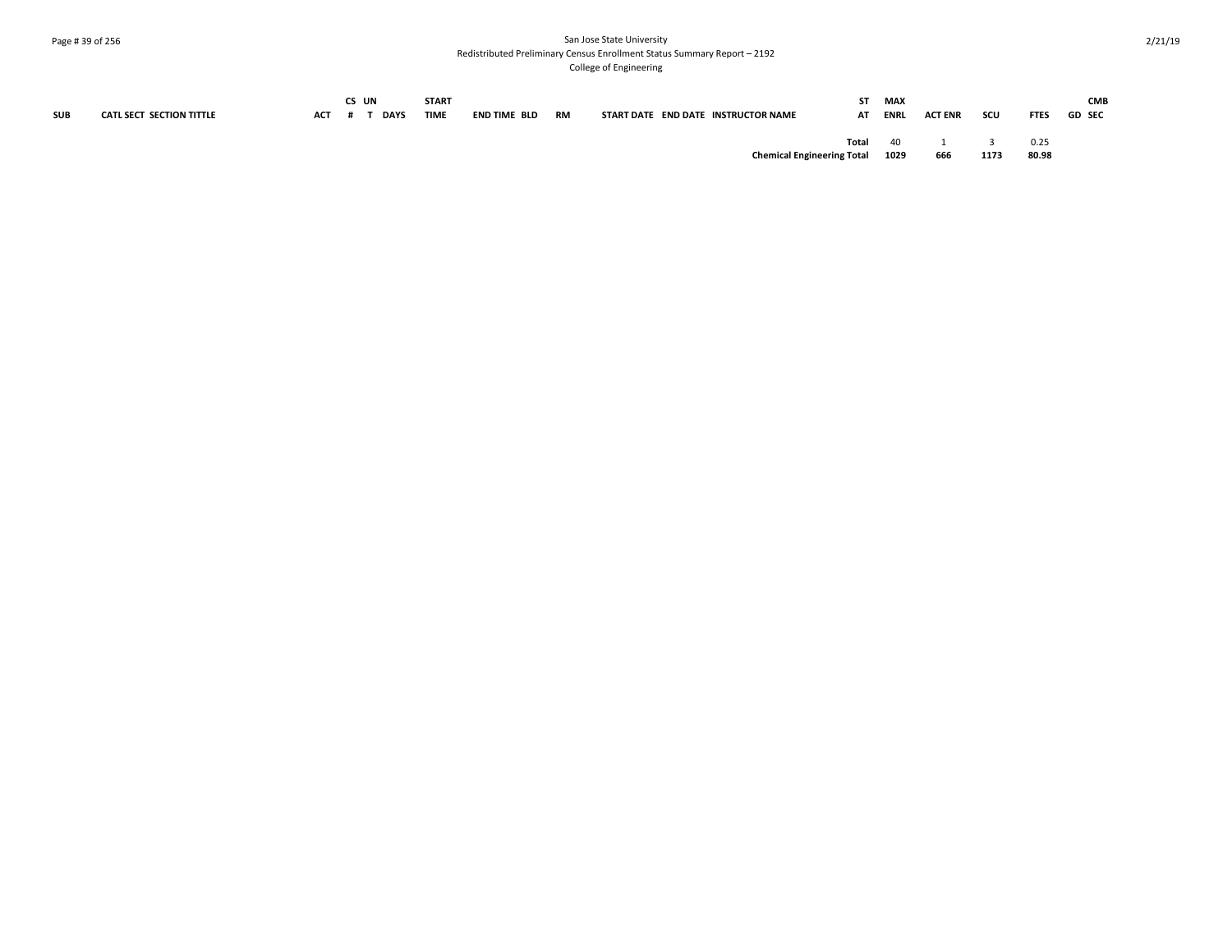| SUB | CATL SECT | SECTION TITTLE | ACT | CS # | UN T | DAYS | START TIME | END TIME | BLD | RM | START DATE | END DATE | INSTRUCTOR NAME | ST AT | MAX ENRL | ACT ENR | SCU | FTES | GD | CMB SEC |
|---|---|---|---|---|---|---|---|---|---|---|---|---|---|---|---|---|---|---|---|---|
| | | | | | | | | | | | | | | **Total** | 40 | 1 | 3 | 0.25 | | |
| | | | | | | | | | | | | | | **Chemical Engineering Total** | **1029** | **666** | **1173** | **80.98** | | |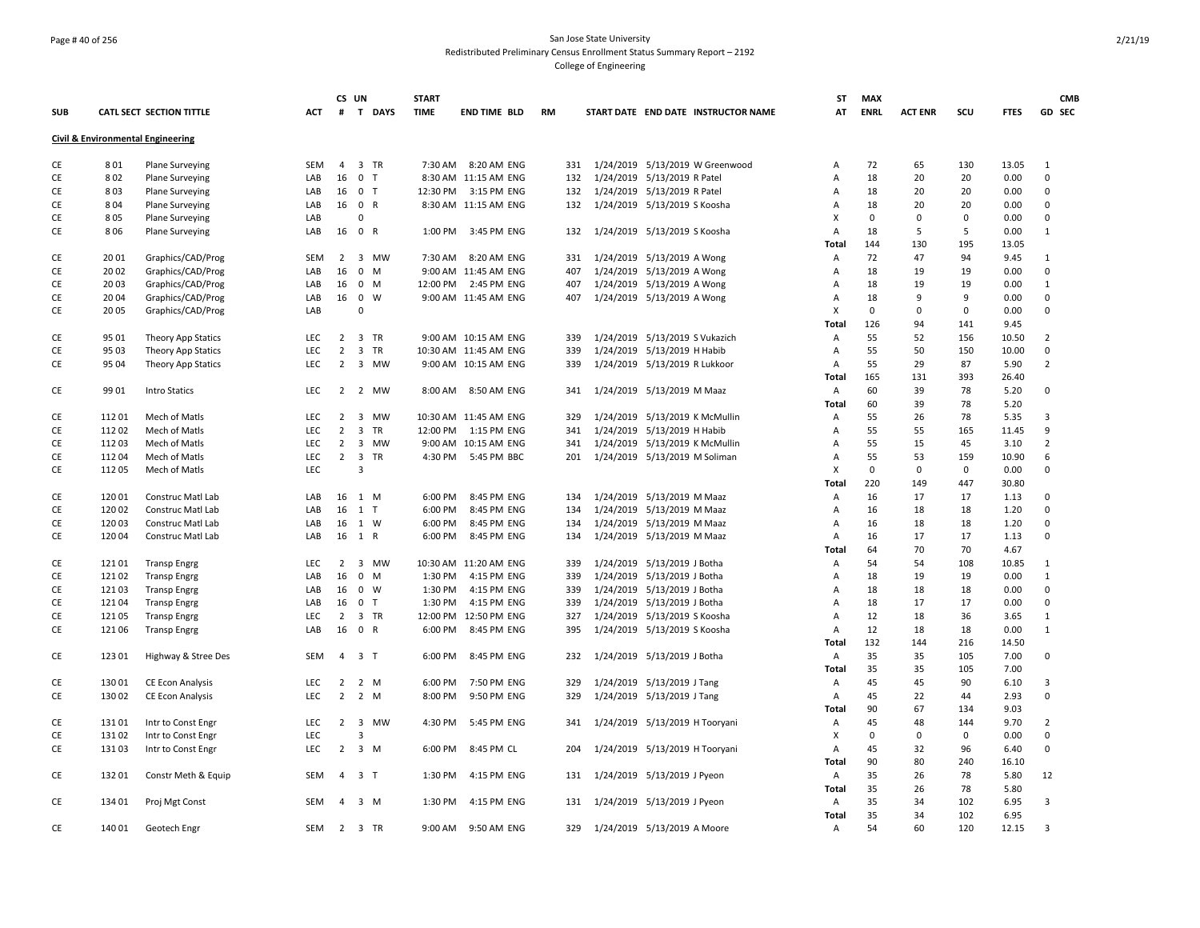San Jose State University
Redistributed Preliminary Census Enrollment Status Summary Report – 2192
College of Engineering

| SUB | CATL SECT | SECTION TITTLE | ACT | CS # | UN T | DAYS | START TIME | END TIME | BLD | RM | START DATE | END DATE | INSTRUCTOR NAME | ST AT | MAX ENRL | ACT ENR | SCU | FTES | GD | CMB SEC |
|---|---|---|---|---|---|---|---|---|---|---|---|---|---|---|---|---|---|---|---|---|
| **Civil & Environmental Engineering** | | | | | | | | | | | | | | | | | | | | |
| CE | 8 01 | Plane Surveying | SEM | 4 | 3 | TR | 7:30 AM | 8:20 AM | ENG | 331 | 1/24/2019 | 5/13/2019 | W Greenwood | A | 72 | 65 | 130 | 13.05 | 1 | |
| CE | 8 02 | Plane Surveying | LAB | 16 | 0 | T | 8:30 AM | 11:15 AM | ENG | 132 | 1/24/2019 | 5/13/2019 | R Patel | A | 18 | 20 | 20 | 0.00 | 0 | |
| CE | 8 03 | Plane Surveying | LAB | 16 | 0 | T | 12:30 PM | 3:15 PM | ENG | 132 | 1/24/2019 | 5/13/2019 | R Patel | A | 18 | 20 | 20 | 0.00 | 0 | |
| CE | 8 04 | Plane Surveying | LAB | 16 | 0 | R | 8:30 AM | 11:15 AM | ENG | 132 | 1/24/2019 | 5/13/2019 | S Koosha | A | 18 | 20 | 20 | 0.00 | 0 | |
| CE | 8 05 | Plane Surveying | LAB | | 0 | | | | | | | | | X | 0 | 0 | 0 | 0.00 | 0 | |
| CE | 8 06 | Plane Surveying | LAB | 16 | 0 | R | 1:00 PM | 3:45 PM | ENG | 132 | 1/24/2019 | 5/13/2019 | S Koosha | A | 18 | 5 | 5 | 0.00 | 1 | |
| | | | | | | | | | | | | | | Total | 144 | 130 | 195 | 13.05 | | |
| CE | 20 01 | Graphics/CAD/Prog | SEM | 2 | 3 | MW | 7:30 AM | 8:20 AM | ENG | 331 | 1/24/2019 | 5/13/2019 | A Wong | A | 72 | 47 | 94 | 9.45 | 1 | |
| CE | 20 02 | Graphics/CAD/Prog | LAB | 16 | 0 | M | 9:00 AM | 11:45 AM | ENG | 407 | 1/24/2019 | 5/13/2019 | A Wong | A | 18 | 19 | 19 | 0.00 | 0 | |
| CE | 20 03 | Graphics/CAD/Prog | LAB | 16 | 0 | M | 12:00 PM | 2:45 PM | ENG | 407 | 1/24/2019 | 5/13/2019 | A Wong | A | 18 | 19 | 19 | 0.00 | 1 | |
| CE | 20 04 | Graphics/CAD/Prog | LAB | 16 | 0 | W | 9:00 AM | 11:45 AM | ENG | 407 | 1/24/2019 | 5/13/2019 | A Wong | A | 18 | 9 | 9 | 0.00 | 0 | |
| CE | 20 05 | Graphics/CAD/Prog | LAB | | 0 | | | | | | | | | X | 0 | 0 | 0 | 0.00 | 0 | |
| | | | | | | | | | | | | | | Total | 126 | 94 | 141 | 9.45 | | |
| CE | 95 01 | Theory App Statics | LEC | 2 | 3 | TR | 9:00 AM | 10:15 AM | ENG | 339 | 1/24/2019 | 5/13/2019 | S Vukazich | A | 55 | 52 | 156 | 10.50 | 2 | |
| CE | 95 03 | Theory App Statics | LEC | 2 | 3 | TR | 10:30 AM | 11:45 AM | ENG | 339 | 1/24/2019 | 5/13/2019 | H Habib | A | 55 | 50 | 150 | 10.00 | 0 | |
| CE | 95 04 | Theory App Statics | LEC | 2 | 3 | MW | 9:00 AM | 10:15 AM | ENG | 339 | 1/24/2019 | 5/13/2019 | R Lukkoor | A | 55 | 29 | 87 | 5.90 | 2 | |
| | | | | | | | | | | | | | | Total | 165 | 131 | 393 | 26.40 | | |
| CE | 99 01 | Intro Statics | LEC | 2 | 2 | MW | 8:00 AM | 8:50 AM | ENG | 341 | 1/24/2019 | 5/13/2019 | M Maaz | A | 60 | 39 | 78 | 5.20 | 0 | |
| | | | | | | | | | | | | | | Total | 60 | 39 | 78 | 5.20 | | |
| CE | 112 01 | Mech of Matls | LEC | 2 | 3 | MW | 10:30 AM | 11:45 AM | ENG | 329 | 1/24/2019 | 5/13/2019 | K McMullin | A | 55 | 26 | 78 | 5.35 | 3 | |
| CE | 112 02 | Mech of Matls | LEC | 2 | 3 | TR | 12:00 PM | 1:15 PM | ENG | 341 | 1/24/2019 | 5/13/2019 | H Habib | A | 55 | 55 | 165 | 11.45 | 9 | |
| CE | 112 03 | Mech of Matls | LEC | 2 | 3 | MW | 9:00 AM | 10:15 AM | ENG | 341 | 1/24/2019 | 5/13/2019 | K McMullin | A | 55 | 15 | 45 | 3.10 | 2 | |
| CE | 112 04 | Mech of Matls | LEC | 2 | 3 | TR | 4:30 PM | 5:45 PM | BBC | 201 | 1/24/2019 | 5/13/2019 | M Soliman | A | 55 | 53 | 159 | 10.90 | 6 | |
| CE | 112 05 | Mech of Matls | LEC | | 3 | | | | | | | | | X | 0 | 0 | 0 | 0.00 | 0 | |
| | | | | | | | | | | | | | | Total | 220 | 149 | 447 | 30.80 | | |
| CE | 120 01 | Construc Matl Lab | LAB | 16 | 1 | M | 6:00 PM | 8:45 PM | ENG | 134 | 1/24/2019 | 5/13/2019 | M Maaz | A | 16 | 17 | 17 | 1.13 | 0 | |
| CE | 120 02 | Construc Matl Lab | LAB | 16 | 1 | T | 6:00 PM | 8:45 PM | ENG | 134 | 1/24/2019 | 5/13/2019 | M Maaz | A | 16 | 18 | 18 | 1.20 | 0 | |
| CE | 120 03 | Construc Matl Lab | LAB | 16 | 1 | W | 6:00 PM | 8:45 PM | ENG | 134 | 1/24/2019 | 5/13/2019 | M Maaz | A | 16 | 18 | 18 | 1.20 | 0 | |
| CE | 120 04 | Construc Matl Lab | LAB | 16 | 1 | R | 6:00 PM | 8:45 PM | ENG | 134 | 1/24/2019 | 5/13/2019 | M Maaz | A | 16 | 17 | 17 | 1.13 | 0 | |
| | | | | | | | | | | | | | | Total | 64 | 70 | 70 | 4.67 | | |
| CE | 121 01 | Transp Engrg | LEC | 2 | 3 | MW | 10:30 AM | 11:20 AM | ENG | 339 | 1/24/2019 | 5/13/2019 | J Botha | A | 54 | 54 | 108 | 10.85 | 1 | |
| CE | 121 02 | Transp Engrg | LAB | 16 | 0 | M | 1:30 PM | 4:15 PM | ENG | 339 | 1/24/2019 | 5/13/2019 | J Botha | A | 18 | 19 | 19 | 0.00 | 1 | |
| CE | 121 03 | Transp Engrg | LAB | 16 | 0 | W | 1:30 PM | 4:15 PM | ENG | 339 | 1/24/2019 | 5/13/2019 | J Botha | A | 18 | 18 | 18 | 0.00 | 0 | |
| CE | 121 04 | Transp Engrg | LAB | 16 | 0 | T | 1:30 PM | 4:15 PM | ENG | 339 | 1/24/2019 | 5/13/2019 | J Botha | A | 18 | 17 | 17 | 0.00 | 0 | |
| CE | 121 05 | Transp Engrg | LEC | 2 | 3 | TR | 12:00 PM | 12:50 PM | ENG | 327 | 1/24/2019 | 5/13/2019 | S Koosha | A | 12 | 18 | 36 | 3.65 | 1 | |
| CE | 121 06 | Transp Engrg | LAB | 16 | 0 | R | 6:00 PM | 8:45 PM | ENG | 395 | 1/24/2019 | 5/13/2019 | S Koosha | A | 12 | 18 | 18 | 0.00 | 1 | |
| | | | | | | | | | | | | | | Total | 132 | 144 | 216 | 14.50 | | |
| CE | 123 01 | Highway & Stree Des | SEM | 4 | 3 | T | 6:00 PM | 8:45 PM | ENG | 232 | 1/24/2019 | 5/13/2019 | J Botha | A | 35 | 35 | 105 | 7.00 | 0 | |
| | | | | | | | | | | | | | | Total | 35 | 35 | 105 | 7.00 | | |
| CE | 130 01 | CE Econ Analysis | LEC | 2 | 2 | M | 6:00 PM | 7:50 PM | ENG | 329 | 1/24/2019 | 5/13/2019 | J Tang | A | 45 | 45 | 90 | 6.10 | 3 | |
| CE | 130 02 | CE Econ Analysis | LEC | 2 | 2 | M | 8:00 PM | 9:50 PM | ENG | 329 | 1/24/2019 | 5/13/2019 | J Tang | A | 45 | 22 | 44 | 2.93 | 0 | |
| | | | | | | | | | | | | | | Total | 90 | 67 | 134 | 9.03 | | |
| CE | 131 01 | Intr to Const Engr | LEC | 2 | 3 | MW | 4:30 PM | 5:45 PM | ENG | 341 | 1/24/2019 | 5/13/2019 | H Tooryani | A | 45 | 48 | 144 | 9.70 | 2 | |
| CE | 131 02 | Intr to Const Engr | LEC | | 3 | | | | | | | | | X | 0 | 0 | 0 | 0.00 | 0 | |
| CE | 131 03 | Intr to Const Engr | LEC | 2 | 3 | M | 6:00 PM | 8:45 PM | CL | 204 | 1/24/2019 | 5/13/2019 | H Tooryani | A | 45 | 32 | 96 | 6.40 | 0 | |
| | | | | | | | | | | | | | | Total | 90 | 80 | 240 | 16.10 | | |
| CE | 132 01 | Constr Meth & Equip | SEM | 4 | 3 | T | 1:30 PM | 4:15 PM | ENG | 131 | 1/24/2019 | 5/13/2019 | J Pyeon | A | 35 | 26 | 78 | 5.80 | 12 | |
| | | | | | | | | | | | | | | Total | 35 | 26 | 78 | 5.80 | | |
| CE | 134 01 | Proj Mgt Const | SEM | 4 | 3 | M | 1:30 PM | 4:15 PM | ENG | 131 | 1/24/2019 | 5/13/2019 | J Pyeon | A | 35 | 34 | 102 | 6.95 | 3 | |
| | | | | | | | | | | | | | | Total | 35 | 34 | 102 | 6.95 | | |
| CE | 140 01 | Geotech Engr | SEM | 2 | 3 | TR | 9:00 AM | 9:50 AM | ENG | 329 | 1/24/2019 | 5/13/2019 | A Moore | A | 54 | 60 | 120 | 12.15 | 3 | |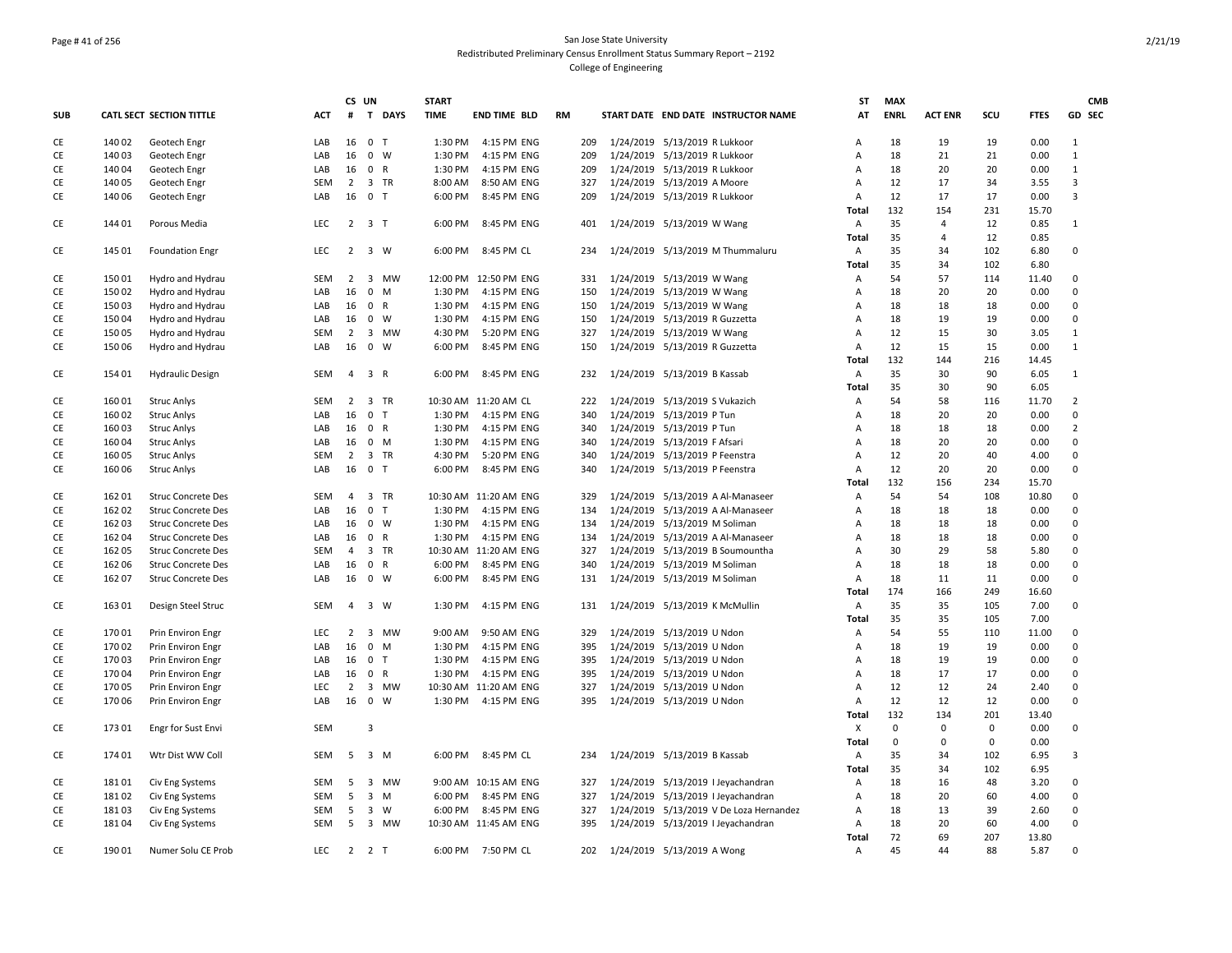San Jose State University

Redistributed Preliminary Census Enrollment Status Summary Report – 2192

College of Engineering

| SUB | CATL SECT | SECTION TITTLE | ACT | CS # | UN T | DAYS | START TIME | END TIME | BLD | RM | START DATE | END DATE | INSTRUCTOR NAME | ST AT | MAX ENRL | ACT ENR | SCU | FTES | GD | CMB SEC |
|---|---|---|---|---|---|---|---|---|---|---|---|---|---|---|---|---|---|---|---|---|
| CE | 140 02 | Geotech Engr | LAB | 16 | 0 | T | 1:30 PM | 4:15 PM | ENG | 209 | 1/24/2019 | 5/13/2019 | R Lukkoor | A | 18 | 19 | 19 | 0.00 | 1 | |
| CE | 140 03 | Geotech Engr | LAB | 16 | 0 | W | 1:30 PM | 4:15 PM | ENG | 209 | 1/24/2019 | 5/13/2019 | R Lukkoor | A | 18 | 21 | 21 | 0.00 | 1 | |
| CE | 140 04 | Geotech Engr | LAB | 16 | 0 | R | 1:30 PM | 4:15 PM | ENG | 209 | 1/24/2019 | 5/13/2019 | R Lukkoor | A | 18 | 20 | 20 | 0.00 | 1 | |
| CE | 140 05 | Geotech Engr | SEM | 2 | 3 | TR | 8:00 AM | 8:50 AM | ENG | 327 | 1/24/2019 | 5/13/2019 | A Moore | A | 12 | 17 | 34 | 3.55 | 3 | |
| CE | 140 06 | Geotech Engr | LAB | 16 | 0 | T | 6:00 PM | 8:45 PM | ENG | 209 | 1/24/2019 | 5/13/2019 | R Lukkoor | A | 12 | 17 | 17 | 0.00 | 3 | |
| | | | | | | | | | | | | | | Total | 132 | 154 | 231 | 15.70 | | |
| CE | 144 01 | Porous Media | LEC | 2 | 3 | T | 6:00 PM | 8:45 PM | ENG | 401 | 1/24/2019 | 5/13/2019 | W Wang | A | 35 | 4 | 12 | 0.85 | 1 | |
| | | | | | | | | | | | | | | Total | 35 | 4 | 12 | 0.85 | | |
| CE | 145 01 | Foundation Engr | LEC | 2 | 3 | W | 6:00 PM | 8:45 PM | CL | 234 | 1/24/2019 | 5/13/2019 | M Thummaluru | A | 35 | 34 | 102 | 6.80 | 0 | |
| | | | | | | | | | | | | | | Total | 35 | 34 | 102 | 6.80 | | |
| CE | 150 01 | Hydro and Hydrau | SEM | 2 | 3 | MW | 12:00 PM | 12:50 PM | ENG | 331 | 1/24/2019 | 5/13/2019 | W Wang | A | 54 | 57 | 114 | 11.40 | 0 | |
| CE | 150 02 | Hydro and Hydrau | LAB | 16 | 0 | M | 1:30 PM | 4:15 PM | ENG | 150 | 1/24/2019 | 5/13/2019 | W Wang | A | 18 | 20 | 20 | 0.00 | 0 | |
| CE | 150 03 | Hydro and Hydrau | LAB | 16 | 0 | R | 1:30 PM | 4:15 PM | ENG | 150 | 1/24/2019 | 5/13/2019 | W Wang | A | 18 | 18 | 18 | 0.00 | 0 | |
| CE | 150 04 | Hydro and Hydrau | LAB | 16 | 0 | W | 1:30 PM | 4:15 PM | ENG | 150 | 1/24/2019 | 5/13/2019 | R Guzzetta | A | 18 | 19 | 19 | 0.00 | 0 | |
| CE | 150 05 | Hydro and Hydrau | SEM | 2 | 3 | MW | 4:30 PM | 5:20 PM | ENG | 327 | 1/24/2019 | 5/13/2019 | W Wang | A | 12 | 15 | 30 | 3.05 | 1 | |
| CE | 150 06 | Hydro and Hydrau | LAB | 16 | 0 | W | 6:00 PM | 8:45 PM | ENG | 150 | 1/24/2019 | 5/13/2019 | R Guzzetta | A | 12 | 15 | 15 | 0.00 | 1 | |
| | | | | | | | | | | | | | | Total | 132 | 144 | 216 | 14.45 | | |
| CE | 154 01 | Hydraulic Design | SEM | 4 | 3 | R | 6:00 PM | 8:45 PM | ENG | 232 | 1/24/2019 | 5/13/2019 | B Kassab | A | 35 | 30 | 90 | 6.05 | 1 | |
| | | | | | | | | | | | | | | Total | 35 | 30 | 90 | 6.05 | | |
| CE | 160 01 | Struc Anlys | SEM | 2 | 3 | TR | 10:30 AM | 11:20 AM | CL | 222 | 1/24/2019 | 5/13/2019 | S Vukazich | A | 54 | 58 | 116 | 11.70 | 2 | |
| CE | 160 02 | Struc Anlys | LAB | 16 | 0 | T | 1:30 PM | 4:15 PM | ENG | 340 | 1/24/2019 | 5/13/2019 | P Tun | A | 18 | 20 | 20 | 0.00 | 0 | |
| CE | 160 03 | Struc Anlys | LAB | 16 | 0 | R | 1:30 PM | 4:15 PM | ENG | 340 | 1/24/2019 | 5/13/2019 | P Tun | A | 18 | 18 | 18 | 0.00 | 2 | |
| CE | 160 04 | Struc Anlys | LAB | 16 | 0 | M | 1:30 PM | 4:15 PM | ENG | 340 | 1/24/2019 | 5/13/2019 | F Afsari | A | 18 | 20 | 20 | 0.00 | 0 | |
| CE | 160 05 | Struc Anlys | SEM | 2 | 3 | TR | 4:30 PM | 5:20 PM | ENG | 340 | 1/24/2019 | 5/13/2019 | P Feenstra | A | 12 | 20 | 40 | 4.00 | 0 | |
| CE | 160 06 | Struc Anlys | LAB | 16 | 0 | T | 6:00 PM | 8:45 PM | ENG | 340 | 1/24/2019 | 5/13/2019 | P Feenstra | A | 12 | 20 | 20 | 0.00 | 0 | |
| | | | | | | | | | | | | | | Total | 132 | 156 | 234 | 15.70 | | |
| CE | 162 01 | Struc Concrete Des | SEM | 4 | 3 | TR | 10:30 AM | 11:20 AM | ENG | 329 | 1/24/2019 | 5/13/2019 | A Al-Manaseer | A | 54 | 54 | 108 | 10.80 | 0 | |
| CE | 162 02 | Struc Concrete Des | LAB | 16 | 0 | T | 1:30 PM | 4:15 PM | ENG | 134 | 1/24/2019 | 5/13/2019 | A Al-Manaseer | A | 18 | 18 | 18 | 0.00 | 0 | |
| CE | 162 03 | Struc Concrete Des | LAB | 16 | 0 | W | 1:30 PM | 4:15 PM | ENG | 134 | 1/24/2019 | 5/13/2019 | M Soliman | A | 18 | 18 | 18 | 0.00 | 0 | |
| CE | 162 04 | Struc Concrete Des | LAB | 16 | 0 | R | 1:30 PM | 4:15 PM | ENG | 134 | 1/24/2019 | 5/13/2019 | A Al-Manaseer | A | 18 | 18 | 18 | 0.00 | 0 | |
| CE | 162 05 | Struc Concrete Des | SEM | 4 | 3 | TR | 10:30 AM | 11:20 AM | ENG | 327 | 1/24/2019 | 5/13/2019 | B Soumountha | A | 30 | 29 | 58 | 5.80 | 0 | |
| CE | 162 06 | Struc Concrete Des | LAB | 16 | 0 | R | 6:00 PM | 8:45 PM | ENG | 340 | 1/24/2019 | 5/13/2019 | M Soliman | A | 18 | 18 | 18 | 0.00 | 0 | |
| CE | 162 07 | Struc Concrete Des | LAB | 16 | 0 | W | 6:00 PM | 8:45 PM | ENG | 131 | 1/24/2019 | 5/13/2019 | M Soliman | A | 18 | 11 | 11 | 0.00 | 0 | |
| | | | | | | | | | | | | | | Total | 174 | 166 | 249 | 16.60 | | |
| CE | 163 01 | Design Steel Struc | SEM | 4 | 3 | W | 1:30 PM | 4:15 PM | ENG | 131 | 1/24/2019 | 5/13/2019 | K McMullin | A | 35 | 35 | 105 | 7.00 | 0 | |
| | | | | | | | | | | | | | | Total | 35 | 35 | 105 | 7.00 | | |
| CE | 170 01 | Prin Environ Engr | LEC | 2 | 3 | MW | 9:00 AM | 9:50 AM | ENG | 329 | 1/24/2019 | 5/13/2019 | U Ndon | A | 54 | 55 | 110 | 11.00 | 0 | |
| CE | 170 02 | Prin Environ Engr | LAB | 16 | 0 | M | 1:30 PM | 4:15 PM | ENG | 395 | 1/24/2019 | 5/13/2019 | U Ndon | A | 18 | 19 | 19 | 0.00 | 0 | |
| CE | 170 03 | Prin Environ Engr | LAB | 16 | 0 | T | 1:30 PM | 4:15 PM | ENG | 395 | 1/24/2019 | 5/13/2019 | U Ndon | A | 18 | 19 | 19 | 0.00 | 0 | |
| CE | 170 04 | Prin Environ Engr | LAB | 16 | 0 | R | 1:30 PM | 4:15 PM | ENG | 395 | 1/24/2019 | 5/13/2019 | U Ndon | A | 18 | 17 | 17 | 0.00 | 0 | |
| CE | 170 05 | Prin Environ Engr | LEC | 2 | 3 | MW | 10:30 AM | 11:20 AM | ENG | 327 | 1/24/2019 | 5/13/2019 | U Ndon | A | 12 | 12 | 24 | 2.40 | 0 | |
| CE | 170 06 | Prin Environ Engr | LAB | 16 | 0 | W | 1:30 PM | 4:15 PM | ENG | 395 | 1/24/2019 | 5/13/2019 | U Ndon | A | 12 | 12 | 12 | 0.00 | 0 | |
| | | | | | | | | | | | | | | Total | 132 | 134 | 201 | 13.40 | | |
| CE | 173 01 | Engr for Sust Envi | SEM | | 3 | | | | | | | | | X | 0 | 0 | 0 | 0.00 | 0 | |
| | | | | | | | | | | | | | | Total | 0 | 0 | 0 | 0.00 | | |
| CE | 174 01 | Wtr Dist WW Coll | SEM | 5 | 3 | M | 6:00 PM | 8:45 PM | CL | 234 | 1/24/2019 | 5/13/2019 | B Kassab | A | 35 | 34 | 102 | 6.95 | 3 | |
| | | | | | | | | | | | | | | Total | 35 | 34 | 102 | 6.95 | | |
| CE | 181 01 | Civ Eng Systems | SEM | 5 | 3 | MW | 9:00 AM | 10:15 AM | ENG | 327 | 1/24/2019 | 5/13/2019 | I Jeyachandran | A | 18 | 16 | 48 | 3.20 | 0 | |
| CE | 181 02 | Civ Eng Systems | SEM | 5 | 3 | M | 6:00 PM | 8:45 PM | ENG | 327 | 1/24/2019 | 5/13/2019 | I Jeyachandran | A | 18 | 20 | 60 | 4.00 | 0 | |
| CE | 181 03 | Civ Eng Systems | SEM | 5 | 3 | W | 6:00 PM | 8:45 PM | ENG | 327 | 1/24/2019 | 5/13/2019 | V De Loza Hernandez | A | 18 | 13 | 39 | 2.60 | 0 | |
| CE | 181 04 | Civ Eng Systems | SEM | 5 | 3 | MW | 10:30 AM | 11:45 AM | ENG | 395 | 1/24/2019 | 5/13/2019 | I Jeyachandran | A | 18 | 20 | 60 | 4.00 | 0 | |
| | | | | | | | | | | | | | | Total | 72 | 69 | 207 | 13.80 | | |
| CE | 190 01 | Numer Solu CE Prob | LEC | 2 | 2 | T | 6:00 PM | 7:50 PM | CL | 202 | 1/24/2019 | 5/13/2019 | A Wong | A | 45 | 44 | 88 | 5.87 | 0 | |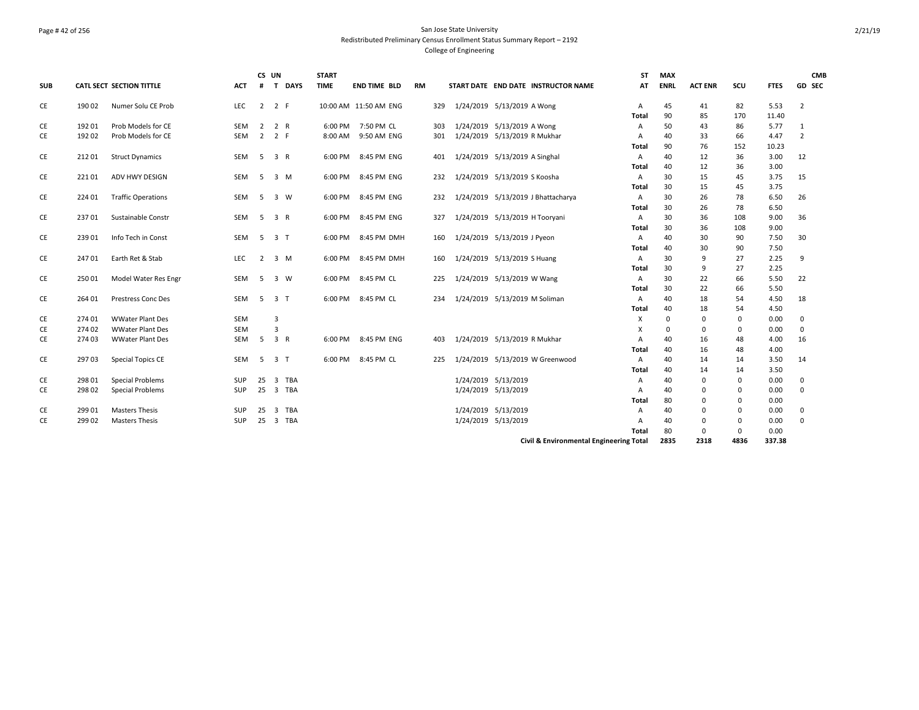San Jose State University
Redistributed Preliminary Census Enrollment Status Summary Report – 2192
College of Engineering

| SUB | CATL SECT | SECTION TITTLE | ACT | CS # | UN T | DAYS | START TIME | END TIME | BLD | RM | START DATE | END DATE | INSTRUCTOR NAME | ST AT | MAX ENRL | ACT ENR | SCU | FTES | GD | CMB SEC |
|---|---|---|---|---|---|---|---|---|---|---|---|---|---|---|---|---|---|---|---|---|
| CE | 190 02 | Numer Solu CE Prob | LEC | 2 | 2 | F | 10:00 AM | 11:50 AM | ENG | 329 | 1/24/2019 | 5/13/2019 | A Wong | A | 45 | 41 | 82 | 5.53 | 2 | |
| | | | | | | | | | | | | | | Total | 90 | 85 | 170 | 11.40 | | |
| CE | 192 01 | Prob Models for CE | SEM | 2 | 2 | R | 6:00 PM | 7:50 PM | CL | 303 | 1/24/2019 | 5/13/2019 | A Wong | A | 50 | 43 | 86 | 5.77 | 1 | |
| CE | 192 02 | Prob Models for CE | SEM | 2 | 2 | F | 8:00 AM | 9:50 AM | ENG | 301 | 1/24/2019 | 5/13/2019 | R Mukhar | A | 40 | 33 | 66 | 4.47 | 2 | |
| | | | | | | | | | | | | | | Total | 90 | 76 | 152 | 10.23 | | |
| CE | 212 01 | Struct Dynamics | SEM | 5 | 3 | R | 6:00 PM | 8:45 PM | ENG | 401 | 1/24/2019 | 5/13/2019 | A Singhal | A | 40 | 12 | 36 | 3.00 | 12 | |
| | | | | | | | | | | | | | | Total | 40 | 12 | 36 | 3.00 | | |
| CE | 221 01 | ADV HWY DESIGN | SEM | 5 | 3 | M | 6:00 PM | 8:45 PM | ENG | 232 | 1/24/2019 | 5/13/2019 | S Koosha | A | 30 | 15 | 45 | 3.75 | 15 | |
| | | | | | | | | | | | | | | Total | 30 | 15 | 45 | 3.75 | | |
| CE | 224 01 | Traffic Operations | SEM | 5 | 3 | W | 6:00 PM | 8:45 PM | ENG | 232 | 1/24/2019 | 5/13/2019 | J Bhattacharya | A | 30 | 26 | 78 | 6.50 | 26 | |
| | | | | | | | | | | | | | | Total | 30 | 26 | 78 | 6.50 | | |
| CE | 237 01 | Sustainable Constr | SEM | 5 | 3 | R | 6:00 PM | 8:45 PM | ENG | 327 | 1/24/2019 | 5/13/2019 | H Tooryani | A | 30 | 36 | 108 | 9.00 | 36 | |
| | | | | | | | | | | | | | | Total | 30 | 36 | 108 | 9.00 | | |
| CE | 239 01 | Info Tech in Const | SEM | 5 | 3 | T | 6:00 PM | 8:45 PM | DMH | 160 | 1/24/2019 | 5/13/2019 | J Pyeon | A | 40 | 30 | 90 | 7.50 | 30 | |
| | | | | | | | | | | | | | | Total | 40 | 30 | 90 | 7.50 | | |
| CE | 247 01 | Earth Ret & Stab | LEC | 2 | 3 | M | 6:00 PM | 8:45 PM | DMH | 160 | 1/24/2019 | 5/13/2019 | S Huang | A | 30 | 9 | 27 | 2.25 | 9 | |
| | | | | | | | | | | | | | | Total | 30 | 9 | 27 | 2.25 | | |
| CE | 250 01 | Model Water Res Engr | SEM | 5 | 3 | W | 6:00 PM | 8:45 PM | CL | 225 | 1/24/2019 | 5/13/2019 | W Wang | A | 30 | 22 | 66 | 5.50 | 22 | |
| | | | | | | | | | | | | | | Total | 30 | 22 | 66 | 5.50 | | |
| CE | 264 01 | Prestress Conc Des | SEM | 5 | 3 | T | 6:00 PM | 8:45 PM | CL | 234 | 1/24/2019 | 5/13/2019 | M Soliman | A | 40 | 18 | 54 | 4.50 | 18 | |
| | | | | | | | | | | | | | | Total | 40 | 18 | 54 | 4.50 | | |
| CE | 274 01 | WWater Plant Des | SEM | | 3 | | | | | | | | | X | 0 | 0 | 0 | 0.00 | 0 | |
| CE | 274 02 | WWater Plant Des | SEM | | 3 | | | | | | | | | X | 0 | 0 | 0 | 0.00 | 0 | |
| CE | 274 03 | WWater Plant Des | SEM | 5 | 3 | R | 6:00 PM | 8:45 PM | ENG | 403 | 1/24/2019 | 5/13/2019 | R Mukhar | A | 40 | 16 | 48 | 4.00 | 16 | |
| | | | | | | | | | | | | | | Total | 40 | 16 | 48 | 4.00 | | |
| CE | 297 03 | Special Topics CE | SEM | 5 | 3 | T | 6:00 PM | 8:45 PM | CL | 225 | 1/24/2019 | 5/13/2019 | W Greenwood | A | 40 | 14 | 14 | 3.50 | 14 | |
| | | | | | | | | | | | | | | Total | 40 | 14 | 14 | 3.50 | | |
| CE | 298 01 | Special Problems | SUP | 25 | 3 | TBA | | | | | 1/24/2019 | 5/13/2019 | | A | 40 | 0 | 0 | 0.00 | 0 | |
| CE | 298 02 | Special Problems | SUP | 25 | 3 | TBA | | | | | 1/24/2019 | 5/13/2019 | | A | 40 | 0 | 0 | 0.00 | 0 | |
| | | | | | | | | | | | | | | Total | 80 | 0 | 0 | 0.00 | | |
| CE | 299 01 | Masters Thesis | SUP | 25 | 3 | TBA | | | | | 1/24/2019 | 5/13/2019 | | A | 40 | 0 | 0 | 0.00 | 0 | |
| CE | 299 02 | Masters Thesis | SUP | 25 | 3 | TBA | | | | | 1/24/2019 | 5/13/2019 | | A | 40 | 0 | 0 | 0.00 | 0 | |
| | | | | | | | | | | | | | | Total | 80 | 0 | 0 | 0.00 | | |
| | | | | | | | | | | | | | Civil & Environmental Engineering Total | | 2835 | 2318 | 4836 | 337.38 | | |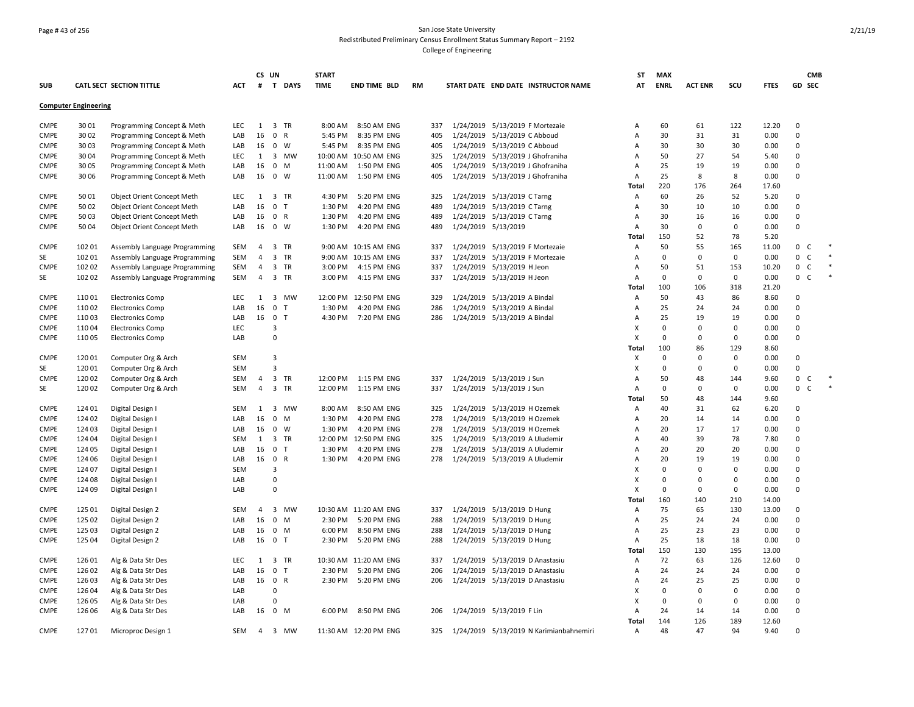San Jose State University
Redistributed Preliminary Census Enrollment Status Summary Report – 2192
College of Engineering

| SUB | CATL SECT | SECTION TITTLE | ACT | CS # | UN T | DAYS | START TIME | END TIME | BLD | RM | START DATE | END DATE | INSTRUCTOR NAME | ST AT | MAX ENRL | ACT ENR | SCU | FTES | GD | CMB SEC | |
|---|---|---|---|---|---|---|---|---|---|---|---|---|---|---|---|---|---|---|---|---|---|
| **Computer Engineering** | | | | | | | | | | | | | | | | | | | | | |
| CMPE | 30 01 | Programming Concept & Meth | LEC | 1 | 3 | TR | 8:00 AM | 8:50 AM | ENG | 337 | 1/24/2019 | 5/13/2019 | F Mortezaie | A | 60 | 61 | 122 | 12.20 | 0 | | |
| CMPE | 30 02 | Programming Concept & Meth | LAB | 16 | 0 | R | 5:45 PM | 8:35 PM | ENG | 405 | 1/24/2019 | 5/13/2019 | C Abboud | A | 30 | 31 | 31 | 0.00 | 0 | | |
| CMPE | 30 03 | Programming Concept & Meth | LAB | 16 | 0 | W | 5:45 PM | 8:35 PM | ENG | 405 | 1/24/2019 | 5/13/2019 | C Abboud | A | 30 | 30 | 30 | 0.00 | 0 | | |
| CMPE | 30 04 | Programming Concept & Meth | LEC | 1 | 3 | MW | 10:00 AM | 10:50 AM | ENG | 325 | 1/24/2019 | 5/13/2019 | J Ghofraniha | A | 50 | 27 | 54 | 5.40 | 0 | | |
| CMPE | 30 05 | Programming Concept & Meth | LAB | 16 | 0 | M | 11:00 AM | 1:50 PM | ENG | 405 | 1/24/2019 | 5/13/2019 | J Ghofraniha | A | 25 | 19 | 19 | 0.00 | 0 | | |
| CMPE | 30 06 | Programming Concept & Meth | LAB | 16 | 0 | W | 11:00 AM | 1:50 PM | ENG | 405 | 1/24/2019 | 5/13/2019 | J Ghofraniha | A | 25 | 8 | 8 | 0.00 | 0 | | |
| | | | | | | | | | | | | | | Total | 220 | 176 | 264 | 17.60 | | | |
| CMPE | 50 01 | Object Orient Concept Meth | LEC | 1 | 3 | TR | 4:30 PM | 5:20 PM | ENG | 325 | 1/24/2019 | 5/13/2019 | C Tarng | A | 60 | 26 | 52 | 5.20 | 0 | | |
| CMPE | 50 02 | Object Orient Concept Meth | LAB | 16 | 0 | T | 1:30 PM | 4:20 PM | ENG | 489 | 1/24/2019 | 5/13/2019 | C Tarng | A | 30 | 10 | 10 | 0.00 | 0 | | |
| CMPE | 50 03 | Object Orient Concept Meth | LAB | 16 | 0 | R | 1:30 PM | 4:20 PM | ENG | 489 | 1/24/2019 | 5/13/2019 | C Tarng | A | 30 | 16 | 16 | 0.00 | 0 | | |
| CMPE | 50 04 | Object Orient Concept Meth | LAB | 16 | 0 | W | 1:30 PM | 4:20 PM | ENG | 489 | 1/24/2019 | 5/13/2019 | | A | 30 | 0 | 0 | 0.00 | 0 | | |
| | | | | | | | | | | | | | | Total | 150 | 52 | 78 | 5.20 | | | |
| CMPE | 102 01 | Assembly Language Programming | SEM | 4 | 3 | TR | 9:00 AM | 10:15 AM | ENG | 337 | 1/24/2019 | 5/13/2019 | F Mortezaie | A | 50 | 55 | 165 | 11.00 | 0 | C | * |
| SE | 102 01 | Assembly Language Programming | SEM | 4 | 3 | TR | 9:00 AM | 10:15 AM | ENG | 337 | 1/24/2019 | 5/13/2019 | F Mortezaie | A | 0 | 0 | 0 | 0.00 | 0 | C | * |
| CMPE | 102 02 | Assembly Language Programming | SEM | 4 | 3 | TR | 3:00 PM | 4:15 PM | ENG | 337 | 1/24/2019 | 5/13/2019 | H Jeon | A | 50 | 51 | 153 | 10.20 | 0 | C | * |
| SE | 102 02 | Assembly Language Programming | SEM | 4 | 3 | TR | 3:00 PM | 4:15 PM | ENG | 337 | 1/24/2019 | 5/13/2019 | H Jeon | A | 0 | 0 | 0 | 0.00 | 0 | C | * |
| | | | | | | | | | | | | | | Total | 100 | 106 | 318 | 21.20 | | | |
| CMPE | 110 01 | Electronics Comp | LEC | 1 | 3 | MW | 12:00 PM | 12:50 PM | ENG | 329 | 1/24/2019 | 5/13/2019 | A Bindal | A | 50 | 43 | 86 | 8.60 | 0 | | |
| CMPE | 110 02 | Electronics Comp | LAB | 16 | 0 | T | 1:30 PM | 4:20 PM | ENG | 286 | 1/24/2019 | 5/13/2019 | A Bindal | A | 25 | 24 | 24 | 0.00 | 0 | | |
| CMPE | 110 03 | Electronics Comp | LAB | 16 | 0 | T | 4:30 PM | 7:20 PM | ENG | 286 | 1/24/2019 | 5/13/2019 | A Bindal | A | 25 | 19 | 19 | 0.00 | 0 | | |
| CMPE | 110 04 | Electronics Comp | LEC | | 3 | | | | | | | | | X | 0 | 0 | 0 | 0.00 | 0 | | |
| CMPE | 110 05 | Electronics Comp | LAB | | 0 | | | | | | | | | X | 0 | 0 | 0 | 0.00 | 0 | | |
| | | | | | | | | | | | | | | Total | 100 | 86 | 129 | 8.60 | | | |
| CMPE | 120 01 | Computer Org & Arch | SEM | | 3 | | | | | | | | | X | 0 | 0 | 0 | 0.00 | 0 | | |
| SE | 120 01 | Computer Org & Arch | SEM | | 3 | | | | | | | | | X | 0 | 0 | 0 | 0.00 | 0 | | |
| CMPE | 120 02 | Computer Org & Arch | SEM | 4 | 3 | TR | 12:00 PM | 1:15 PM | ENG | 337 | 1/24/2019 | 5/13/2019 | J Sun | A | 50 | 48 | 144 | 9.60 | 0 | C | * |
| SE | 120 02 | Computer Org & Arch | SEM | 4 | 3 | TR | 12:00 PM | 1:15 PM | ENG | 337 | 1/24/2019 | 5/13/2019 | J Sun | A | 0 | 0 | 0 | 0.00 | 0 | C | * |
| | | | | | | | | | | | | | | Total | 50 | 48 | 144 | 9.60 | | | |
| CMPE | 124 01 | Digital Design I | SEM | 1 | 3 | MW | 8:00 AM | 8:50 AM | ENG | 325 | 1/24/2019 | 5/13/2019 | H Ozemek | A | 40 | 31 | 62 | 6.20 | 0 | | |
| CMPE | 124 02 | Digital Design I | LAB | 16 | 0 | M | 1:30 PM | 4:20 PM | ENG | 278 | 1/24/2019 | 5/13/2019 | H Ozemek | A | 20 | 14 | 14 | 0.00 | 0 | | |
| CMPE | 124 03 | Digital Design I | LAB | 16 | 0 | W | 1:30 PM | 4:20 PM | ENG | 278 | 1/24/2019 | 5/13/2019 | H Ozemek | A | 20 | 17 | 17 | 0.00 | 0 | | |
| CMPE | 124 04 | Digital Design I | SEM | 1 | 3 | TR | 12:00 PM | 12:50 PM | ENG | 325 | 1/24/2019 | 5/13/2019 | A Uludemir | A | 40 | 39 | 78 | 7.80 | 0 | | |
| CMPE | 124 05 | Digital Design I | LAB | 16 | 0 | T | 1:30 PM | 4:20 PM | ENG | 278 | 1/24/2019 | 5/13/2019 | A Uludemir | A | 20 | 20 | 20 | 0.00 | 0 | | |
| CMPE | 124 06 | Digital Design I | LAB | 16 | 0 | R | 1:30 PM | 4:20 PM | ENG | 278 | 1/24/2019 | 5/13/2019 | A Uludemir | A | 20 | 19 | 19 | 0.00 | 0 | | |
| CMPE | 124 07 | Digital Design I | SEM | | 3 | | | | | | | | | X | 0 | 0 | 0 | 0.00 | 0 | | |
| CMPE | 124 08 | Digital Design I | LAB | | 0 | | | | | | | | | X | 0 | 0 | 0 | 0.00 | 0 | | |
| CMPE | 124 09 | Digital Design I | LAB | | 0 | | | | | | | | | X | 0 | 0 | 0 | 0.00 | 0 | | |
| | | | | | | | | | | | | | | Total | 160 | 140 | 210 | 14.00 | | | |
| CMPE | 125 01 | Digital Design 2 | SEM | 4 | 3 | MW | 10:30 AM | 11:20 AM | ENG | 337 | 1/24/2019 | 5/13/2019 | D Hung | A | 75 | 65 | 130 | 13.00 | 0 | | |
| CMPE | 125 02 | Digital Design 2 | LAB | 16 | 0 | M | 2:30 PM | 5:20 PM | ENG | 288 | 1/24/2019 | 5/13/2019 | D Hung | A | 25 | 24 | 24 | 0.00 | 0 | | |
| CMPE | 125 03 | Digital Design 2 | LAB | 16 | 0 | M | 6:00 PM | 8:50 PM | ENG | 288 | 1/24/2019 | 5/13/2019 | D Hung | A | 25 | 23 | 23 | 0.00 | 0 | | |
| CMPE | 125 04 | Digital Design 2 | LAB | 16 | 0 | T | 2:30 PM | 5:20 PM | ENG | 288 | 1/24/2019 | 5/13/2019 | D Hung | A | 25 | 18 | 18 | 0.00 | 0 | | |
| | | | | | | | | | | | | | | Total | 150 | 130 | 195 | 13.00 | | | |
| CMPE | 126 01 | Alg & Data Str Des | LEC | 1 | 3 | TR | 10:30 AM | 11:20 AM | ENG | 337 | 1/24/2019 | 5/13/2019 | D Anastasiu | A | 72 | 63 | 126 | 12.60 | 0 | | |
| CMPE | 126 02 | Alg & Data Str Des | LAB | 16 | 0 | T | 2:30 PM | 5:20 PM | ENG | 206 | 1/24/2019 | 5/13/2019 | D Anastasiu | A | 24 | 24 | 24 | 0.00 | 0 | | |
| CMPE | 126 03 | Alg & Data Str Des | LAB | 16 | 0 | R | 2:30 PM | 5:20 PM | ENG | 206 | 1/24/2019 | 5/13/2019 | D Anastasiu | A | 24 | 25 | 25 | 0.00 | 0 | | |
| CMPE | 126 04 | Alg & Data Str Des | LAB | | 0 | | | | | | | | | X | 0 | 0 | 0 | 0.00 | 0 | | |
| CMPE | 126 05 | Alg & Data Str Des | LAB | | 0 | | | | | | | | | X | 0 | 0 | 0 | 0.00 | 0 | | |
| CMPE | 126 06 | Alg & Data Str Des | LAB | 16 | 0 | M | 6:00 PM | 8:50 PM | ENG | 206 | 1/24/2019 | 5/13/2019 | F Lin | A | 24 | 14 | 14 | 0.00 | 0 | | |
| | | | | | | | | | | | | | | Total | 144 | 126 | 189 | 12.60 | | | |
| CMPE | 127 01 | Microproc Design 1 | SEM | 4 | 3 | MW | 11:30 AM | 12:20 PM | ENG | 325 | 1/24/2019 | 5/13/2019 | N Karimianbahnemiri | A | 48 | 47 | 94 | 9.40 | 0 | | |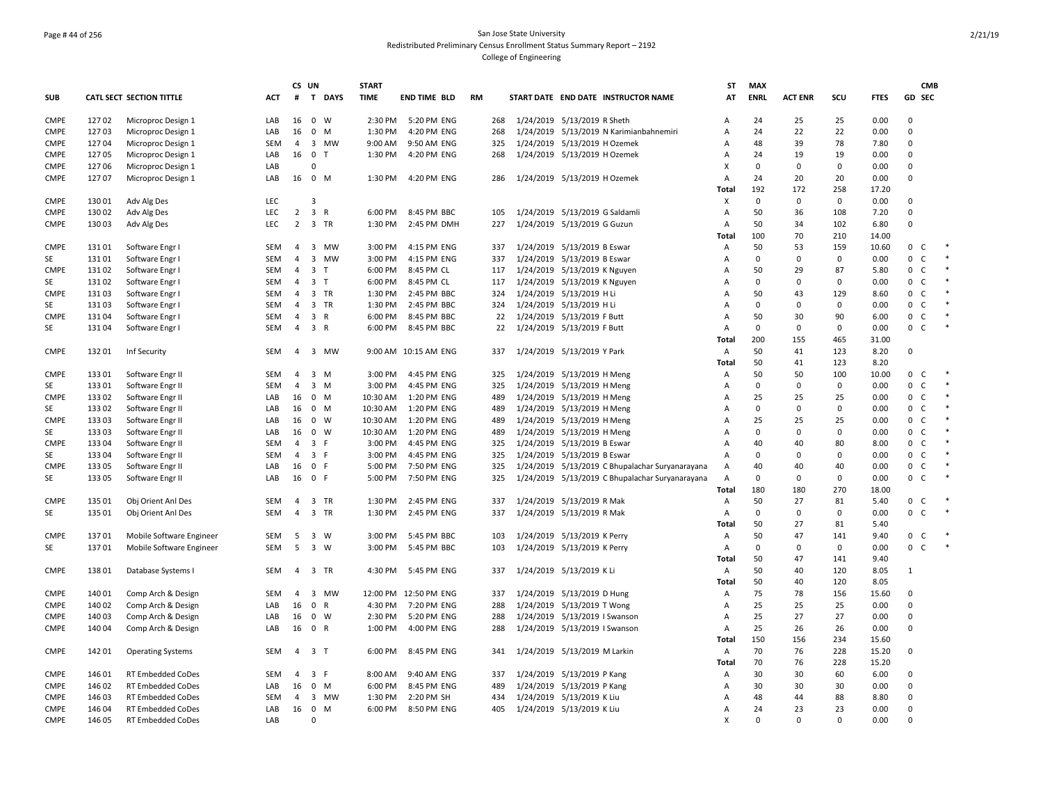San Jose State University
Redistributed Preliminary Census Enrollment Status Summary Report – 2192
College of Engineering

| SUB | CATL SECT | SECTION TITTLE | ACT | CS # | UN T | DAYS | START TIME | END TIME | BLD | RM | START DATE | END DATE | INSTRUCTOR NAME | ST AT | MAX ENRL | ACT ENR | SCU | FTES | GD | CMB SEC | |
|---|---|---|---|---|---|---|---|---|---|---|---|---|---|---|---|---|---|---|---|---|---|
| CMPE | 127 02 | Microproc Design 1 | LAB | 16 | 0 | W | 2:30 PM | 5:20 PM | ENG | 268 | 1/24/2019 | 5/13/2019 | R Sheth | A | 24 | 25 | 25 | 0.00 | 0 | | |
| CMPE | 127 03 | Microproc Design 1 | LAB | 16 | 0 | M | 1:30 PM | 4:20 PM | ENG | 268 | 1/24/2019 | 5/13/2019 | N Karimianbahnemiri | A | 24 | 22 | 22 | 0.00 | 0 | | |
| CMPE | 127 04 | Microproc Design 1 | SEM | 4 | 3 | MW | 9:00 AM | 9:50 AM | ENG | 325 | 1/24/2019 | 5/13/2019 | H Ozemek | A | 48 | 39 | 78 | 7.80 | 0 | | |
| CMPE | 127 05 | Microproc Design 1 | LAB | 16 | 0 | T | 1:30 PM | 4:20 PM | ENG | 268 | 1/24/2019 | 5/13/2019 | H Ozemek | A | 24 | 19 | 19 | 0.00 | 0 | | |
| CMPE | 127 06 | Microproc Design 1 | LAB | | 0 | | | | | | | | | X | 0 | 0 | 0 | 0.00 | 0 | | |
| CMPE | 127 07 | Microproc Design 1 | LAB | 16 | 0 | M | 1:30 PM | 4:20 PM | ENG | 286 | 1/24/2019 | 5/13/2019 | H Ozemek | A | 24 | 20 | 20 | 0.00 | 0 | | |
| | | | | | | | | | | | | | | Total | 192 | 172 | 258 | 17.20 | | | |
| CMPE | 130 01 | Adv Alg Des | LEC | | 3 | | | | | | | | | X | 0 | 0 | 0 | 0.00 | 0 | | |
| CMPE | 130 02 | Adv Alg Des | LEC | 2 | 3 | R | 6:00 PM | 8:45 PM | BBC | 105 | 1/24/2019 | 5/13/2019 | G Saldamli | A | 50 | 36 | 108 | 7.20 | 0 | | |
| CMPE | 130 03 | Adv Alg Des | LEC | 2 | 3 | TR | 1:30 PM | 2:45 PM | DMH | 227 | 1/24/2019 | 5/13/2019 | G Guzun | A | 50 | 34 | 102 | 6.80 | 0 | | |
| | | | | | | | | | | | | | | Total | 100 | 70 | 210 | 14.00 | | | |
| CMPE | 131 01 | Software Engr I | SEM | 4 | 3 | MW | 3:00 PM | 4:15 PM | ENG | 337 | 1/24/2019 | 5/13/2019 | B Eswar | A | 50 | 53 | 159 | 10.60 | 0 | C | * |
| SE | 131 01 | Software Engr I | SEM | 4 | 3 | MW | 3:00 PM | 4:15 PM | ENG | 337 | 1/24/2019 | 5/13/2019 | B Eswar | A | 0 | 0 | 0 | 0.00 | 0 | C | * |
| CMPE | 131 02 | Software Engr I | SEM | 4 | 3 | T | 6:00 PM | 8:45 PM | CL | 117 | 1/24/2019 | 5/13/2019 | K Nguyen | A | 50 | 29 | 87 | 5.80 | 0 | C | * |
| SE | 131 02 | Software Engr I | SEM | 4 | 3 | T | 6:00 PM | 8:45 PM | CL | 117 | 1/24/2019 | 5/13/2019 | K Nguyen | A | 0 | 0 | 0 | 0.00 | 0 | C | * |
| CMPE | 131 03 | Software Engr I | SEM | 4 | 3 | TR | 1:30 PM | 2:45 PM | BBC | 324 | 1/24/2019 | 5/13/2019 | H Li | A | 50 | 43 | 129 | 8.60 | 0 | C | * |
| SE | 131 03 | Software Engr I | SEM | 4 | 3 | TR | 1:30 PM | 2:45 PM | BBC | 324 | 1/24/2019 | 5/13/2019 | H Li | A | 0 | 0 | 0 | 0.00 | 0 | C | * |
| CMPE | 131 04 | Software Engr I | SEM | 4 | 3 | R | 6:00 PM | 8:45 PM | BBC | 22 | 1/24/2019 | 5/13/2019 | F Butt | A | 50 | 30 | 90 | 6.00 | 0 | C | * |
| SE | 131 04 | Software Engr I | SEM | 4 | 3 | R | 6:00 PM | 8:45 PM | BBC | 22 | 1/24/2019 | 5/13/2019 | F Butt | A | 0 | 0 | 0 | 0.00 | 0 | C | * |
| | | | | | | | | | | | | | | Total | 200 | 155 | 465 | 31.00 | | | |
| CMPE | 132 01 | Inf Security | SEM | 4 | 3 | MW | 9:00 AM | 10:15 AM | ENG | 337 | 1/24/2019 | 5/13/2019 | Y Park | A | 50 | 41 | 123 | 8.20 | 0 | | |
| | | | | | | | | | | | | | | Total | 50 | 41 | 123 | 8.20 | | | |
| CMPE | 133 01 | Software Engr II | SEM | 4 | 3 | M | 3:00 PM | 4:45 PM | ENG | 325 | 1/24/2019 | 5/13/2019 | H Meng | A | 50 | 50 | 100 | 10.00 | 0 | C | * |
| SE | 133 01 | Software Engr II | SEM | 4 | 3 | M | 3:00 PM | 4:45 PM | ENG | 325 | 1/24/2019 | 5/13/2019 | H Meng | A | 0 | 0 | 0 | 0.00 | 0 | C | * |
| CMPE | 133 02 | Software Engr II | LAB | 16 | 0 | M | 10:30 AM | 1:20 PM | ENG | 489 | 1/24/2019 | 5/13/2019 | H Meng | A | 25 | 25 | 25 | 0.00 | 0 | C | * |
| SE | 133 02 | Software Engr II | LAB | 16 | 0 | M | 10:30 AM | 1:20 PM | ENG | 489 | 1/24/2019 | 5/13/2019 | H Meng | A | 0 | 0 | 0 | 0.00 | 0 | C | * |
| CMPE | 133 03 | Software Engr II | LAB | 16 | 0 | W | 10:30 AM | 1:20 PM | ENG | 489 | 1/24/2019 | 5/13/2019 | H Meng | A | 25 | 25 | 25 | 0.00 | 0 | C | * |
| SE | 133 03 | Software Engr II | LAB | 16 | 0 | W | 10:30 AM | 1:20 PM | ENG | 489 | 1/24/2019 | 5/13/2019 | H Meng | A | 0 | 0 | 0 | 0.00 | 0 | C | * |
| CMPE | 133 04 | Software Engr II | SEM | 4 | 3 | F | 3:00 PM | 4:45 PM | ENG | 325 | 1/24/2019 | 5/13/2019 | B Eswar | A | 40 | 40 | 80 | 8.00 | 0 | C | * |
| SE | 133 04 | Software Engr II | SEM | 4 | 3 | F | 3:00 PM | 4:45 PM | ENG | 325 | 1/24/2019 | 5/13/2019 | B Eswar | A | 0 | 0 | 0 | 0.00 | 0 | C | * |
| CMPE | 133 05 | Software Engr II | LAB | 16 | 0 | F | 5:00 PM | 7:50 PM | ENG | 325 | 1/24/2019 | 5/13/2019 | C Bhupalachar Suryanarayana | A | 40 | 40 | 40 | 0.00 | 0 | C | * |
| SE | 133 05 | Software Engr II | LAB | 16 | 0 | F | 5:00 PM | 7:50 PM | ENG | 325 | 1/24/2019 | 5/13/2019 | C Bhupalachar Suryanarayana | A | 0 | 0 | 0 | 0.00 | 0 | C | * |
| | | | | | | | | | | | | | | Total | 180 | 180 | 270 | 18.00 | | | |
| CMPE | 135 01 | Obj Orient Anl Des | SEM | 4 | 3 | TR | 1:30 PM | 2:45 PM | ENG | 337 | 1/24/2019 | 5/13/2019 | R Mak | A | 50 | 27 | 81 | 5.40 | 0 | C | * |
| SE | 135 01 | Obj Orient Anl Des | SEM | 4 | 3 | TR | 1:30 PM | 2:45 PM | ENG | 337 | 1/24/2019 | 5/13/2019 | R Mak | A | 0 | 0 | 0 | 0.00 | 0 | C | * |
| | | | | | | | | | | | | | | Total | 50 | 27 | 81 | 5.40 | | | |
| CMPE | 137 01 | Mobile Software Engineer | SEM | 5 | 3 | W | 3:00 PM | 5:45 PM | BBC | 103 | 1/24/2019 | 5/13/2019 | K Perry | A | 50 | 47 | 141 | 9.40 | 0 | C | * |
| SE | 137 01 | Mobile Software Engineer | SEM | 5 | 3 | W | 3:00 PM | 5:45 PM | BBC | 103 | 1/24/2019 | 5/13/2019 | K Perry | A | 0 | 0 | 0 | 0.00 | 0 | C | * |
| | | | | | | | | | | | | | | Total | 50 | 47 | 141 | 9.40 | | | |
| CMPE | 138 01 | Database Systems I | SEM | 4 | 3 | TR | 4:30 PM | 5:45 PM | ENG | 337 | 1/24/2019 | 5/13/2019 | K Li | A | 50 | 40 | 120 | 8.05 | 1 | | |
| | | | | | | | | | | | | | | Total | 50 | 40 | 120 | 8.05 | | | |
| CMPE | 140 01 | Comp Arch & Design | SEM | 4 | 3 | MW | 12:00 PM | 12:50 PM | ENG | 337 | 1/24/2019 | 5/13/2019 | D Hung | A | 75 | 78 | 156 | 15.60 | 0 | | |
| CMPE | 140 02 | Comp Arch & Design | LAB | 16 | 0 | R | 4:30 PM | 7:20 PM | ENG | 288 | 1/24/2019 | 5/13/2019 | T Wong | A | 25 | 25 | 25 | 0.00 | 0 | | |
| CMPE | 140 03 | Comp Arch & Design | LAB | 16 | 0 | W | 2:30 PM | 5:20 PM | ENG | 288 | 1/24/2019 | 5/13/2019 | I Swanson | A | 25 | 27 | 27 | 0.00 | 0 | | |
| CMPE | 140 04 | Comp Arch & Design | LAB | 16 | 0 | R | 1:00 PM | 4:00 PM | ENG | 288 | 1/24/2019 | 5/13/2019 | I Swanson | A | 25 | 26 | 26 | 0.00 | 0 | | |
| | | | | | | | | | | | | | | Total | 150 | 156 | 234 | 15.60 | | | |
| CMPE | 142 01 | Operating Systems | SEM | 4 | 3 | T | 6:00 PM | 8:45 PM | ENG | 341 | 1/24/2019 | 5/13/2019 | M Larkin | A | 70 | 76 | 228 | 15.20 | 0 | | |
| | | | | | | | | | | | | | | Total | 70 | 76 | 228 | 15.20 | | | |
| CMPE | 146 01 | RT Embedded CoDes | SEM | 4 | 3 | F | 8:00 AM | 9:40 AM | ENG | 337 | 1/24/2019 | 5/13/2019 | P Kang | A | 30 | 30 | 60 | 6.00 | 0 | | |
| CMPE | 146 02 | RT Embedded CoDes | LAB | 16 | 0 | M | 6:00 PM | 8:45 PM | ENG | 489 | 1/24/2019 | 5/13/2019 | P Kang | A | 30 | 30 | 30 | 0.00 | 0 | | |
| CMPE | 146 03 | RT Embedded CoDes | SEM | 4 | 3 | MW | 1:30 PM | 2:20 PM | SH | 434 | 1/24/2019 | 5/13/2019 | K Liu | A | 48 | 44 | 88 | 8.80 | 0 | | |
| CMPE | 146 04 | RT Embedded CoDes | LAB | 16 | 0 | M | 6:00 PM | 8:50 PM | ENG | 405 | 1/24/2019 | 5/13/2019 | K Liu | A | 24 | 23 | 23 | 0.00 | 0 | | |
| CMPE | 146 05 | RT Embedded CoDes | LAB | | 0 | | | | | | | | | X | 0 | 0 | 0 | 0.00 | 0 | | |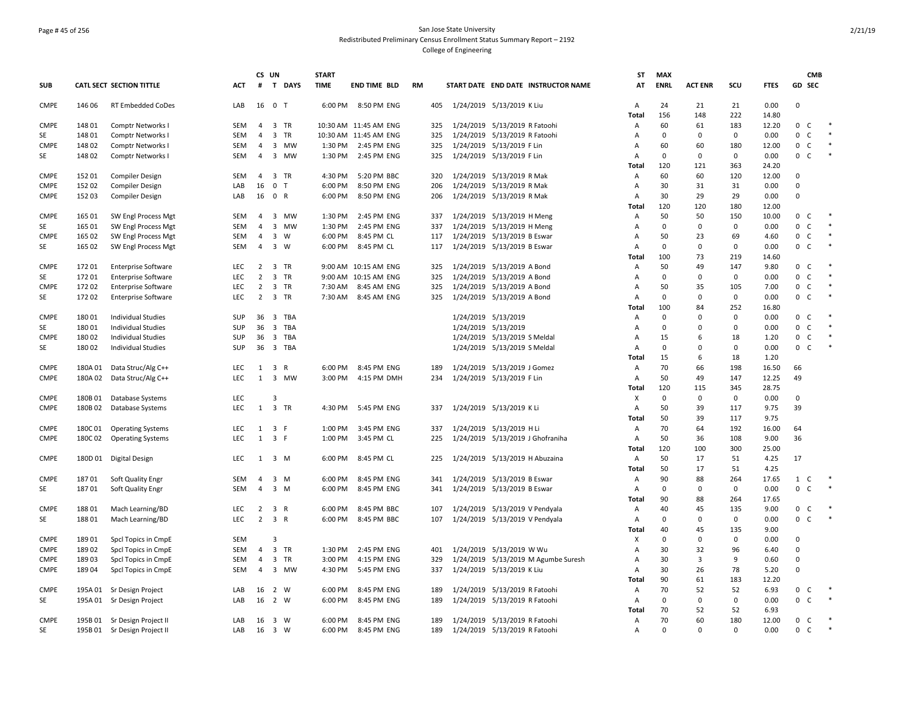San Jose State University
Redistributed Preliminary Census Enrollment Status Summary Report – 2192
College of Engineering

| SUB | CATL SECT | SECTION TITTLE | ACT | CS # | UN T | DAYS | START TIME | END TIME | BLD | RM | START DATE | END DATE | INSTRUCTOR NAME | ST AT | MAX ENRL | ACT ENR | SCU | FTES | GD | CMB SEC |
|---|---|---|---|---|---|---|---|---|---|---|---|---|---|---|---|---|---|---|---|---|
| CMPE | 146 06 | RT Embedded CoDes | LAB | 16 | 0 | T | 6:00 PM | 8:50 PM | ENG | 405 | 1/24/2019 | 5/13/2019 | K Liu | A | 24 | 21 | 21 | 0.00 | 0 | |
| | | | | | | | | | | | | | | Total | 156 | 148 | 222 | 14.80 | | |
| CMPE | 148 01 | Comptr Networks I | SEM | 4 | 3 | TR | 10:30 AM | 11:45 AM | ENG | 325 | 1/24/2019 | 5/13/2019 | R Fatoohi | A | 60 | 61 | 183 | 12.20 | 0 | C * |
| SE | 148 01 | Comptr Networks I | SEM | 4 | 3 | TR | 10:30 AM | 11:45 AM | ENG | 325 | 1/24/2019 | 5/13/2019 | R Fatoohi | A | 0 | 0 | 0 | 0.00 | 0 | C * |
| CMPE | 148 02 | Comptr Networks I | SEM | 4 | 3 | MW | 1:30 PM | 2:45 PM | ENG | 325 | 1/24/2019 | 5/13/2019 | F Lin | A | 60 | 60 | 180 | 12.00 | 0 | C * |
| SE | 148 02 | Comptr Networks I | SEM | 4 | 3 | MW | 1:30 PM | 2:45 PM | ENG | 325 | 1/24/2019 | 5/13/2019 | F Lin | A | 0 | 0 | 0 | 0.00 | 0 | C * |
| | | | | | | | | | | | | | | Total | 120 | 121 | 363 | 24.20 | | |
| CMPE | 152 01 | Compiler Design | SEM | 4 | 3 | TR | 4:30 PM | 5:20 PM | BBC | 320 | 1/24/2019 | 5/13/2019 | R Mak | A | 60 | 60 | 120 | 12.00 | 0 | |
| CMPE | 152 02 | Compiler Design | LAB | 16 | 0 | T | 6:00 PM | 8:50 PM | ENG | 206 | 1/24/2019 | 5/13/2019 | R Mak | A | 30 | 31 | 31 | 0.00 | 0 | |
| CMPE | 152 03 | Compiler Design | LAB | 16 | 0 | R | 6:00 PM | 8:50 PM | ENG | 206 | 1/24/2019 | 5/13/2019 | R Mak | A | 30 | 29 | 29 | 0.00 | 0 | |
| | | | | | | | | | | | | | | Total | 120 | 120 | 180 | 12.00 | | |
| CMPE | 165 01 | SW Engl Process Mgt | SEM | 4 | 3 | MW | 1:30 PM | 2:45 PM | ENG | 337 | 1/24/2019 | 5/13/2019 | H Meng | A | 50 | 50 | 150 | 10.00 | 0 | C * |
| SE | 165 01 | SW Engl Process Mgt | SEM | 4 | 3 | MW | 1:30 PM | 2:45 PM | ENG | 337 | 1/24/2019 | 5/13/2019 | H Meng | A | 0 | 0 | 0 | 0.00 | 0 | C * |
| CMPE | 165 02 | SW Engl Process Mgt | SEM | 4 | 3 | W | 6:00 PM | 8:45 PM | CL | 117 | 1/24/2019 | 5/13/2019 | B Eswar | A | 50 | 23 | 69 | 4.60 | 0 | C * |
| SE | 165 02 | SW Engl Process Mgt | SEM | 4 | 3 | W | 6:00 PM | 8:45 PM | CL | 117 | 1/24/2019 | 5/13/2019 | B Eswar | A | 0 | 0 | 0 | 0.00 | 0 | C * |
| | | | | | | | | | | | | | | Total | 100 | 73 | 219 | 14.60 | | |
| CMPE | 172 01 | Enterprise Software | LEC | 2 | 3 | TR | 9:00 AM | 10:15 AM | ENG | 325 | 1/24/2019 | 5/13/2019 | A Bond | A | 50 | 49 | 147 | 9.80 | 0 | C * |
| SE | 172 01 | Enterprise Software | LEC | 2 | 3 | TR | 9:00 AM | 10:15 AM | ENG | 325 | 1/24/2019 | 5/13/2019 | A Bond | A | 0 | 0 | 0 | 0.00 | 0 | C * |
| CMPE | 172 02 | Enterprise Software | LEC | 2 | 3 | TR | 7:30 AM | 8:45 AM | ENG | 325 | 1/24/2019 | 5/13/2019 | A Bond | A | 50 | 35 | 105 | 7.00 | 0 | C * |
| SE | 172 02 | Enterprise Software | LEC | 2 | 3 | TR | 7:30 AM | 8:45 AM | ENG | 325 | 1/24/2019 | 5/13/2019 | A Bond | A | 0 | 0 | 0 | 0.00 | 0 | C * |
| | | | | | | | | | | | | | | Total | 100 | 84 | 252 | 16.80 | | |
| CMPE | 180 01 | Individual Studies | SUP | 36 | 3 | TBA | | | | | 1/24/2019 | 5/13/2019 | | A | 0 | 0 | 0 | 0.00 | 0 | C * |
| SE | 180 01 | Individual Studies | SUP | 36 | 3 | TBA | | | | | 1/24/2019 | 5/13/2019 | | A | 0 | 0 | 0 | 0.00 | 0 | C * |
| CMPE | 180 02 | Individual Studies | SUP | 36 | 3 | TBA | | | | | 1/24/2019 | 5/13/2019 | S Meldal | A | 15 | 6 | 18 | 1.20 | 0 | C * |
| SE | 180 02 | Individual Studies | SUP | 36 | 3 | TBA | | | | | 1/24/2019 | 5/13/2019 | S Meldal | A | 0 | 0 | 0 | 0.00 | 0 | C * |
| | | | | | | | | | | | | | | Total | 15 | 6 | 18 | 1.20 | | |
| CMPE | 180A 01 | Data Struc/Alg C++ | LEC | 1 | 3 | R | 6:00 PM | 8:45 PM | ENG | 189 | 1/24/2019 | 5/13/2019 | J Gomez | A | 70 | 66 | 198 | 16.50 | 66 | |
| CMPE | 180A 02 | Data Struc/Alg C++ | LEC | 1 | 3 | MW | 3:00 PM | 4:15 PM | DMH | 234 | 1/24/2019 | 5/13/2019 | F Lin | A | 50 | 49 | 147 | 12.25 | 49 | |
| | | | | | | | | | | | | | | Total | 120 | 115 | 345 | 28.75 | | |
| CMPE | 180B 01 | Database Systems | LEC | | 3 | | | | | | | | | X | 0 | 0 | 0 | 0.00 | 0 | |
| CMPE | 180B 02 | Database Systems | LEC | 1 | 3 | TR | 4:30 PM | 5:45 PM | ENG | 337 | 1/24/2019 | 5/13/2019 | K Li | A | 50 | 39 | 117 | 9.75 | 39 | |
| | | | | | | | | | | | | | | Total | 50 | 39 | 117 | 9.75 | | |
| CMPE | 180C 01 | Operating Systems | LEC | 1 | 3 | F | 1:00 PM | 3:45 PM | ENG | 337 | 1/24/2019 | 5/13/2019 | H Li | A | 70 | 64 | 192 | 16.00 | 64 | |
| CMPE | 180C 02 | Operating Systems | LEC | 1 | 3 | F | 1:00 PM | 3:45 PM | CL | 225 | 1/24/2019 | 5/13/2019 | J Ghofraniha | A | 50 | 36 | 108 | 9.00 | 36 | |
| | | | | | | | | | | | | | | Total | 120 | 100 | 300 | 25.00 | | |
| CMPE | 180D 01 | Digital Design | LEC | 1 | 3 | M | 6:00 PM | 8:45 PM | CL | 225 | 1/24/2019 | 5/13/2019 | H Abuzaina | A | 50 | 17 | 51 | 4.25 | 17 | |
| | | | | | | | | | | | | | | Total | 50 | 17 | 51 | 4.25 | | |
| CMPE | 187 01 | Soft Quality Engr | SEM | 4 | 3 | M | 6:00 PM | 8:45 PM | ENG | 341 | 1/24/2019 | 5/13/2019 | B Eswar | A | 90 | 88 | 264 | 17.65 | 1 | C * |
| SE | 187 01 | Soft Quality Engr | SEM | 4 | 3 | M | 6:00 PM | 8:45 PM | ENG | 341 | 1/24/2019 | 5/13/2019 | B Eswar | A | 0 | 0 | 0 | 0.00 | 0 | C * |
| | | | | | | | | | | | | | | Total | 90 | 88 | 264 | 17.65 | | |
| CMPE | 188 01 | Mach Learning/BD | LEC | 2 | 3 | R | 6:00 PM | 8:45 PM | BBC | 107 | 1/24/2019 | 5/13/2019 | V Pendyala | A | 40 | 45 | 135 | 9.00 | 0 | C * |
| SE | 188 01 | Mach Learning/BD | LEC | 2 | 3 | R | 6:00 PM | 8:45 PM | BBC | 107 | 1/24/2019 | 5/13/2019 | V Pendyala | A | 0 | 0 | 0 | 0.00 | 0 | C * |
| | | | | | | | | | | | | | | Total | 40 | 45 | 135 | 9.00 | | |
| CMPE | 189 01 | Spcl Topics in CmpE | SEM | | 3 | | | | | | | | | X | 0 | 0 | 0 | 0.00 | 0 | |
| CMPE | 189 02 | Spcl Topics in CmpE | SEM | 4 | 3 | TR | 1:30 PM | 2:45 PM | ENG | 401 | 1/24/2019 | 5/13/2019 | W Wu | A | 30 | 32 | 96 | 6.40 | 0 | |
| CMPE | 189 03 | Spcl Topics in CmpE | SEM | 4 | 3 | TR | 3:00 PM | 4:15 PM | ENG | 329 | 1/24/2019 | 5/13/2019 | M Agumbe Suresh | A | 30 | 3 | 9 | 0.60 | 0 | |
| CMPE | 189 04 | Spcl Topics in CmpE | SEM | 4 | 3 | MW | 4:30 PM | 5:45 PM | ENG | 337 | 1/24/2019 | 5/13/2019 | K Liu | A | 30 | 26 | 78 | 5.20 | 0 | |
| | | | | | | | | | | | | | | Total | 90 | 61 | 183 | 12.20 | | |
| CMPE | 195A 01 | Sr Design Project | LAB | 16 | 2 | W | 6:00 PM | 8:45 PM | ENG | 189 | 1/24/2019 | 5/13/2019 | R Fatoohi | A | 70 | 52 | 52 | 6.93 | 0 | C * |
| SE | 195A 01 | Sr Design Project | LAB | 16 | 2 | W | 6:00 PM | 8:45 PM | ENG | 189 | 1/24/2019 | 5/13/2019 | R Fatoohi | A | 0 | 0 | 0 | 0.00 | 0 | C * |
| | | | | | | | | | | | | | | Total | 70 | 52 | 52 | 6.93 | | |
| CMPE | 195B 01 | Sr Design Project II | LAB | 16 | 3 | W | 6:00 PM | 8:45 PM | ENG | 189 | 1/24/2019 | 5/13/2019 | R Fatoohi | A | 70 | 60 | 180 | 12.00 | 0 | C * |
| SE | 195B 01 | Sr Design Project II | LAB | 16 | 3 | W | 6:00 PM | 8:45 PM | ENG | 189 | 1/24/2019 | 5/13/2019 | R Fatoohi | A | 0 | 0 | 0 | 0.00 | 0 | C * |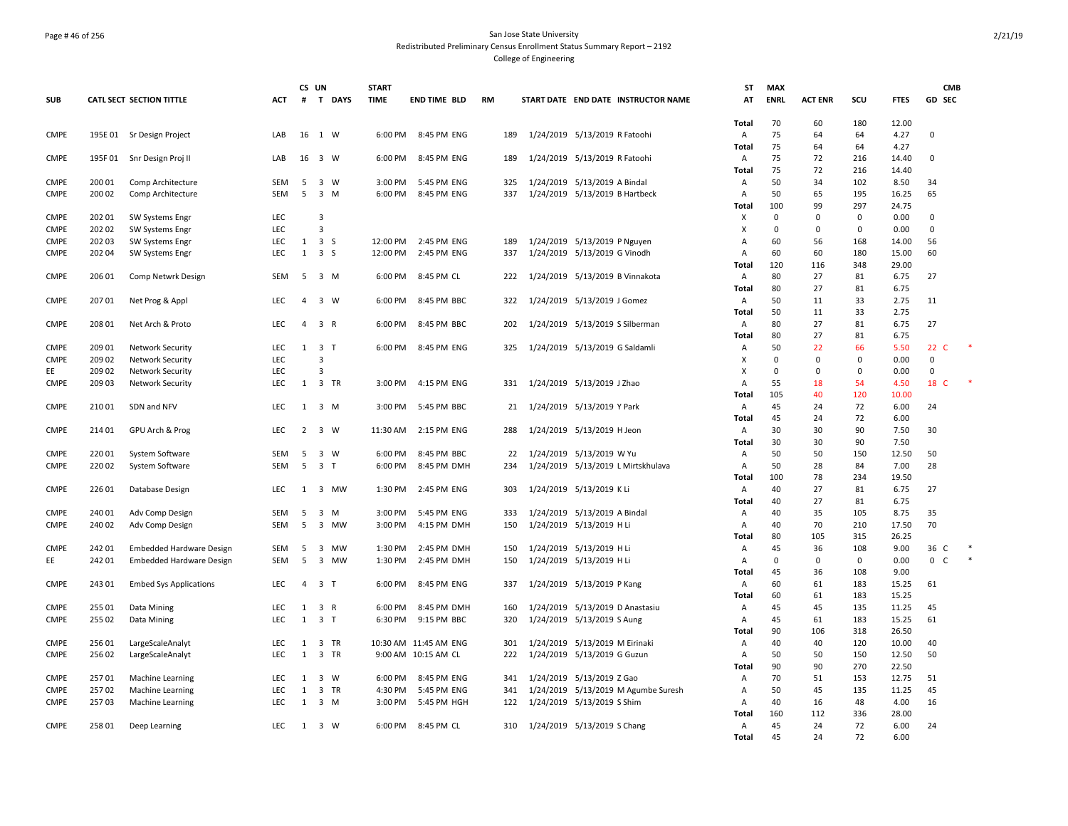San Jose State University
Redistributed Preliminary Census Enrollment Status Summary Report – 2192
College of Engineering

| SUB | CATL SECT | SECTION TITTLE | ACT | CS # | UN T | DAYS | START TIME | END TIME | BLD | RM | START DATE | END DATE | INSTRUCTOR NAME | ST AT | MAX ENRL | ACT ENR | SCU | FTES | GD | CMB SEC |
|---|---|---|---|---|---|---|---|---|---|---|---|---|---|---|---|---|---|---|---|---|
| | | | | | | | | | | | | | | Total | 70 | 60 | 180 | 12.00 | | |
| CMPE | 195E 01 | Sr Design Project | LAB | 16 | 1 | W | 6:00 PM | 8:45 PM | ENG | 189 | 1/24/2019 | 5/13/2019 | R Fatoohi | A | 75 | 64 | 64 | 4.27 | 0 | |
| | | | | | | | | | | | | | | Total | 75 | 64 | 64 | 4.27 | | |
| CMPE | 195F 01 | Snr Design Proj II | LAB | 16 | 3 | W | 6:00 PM | 8:45 PM | ENG | 189 | 1/24/2019 | 5/13/2019 | R Fatoohi | A | 75 | 72 | 216 | 14.40 | 0 | |
| | | | | | | | | | | | | | | Total | 75 | 72 | 216 | 14.40 | | |
| CMPE | 200 01 | Comp Architecture | SEM | 5 | 3 | W | 3:00 PM | 5:45 PM | ENG | 325 | 1/24/2019 | 5/13/2019 | A Bindal | A | 50 | 34 | 102 | 8.50 | 34 | |
| CMPE | 200 02 | Comp Architecture | SEM | 5 | 3 | M | 6:00 PM | 8:45 PM | ENG | 337 | 1/24/2019 | 5/13/2019 | B Hartbeck | A | 50 | 65 | 195 | 16.25 | 65 | |
| | | | | | | | | | | | | | | Total | 100 | 99 | 297 | 24.75 | | |
| CMPE | 202 01 | SW Systems Engr | LEC | | 3 | | | | | | | | | X | 0 | 0 | 0 | 0.00 | 0 | |
| CMPE | 202 02 | SW Systems Engr | LEC | | 3 | | | | | | | | | X | 0 | 0 | 0 | 0.00 | 0 | |
| CMPE | 202 03 | SW Systems Engr | LEC | 1 | 3 | S | 12:00 PM | 2:45 PM | ENG | 189 | 1/24/2019 | 5/13/2019 | P Nguyen | A | 60 | 56 | 168 | 14.00 | 56 | |
| CMPE | 202 04 | SW Systems Engr | LEC | 1 | 3 | S | 12:00 PM | 2:45 PM | ENG | 337 | 1/24/2019 | 5/13/2019 | G Vinodh | A | 60 | 60 | 180 | 15.00 | 60 | |
| | | | | | | | | | | | | | | Total | 120 | 116 | 348 | 29.00 | | |
| CMPE | 206 01 | Comp Netwrk Design | SEM | 5 | 3 | M | 6:00 PM | 8:45 PM | CL | 222 | 1/24/2019 | 5/13/2019 | B Vinnakota | A | 80 | 27 | 81 | 6.75 | 27 | |
| | | | | | | | | | | | | | | Total | 80 | 27 | 81 | 6.75 | | |
| CMPE | 207 01 | Net Prog & Appl | LEC | 4 | 3 | W | 6:00 PM | 8:45 PM | BBC | 322 | 1/24/2019 | 5/13/2019 | J Gomez | A | 50 | 11 | 33 | 2.75 | 11 | |
| | | | | | | | | | | | | | | Total | 50 | 11 | 33 | 2.75 | | |
| CMPE | 208 01 | Net Arch & Proto | LEC | 4 | 3 | R | 6:00 PM | 8:45 PM | BBC | 202 | 1/24/2019 | 5/13/2019 | S Silberman | A | 80 | 27 | 81 | 6.75 | 27 | |
| | | | | | | | | | | | | | | Total | 80 | 27 | 81 | 6.75 | | |
| CMPE | 209 01 | Network Security | LEC | 1 | 3 | T | 6:00 PM | 8:45 PM | ENG | 325 | 1/24/2019 | 5/13/2019 | G Saldamli | A | 50 | 22 | 66 | 5.50 | 22 | C * |
| CMPE | 209 02 | Network Security | LEC | | 3 | | | | | | | | | X | 0 | 0 | 0 | 0.00 | 0 | |
| EE | 209 02 | Network Security | LEC | | 3 | | | | | | | | | X | 0 | 0 | 0 | 0.00 | 0 | |
| CMPE | 209 03 | Network Security | LEC | 1 | 3 | TR | 3:00 PM | 4:15 PM | ENG | 331 | 1/24/2019 | 5/13/2019 | J Zhao | A | 55 | 18 | 54 | 4.50 | 18 | C * |
| | | | | | | | | | | | | | | Total | 105 | 40 | 120 | 10.00 | | |
| CMPE | 210 01 | SDN and NFV | LEC | 1 | 3 | M | 3:00 PM | 5:45 PM | BBC | 21 | 1/24/2019 | 5/13/2019 | Y Park | A | 45 | 24 | 72 | 6.00 | 24 | |
| | | | | | | | | | | | | | | Total | 45 | 24 | 72 | 6.00 | | |
| CMPE | 214 01 | GPU Arch & Prog | LEC | 2 | 3 | W | 11:30 AM | 2:15 PM | ENG | 288 | 1/24/2019 | 5/13/2019 | H Jeon | A | 30 | 30 | 90 | 7.50 | 30 | |
| | | | | | | | | | | | | | | Total | 30 | 30 | 90 | 7.50 | | |
| CMPE | 220 01 | System Software | SEM | 5 | 3 | W | 6:00 PM | 8:45 PM | BBC | 22 | 1/24/2019 | 5/13/2019 | W Yu | A | 50 | 50 | 150 | 12.50 | 50 | |
| CMPE | 220 02 | System Software | SEM | 5 | 3 | T | 6:00 PM | 8:45 PM | DMH | 234 | 1/24/2019 | 5/13/2019 | L Mirtskhulava | A | 50 | 28 | 84 | 7.00 | 28 | |
| | | | | | | | | | | | | | | Total | 100 | 78 | 234 | 19.50 | | |
| CMPE | 226 01 | Database Design | LEC | 1 | 3 | MW | 1:30 PM | 2:45 PM | ENG | 303 | 1/24/2019 | 5/13/2019 | K Li | A | 40 | 27 | 81 | 6.75 | 27 | |
| | | | | | | | | | | | | | | Total | 40 | 27 | 81 | 6.75 | | |
| CMPE | 240 01 | Adv Comp Design | SEM | 5 | 3 | M | 3:00 PM | 5:45 PM | ENG | 333 | 1/24/2019 | 5/13/2019 | A Bindal | A | 40 | 35 | 105 | 8.75 | 35 | |
| CMPE | 240 02 | Adv Comp Design | SEM | 5 | 3 | MW | 3:00 PM | 4:15 PM | DMH | 150 | 1/24/2019 | 5/13/2019 | H Li | A | 40 | 70 | 210 | 17.50 | 70 | |
| | | | | | | | | | | | | | | Total | 80 | 105 | 315 | 26.25 | | |
| CMPE | 242 01 | Embedded Hardware Design | SEM | 5 | 3 | MW | 1:30 PM | 2:45 PM | DMH | 150 | 1/24/2019 | 5/13/2019 | H Li | A | 45 | 36 | 108 | 9.00 | 36 | C * |
| EE | 242 01 | Embedded Hardware Design | SEM | 5 | 3 | MW | 1:30 PM | 2:45 PM | DMH | 150 | 1/24/2019 | 5/13/2019 | H Li | A | 0 | 0 | 0 | 0.00 | 0 | C * |
| | | | | | | | | | | | | | | Total | 45 | 36 | 108 | 9.00 | | |
| CMPE | 243 01 | Embed Sys Applications | LEC | 4 | 3 | T | 6:00 PM | 8:45 PM | ENG | 337 | 1/24/2019 | 5/13/2019 | P Kang | A | 60 | 61 | 183 | 15.25 | 61 | |
| | | | | | | | | | | | | | | Total | 60 | 61 | 183 | 15.25 | | |
| CMPE | 255 01 | Data Mining | LEC | 1 | 3 | R | 6:00 PM | 8:45 PM | DMH | 160 | 1/24/2019 | 5/13/2019 | D Anastasiu | A | 45 | 45 | 135 | 11.25 | 45 | |
| CMPE | 255 02 | Data Mining | LEC | 1 | 3 | T | 6:30 PM | 9:15 PM | BBC | 320 | 1/24/2019 | 5/13/2019 | S Aung | A | 45 | 61 | 183 | 15.25 | 61 | |
| | | | | | | | | | | | | | | Total | 90 | 106 | 318 | 26.50 | | |
| CMPE | 256 01 | LargeScaleAnalyt | LEC | 1 | 3 | TR | 10:30 AM | 11:45 AM | ENG | 301 | 1/24/2019 | 5/13/2019 | M Eirinaki | A | 40 | 40 | 120 | 10.00 | 40 | |
| CMPE | 256 02 | LargeScaleAnalyt | LEC | 1 | 3 | TR | 9:00 AM | 10:15 AM | CL | 222 | 1/24/2019 | 5/13/2019 | G Guzun | A | 50 | 50 | 150 | 12.50 | 50 | |
| | | | | | | | | | | | | | | Total | 90 | 90 | 270 | 22.50 | | |
| CMPE | 257 01 | Machine Learning | LEC | 1 | 3 | W | 6:00 PM | 8:45 PM | ENG | 341 | 1/24/2019 | 5/13/2019 | Z Gao | A | 70 | 51 | 153 | 12.75 | 51 | |
| CMPE | 257 02 | Machine Learning | LEC | 1 | 3 | TR | 4:30 PM | 5:45 PM | ENG | 341 | 1/24/2019 | 5/13/2019 | M Agumbe Suresh | A | 50 | 45 | 135 | 11.25 | 45 | |
| CMPE | 257 03 | Machine Learning | LEC | 1 | 3 | M | 3:00 PM | 5:45 PM | HGH | 122 | 1/24/2019 | 5/13/2019 | S Shim | A | 40 | 16 | 48 | 4.00 | 16 | |
| | | | | | | | | | | | | | | Total | 160 | 112 | 336 | 28.00 | | |
| CMPE | 258 01 | Deep Learning | LEC | 1 | 3 | W | 6:00 PM | 8:45 PM | CL | 310 | 1/24/2019 | 5/13/2019 | S Chang | A | 45 | 24 | 72 | 6.00 | 24 | |
| | | | | | | | | | | | | | | Total | 45 | 24 | 72 | 6.00 | | |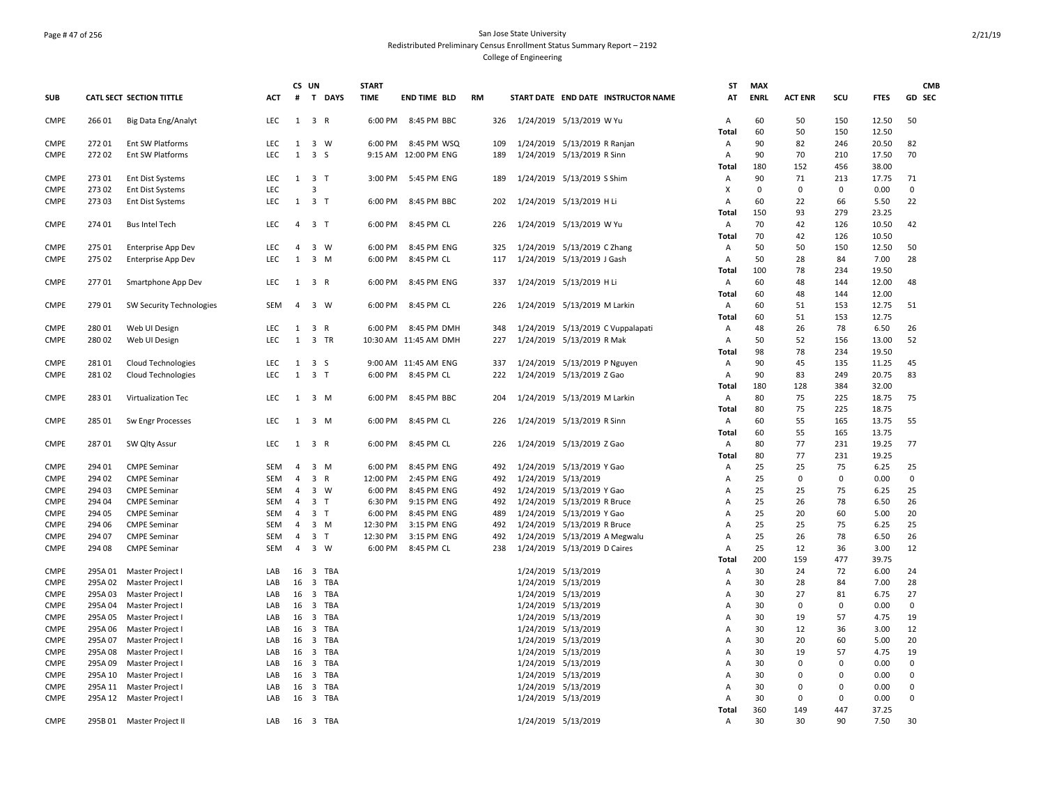San Jose State University
Redistributed Preliminary Census Enrollment Status Summary Report – 2192
College of Engineering

| SUB | CATL | SECT | SECTION TITTLE | ACT | CS # | UN T | DAYS | START TIME | END TIME | BLD | RM | START DATE | END DATE | INSTRUCTOR NAME | ST AT | MAX ENRL | ACT ENR | SCU | FTES | GD | CMB SEC |
|---|---|---|---|---|---|---|---|---|---|---|---|---|---|---|---|---|---|---|---|---|---|
| CMPE | 266 | 01 | Big Data Eng/Analyt | LEC | 1 | 3 | R | 6:00 PM | 8:45 PM | BBC | 326 | 1/24/2019 | 5/13/2019 | W Yu | A | 60 | 50 | 150 | 12.50 | 50 | |
| | | | | | | | | | | | | | | | Total | 60 | 50 | 150 | 12.50 | | |
| CMPE | 272 | 01 | Ent SW Platforms | LEC | 1 | 3 | W | 6:00 PM | 8:45 PM | WSQ | 109 | 1/24/2019 | 5/13/2019 | R Ranjan | A | 90 | 82 | 246 | 20.50 | 82 | |
| CMPE | 272 | 02 | Ent SW Platforms | LEC | 1 | 3 | S | 9:15 AM | 12:00 PM | ENG | 189 | 1/24/2019 | 5/13/2019 | R Sinn | A | 90 | 70 | 210 | 17.50 | 70 | |
| | | | | | | | | | | | | | | | Total | 180 | 152 | 456 | 38.00 | | |
| CMPE | 273 | 01 | Ent Dist Systems | LEC | 1 | 3 | T | 3:00 PM | 5:45 PM | ENG | 189 | 1/24/2019 | 5/13/2019 | S Shim | A | 90 | 71 | 213 | 17.75 | 71 | |
| CMPE | 273 | 02 | Ent Dist Systems | LEC | | 3 | | | | | | | | | X | 0 | 0 | 0 | 0.00 | 0 | |
| CMPE | 273 | 03 | Ent Dist Systems | LEC | 1 | 3 | T | 6:00 PM | 8:45 PM | BBC | 202 | 1/24/2019 | 5/13/2019 | H Li | A | 60 | 22 | 66 | 5.50 | 22 | |
| | | | | | | | | | | | | | | | Total | 150 | 93 | 279 | 23.25 | | |
| CMPE | 274 | 01 | Bus Intel Tech | LEC | 4 | 3 | T | 6:00 PM | 8:45 PM | CL | 226 | 1/24/2019 | 5/13/2019 | W Yu | A | 70 | 42 | 126 | 10.50 | 42 | |
| | | | | | | | | | | | | | | | Total | 70 | 42 | 126 | 10.50 | | |
| CMPE | 275 | 01 | Enterprise App Dev | LEC | 4 | 3 | W | 6:00 PM | 8:45 PM | ENG | 325 | 1/24/2019 | 5/13/2019 | C Zhang | A | 50 | 50 | 150 | 12.50 | 50 | |
| CMPE | 275 | 02 | Enterprise App Dev | LEC | 1 | 3 | M | 6:00 PM | 8:45 PM | CL | 117 | 1/24/2019 | 5/13/2019 | J Gash | A | 50 | 28 | 84 | 7.00 | 28 | |
| | | | | | | | | | | | | | | | Total | 100 | 78 | 234 | 19.50 | | |
| CMPE | 277 | 01 | Smartphone App Dev | LEC | 1 | 3 | R | 6:00 PM | 8:45 PM | ENG | 337 | 1/24/2019 | 5/13/2019 | H Li | A | 60 | 48 | 144 | 12.00 | 48 | |
| | | | | | | | | | | | | | | | Total | 60 | 48 | 144 | 12.00 | | |
| CMPE | 279 | 01 | SW Security Technologies | SEM | 4 | 3 | W | 6:00 PM | 8:45 PM | CL | 226 | 1/24/2019 | 5/13/2019 | M Larkin | A | 60 | 51 | 153 | 12.75 | 51 | |
| | | | | | | | | | | | | | | | Total | 60 | 51 | 153 | 12.75 | | |
| CMPE | 280 | 01 | Web UI Design | LEC | 1 | 3 | R | 6:00 PM | 8:45 PM | DMH | 348 | 1/24/2019 | 5/13/2019 | C Vuppalapati | A | 48 | 26 | 78 | 6.50 | 26 | |
| CMPE | 280 | 02 | Web UI Design | LEC | 1 | 3 | TR | 10:30 AM | 11:45 AM | DMH | 227 | 1/24/2019 | 5/13/2019 | R Mak | A | 50 | 52 | 156 | 13.00 | 52 | |
| | | | | | | | | | | | | | | | Total | 98 | 78 | 234 | 19.50 | | |
| CMPE | 281 | 01 | Cloud Technologies | LEC | 1 | 3 | S | 9:00 AM | 11:45 AM | ENG | 337 | 1/24/2019 | 5/13/2019 | P Nguyen | A | 90 | 45 | 135 | 11.25 | 45 | |
| CMPE | 281 | 02 | Cloud Technologies | LEC | 1 | 3 | T | 6:00 PM | 8:45 PM | CL | 222 | 1/24/2019 | 5/13/2019 | Z Gao | A | 90 | 83 | 249 | 20.75 | 83 | |
| | | | | | | | | | | | | | | | Total | 180 | 128 | 384 | 32.00 | | |
| CMPE | 283 | 01 | Virtualization Tec | LEC | 1 | 3 | M | 6:00 PM | 8:45 PM | BBC | 204 | 1/24/2019 | 5/13/2019 | M Larkin | A | 80 | 75 | 225 | 18.75 | 75 | |
| | | | | | | | | | | | | | | | Total | 80 | 75 | 225 | 18.75 | | |
| CMPE | 285 | 01 | Sw Engr Processes | LEC | 1 | 3 | M | 6:00 PM | 8:45 PM | CL | 226 | 1/24/2019 | 5/13/2019 | R Sinn | A | 60 | 55 | 165 | 13.75 | 55 | |
| | | | | | | | | | | | | | | | Total | 60 | 55 | 165 | 13.75 | | |
| CMPE | 287 | 01 | SW Qlty Assur | LEC | 1 | 3 | R | 6:00 PM | 8:45 PM | CL | 226 | 1/24/2019 | 5/13/2019 | Z Gao | A | 80 | 77 | 231 | 19.25 | 77 | |
| | | | | | | | | | | | | | | | Total | 80 | 77 | 231 | 19.25 | | |
| CMPE | 294 | 01 | CMPE Seminar | SEM | 4 | 3 | M | 6:00 PM | 8:45 PM | ENG | 492 | 1/24/2019 | 5/13/2019 | Y Gao | A | 25 | 25 | 75 | 6.25 | 25 | |
| CMPE | 294 | 02 | CMPE Seminar | SEM | 4 | 3 | R | 12:00 PM | 2:45 PM | ENG | 492 | 1/24/2019 | 5/13/2019 | | A | 25 | 0 | 0 | 0.00 | 0 | |
| CMPE | 294 | 03 | CMPE Seminar | SEM | 4 | 3 | W | 6:00 PM | 8:45 PM | ENG | 492 | 1/24/2019 | 5/13/2019 | Y Gao | A | 25 | 25 | 75 | 6.25 | 25 | |
| CMPE | 294 | 04 | CMPE Seminar | SEM | 4 | 3 | T | 6:30 PM | 9:15 PM | ENG | 492 | 1/24/2019 | 5/13/2019 | R Bruce | A | 25 | 26 | 78 | 6.50 | 26 | |
| CMPE | 294 | 05 | CMPE Seminar | SEM | 4 | 3 | T | 6:00 PM | 8:45 PM | ENG | 489 | 1/24/2019 | 5/13/2019 | Y Gao | A | 25 | 20 | 60 | 5.00 | 20 | |
| CMPE | 294 | 06 | CMPE Seminar | SEM | 4 | 3 | M | 12:30 PM | 3:15 PM | ENG | 492 | 1/24/2019 | 5/13/2019 | R Bruce | A | 25 | 25 | 75 | 6.25 | 25 | |
| CMPE | 294 | 07 | CMPE Seminar | SEM | 4 | 3 | T | 12:30 PM | 3:15 PM | ENG | 492 | 1/24/2019 | 5/13/2019 | A Megwalu | A | 25 | 26 | 78 | 6.50 | 26 | |
| CMPE | 294 | 08 | CMPE Seminar | SEM | 4 | 3 | W | 6:00 PM | 8:45 PM | CL | 238 | 1/24/2019 | 5/13/2019 | D Caires | A | 25 | 12 | 36 | 3.00 | 12 | |
| | | | | | | | | | | | | | | | Total | 200 | 159 | 477 | 39.75 | | |
| CMPE | 295A | 01 | Master Project I | LAB | 16 | 3 | TBA | | | | | 1/24/2019 | 5/13/2019 | | A | 30 | 24 | 72 | 6.00 | 24 | |
| CMPE | 295A | 02 | Master Project I | LAB | 16 | 3 | TBA | | | | | 1/24/2019 | 5/13/2019 | | A | 30 | 28 | 84 | 7.00 | 28 | |
| CMPE | 295A | 03 | Master Project I | LAB | 16 | 3 | TBA | | | | | 1/24/2019 | 5/13/2019 | | A | 30 | 27 | 81 | 6.75 | 27 | |
| CMPE | 295A | 04 | Master Project I | LAB | 16 | 3 | TBA | | | | | 1/24/2019 | 5/13/2019 | | A | 30 | 0 | 0 | 0.00 | 0 | |
| CMPE | 295A | 05 | Master Project I | LAB | 16 | 3 | TBA | | | | | 1/24/2019 | 5/13/2019 | | A | 30 | 19 | 57 | 4.75 | 19 | |
| CMPE | 295A | 06 | Master Project I | LAB | 16 | 3 | TBA | | | | | 1/24/2019 | 5/13/2019 | | A | 30 | 12 | 36 | 3.00 | 12 | |
| CMPE | 295A | 07 | Master Project I | LAB | 16 | 3 | TBA | | | | | 1/24/2019 | 5/13/2019 | | A | 30 | 20 | 60 | 5.00 | 20 | |
| CMPE | 295A | 08 | Master Project I | LAB | 16 | 3 | TBA | | | | | 1/24/2019 | 5/13/2019 | | A | 30 | 19 | 57 | 4.75 | 19 | |
| CMPE | 295A | 09 | Master Project I | LAB | 16 | 3 | TBA | | | | | 1/24/2019 | 5/13/2019 | | A | 30 | 0 | 0 | 0.00 | 0 | |
| CMPE | 295A | 10 | Master Project I | LAB | 16 | 3 | TBA | | | | | 1/24/2019 | 5/13/2019 | | A | 30 | 0 | 0 | 0.00 | 0 | |
| CMPE | 295A | 11 | Master Project I | LAB | 16 | 3 | TBA | | | | | 1/24/2019 | 5/13/2019 | | A | 30 | 0 | 0 | 0.00 | 0 | |
| CMPE | 295A | 12 | Master Project I | LAB | 16 | 3 | TBA | | | | | 1/24/2019 | 5/13/2019 | | A | 30 | 0 | 0 | 0.00 | 0 | |
| | | | | | | | | | | | | | | | Total | 360 | 149 | 447 | 37.25 | | |
| CMPE | 295B | 01 | Master Project II | LAB | 16 | 3 | TBA | | | | | 1/24/2019 | 5/13/2019 | | A | 30 | 30 | 90 | 7.50 | 30 | |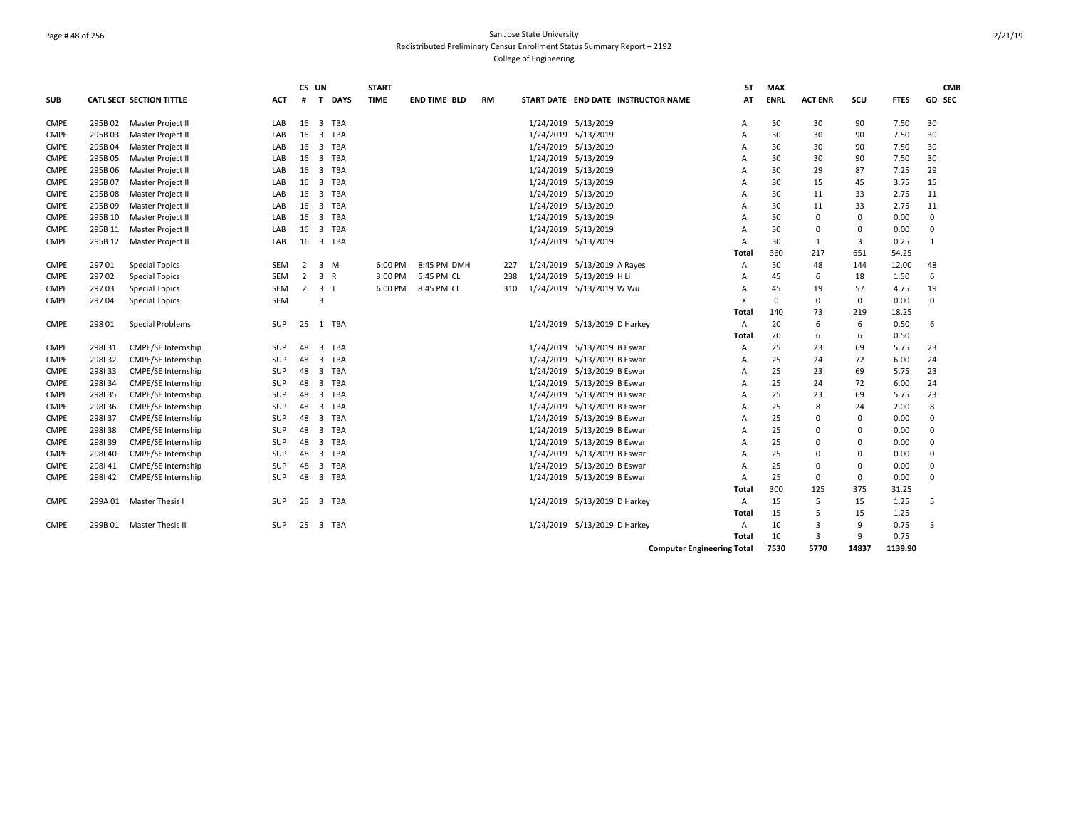San Jose State University
Redistributed Preliminary Census Enrollment Status Summary Report – 2192
College of Engineering

| SUB | CATL SECT | SECTION TITTLE | ACT | CS # | UN T | DAYS | START TIME | END TIME | BLD | RM | START DATE | END DATE | INSTRUCTOR NAME | ST AT | MAX ENRL | ACT ENR | SCU | FTES | GD | CMB SEC |
|---|---|---|---|---|---|---|---|---|---|---|---|---|---|---|---|---|---|---|---|---|
| CMPE | 295B 02 | Master Project II | LAB | 16 | 3 | TBA | | | | | 1/24/2019 | 5/13/2019 | | A | 30 | 30 | 90 | 7.50 | 30 | |
| CMPE | 295B 03 | Master Project II | LAB | 16 | 3 | TBA | | | | | 1/24/2019 | 5/13/2019 | | A | 30 | 30 | 90 | 7.50 | 30 | |
| CMPE | 295B 04 | Master Project II | LAB | 16 | 3 | TBA | | | | | 1/24/2019 | 5/13/2019 | | A | 30 | 30 | 90 | 7.50 | 30 | |
| CMPE | 295B 05 | Master Project II | LAB | 16 | 3 | TBA | | | | | 1/24/2019 | 5/13/2019 | | A | 30 | 30 | 90 | 7.50 | 30 | |
| CMPE | 295B 06 | Master Project II | LAB | 16 | 3 | TBA | | | | | 1/24/2019 | 5/13/2019 | | A | 30 | 29 | 87 | 7.25 | 29 | |
| CMPE | 295B 07 | Master Project II | LAB | 16 | 3 | TBA | | | | | 1/24/2019 | 5/13/2019 | | A | 30 | 15 | 45 | 3.75 | 15 | |
| CMPE | 295B 08 | Master Project II | LAB | 16 | 3 | TBA | | | | | 1/24/2019 | 5/13/2019 | | A | 30 | 11 | 33 | 2.75 | 11 | |
| CMPE | 295B 09 | Master Project II | LAB | 16 | 3 | TBA | | | | | 1/24/2019 | 5/13/2019 | | A | 30 | 11 | 33 | 2.75 | 11 | |
| CMPE | 295B 10 | Master Project II | LAB | 16 | 3 | TBA | | | | | 1/24/2019 | 5/13/2019 | | A | 30 | 0 | 0 | 0.00 | 0 | |
| CMPE | 295B 11 | Master Project II | LAB | 16 | 3 | TBA | | | | | 1/24/2019 | 5/13/2019 | | A | 30 | 0 | 0 | 0.00 | 0 | |
| CMPE | 295B 12 | Master Project II | LAB | 16 | 3 | TBA | | | | | 1/24/2019 | 5/13/2019 | | A | 30 | 1 | 3 | 0.25 | 1 | |
| | | | | | | | | | | | | | | Total | 360 | 217 | 651 | 54.25 | | |
| CMPE | 297 01 | Special Topics | SEM | 2 | 3 | M | 6:00 PM | 8:45 PM | DMH | 227 | 1/24/2019 | 5/13/2019 | A Rayes | A | 50 | 48 | 144 | 12.00 | 48 | |
| CMPE | 297 02 | Special Topics | SEM | 2 | 3 | R | 3:00 PM | 5:45 PM | CL | 238 | 1/24/2019 | 5/13/2019 | H Li | A | 45 | 6 | 18 | 1.50 | 6 | |
| CMPE | 297 03 | Special Topics | SEM | 2 | 3 | T | 6:00 PM | 8:45 PM | CL | 310 | 1/24/2019 | 5/13/2019 | W Wu | A | 45 | 19 | 57 | 4.75 | 19 | |
| CMPE | 297 04 | Special Topics | SEM | | 3 | | | | | | | | | X | 0 | 0 | 0 | 0.00 | 0 | |
| | | | | | | | | | | | | | | Total | 140 | 73 | 219 | 18.25 | | |
| CMPE | 298 01 | Special Problems | SUP | 25 | 1 | TBA | | | | | 1/24/2019 | 5/13/2019 | D Harkey | A | 20 | 6 | 6 | 0.50 | 6 | |
| | | | | | | | | | | | | | | Total | 20 | 6 | 6 | 0.50 | | |
| CMPE | 298I 31 | CMPE/SE Internship | SUP | 48 | 3 | TBA | | | | | 1/24/2019 | 5/13/2019 | B Eswar | A | 25 | 23 | 69 | 5.75 | 23 | |
| CMPE | 298I 32 | CMPE/SE Internship | SUP | 48 | 3 | TBA | | | | | 1/24/2019 | 5/13/2019 | B Eswar | A | 25 | 24 | 72 | 6.00 | 24 | |
| CMPE | 298I 33 | CMPE/SE Internship | SUP | 48 | 3 | TBA | | | | | 1/24/2019 | 5/13/2019 | B Eswar | A | 25 | 23 | 69 | 5.75 | 23 | |
| CMPE | 298I 34 | CMPE/SE Internship | SUP | 48 | 3 | TBA | | | | | 1/24/2019 | 5/13/2019 | B Eswar | A | 25 | 24 | 72 | 6.00 | 24 | |
| CMPE | 298I 35 | CMPE/SE Internship | SUP | 48 | 3 | TBA | | | | | 1/24/2019 | 5/13/2019 | B Eswar | A | 25 | 23 | 69 | 5.75 | 23 | |
| CMPE | 298I 36 | CMPE/SE Internship | SUP | 48 | 3 | TBA | | | | | 1/24/2019 | 5/13/2019 | B Eswar | A | 25 | 8 | 24 | 2.00 | 8 | |
| CMPE | 298I 37 | CMPE/SE Internship | SUP | 48 | 3 | TBA | | | | | 1/24/2019 | 5/13/2019 | B Eswar | A | 25 | 0 | 0 | 0.00 | 0 | |
| CMPE | 298I 38 | CMPE/SE Internship | SUP | 48 | 3 | TBA | | | | | 1/24/2019 | 5/13/2019 | B Eswar | A | 25 | 0 | 0 | 0.00 | 0 | |
| CMPE | 298I 39 | CMPE/SE Internship | SUP | 48 | 3 | TBA | | | | | 1/24/2019 | 5/13/2019 | B Eswar | A | 25 | 0 | 0 | 0.00 | 0 | |
| CMPE | 298I 40 | CMPE/SE Internship | SUP | 48 | 3 | TBA | | | | | 1/24/2019 | 5/13/2019 | B Eswar | A | 25 | 0 | 0 | 0.00 | 0 | |
| CMPE | 298I 41 | CMPE/SE Internship | SUP | 48 | 3 | TBA | | | | | 1/24/2019 | 5/13/2019 | B Eswar | A | 25 | 0 | 0 | 0.00 | 0 | |
| CMPE | 298I 42 | CMPE/SE Internship | SUP | 48 | 3 | TBA | | | | | 1/24/2019 | 5/13/2019 | B Eswar | A | 25 | 0 | 0 | 0.00 | 0 | |
| | | | | | | | | | | | | | | Total | 300 | 125 | 375 | 31.25 | | |
| CMPE | 299A 01 | Master Thesis I | SUP | 25 | 3 | TBA | | | | | 1/24/2019 | 5/13/2019 | D Harkey | A | 15 | 5 | 15 | 1.25 | 5 | |
| | | | | | | | | | | | | | | Total | 15 | 5 | 15 | 1.25 | | |
| CMPE | 299B 01 | Master Thesis II | SUP | 25 | 3 | TBA | | | | | 1/24/2019 | 5/13/2019 | D Harkey | A | 10 | 3 | 9 | 0.75 | 3 | |
| | | | | | | | | | | | | | | Total | 10 | 3 | 9 | 0.75 | | |
| | | | | | | | | | | | | | | Computer Engineering Total | 7530 | 5770 | 14837 | 1139.90 | | |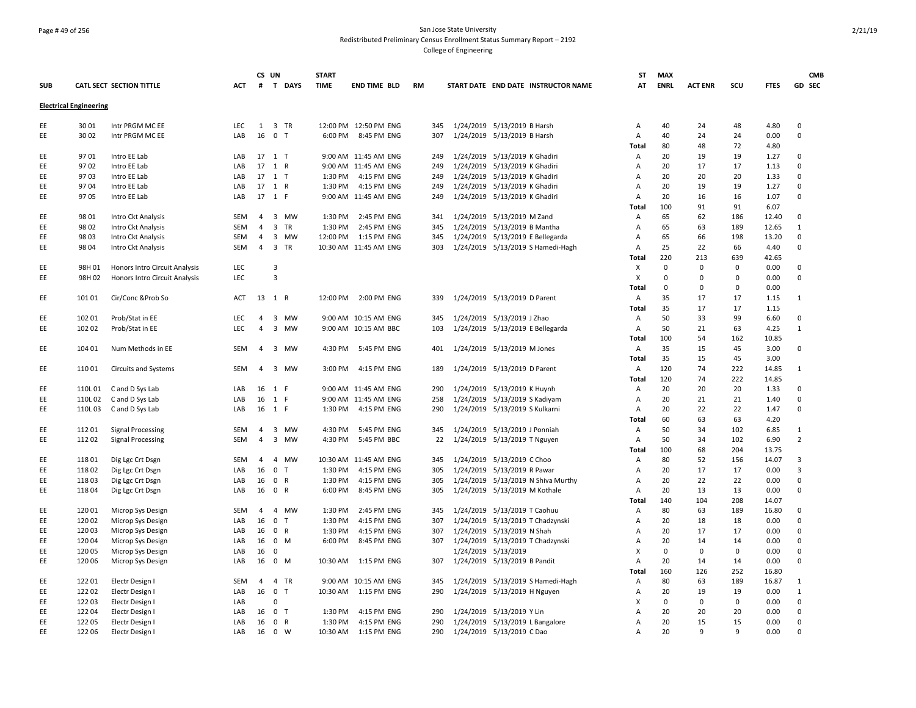San Jose State University
Redistributed Preliminary Census Enrollment Status Summary Report – 2192
College of Engineering

| SUB | CATL SECT | SECTION TITTLE | ACT | CS # | UN T | DAYS | START TIME | END TIME | BLD | RM | START DATE | END DATE | INSTRUCTOR NAME | ST AT | MAX ENRL | ACT ENR | SCU | FTES | GD | CMB SEC |
|---|---|---|---|---|---|---|---|---|---|---|---|---|---|---|---|---|---|---|---|---|
| **Electrical Engineering** | | | | | | | | | | | | | | | | | | | | |
| EE | 30 01 | Intr PRGM MC EE | LEC | 1 | 3 | TR | 12:00 PM | 12:50 PM | ENG | 345 | 1/24/2019 | 5/13/2019 | B Harsh | A | 40 | 24 | 48 | 4.80 | 0 | |
| EE | 30 02 | Intr PRGM MC EE | LAB | 16 | 0 | T | 6:00 PM | 8:45 PM | ENG | 307 | 1/24/2019 | 5/13/2019 | B Harsh | A | 40 | 24 | 24 | 0.00 | 0 | |
| | | | | | | | | | | | | | | Total | 80 | 48 | 72 | 4.80 | | |
| EE | 97 01 | Intro EE Lab | LAB | 17 | 1 | T | 9:00 AM | 11:45 AM | ENG | 249 | 1/24/2019 | 5/13/2019 | K Ghadiri | A | 20 | 19 | 19 | 1.27 | 0 | |
| EE | 97 02 | Intro EE Lab | LAB | 17 | 1 | R | 9:00 AM | 11:45 AM | ENG | 249 | 1/24/2019 | 5/13/2019 | K Ghadiri | A | 20 | 17 | 17 | 1.13 | 0 | |
| EE | 97 03 | Intro EE Lab | LAB | 17 | 1 | T | 1:30 PM | 4:15 PM | ENG | 249 | 1/24/2019 | 5/13/2019 | K Ghadiri | A | 20 | 20 | 20 | 1.33 | 0 | |
| EE | 97 04 | Intro EE Lab | LAB | 17 | 1 | R | 1:30 PM | 4:15 PM | ENG | 249 | 1/24/2019 | 5/13/2019 | K Ghadiri | A | 20 | 19 | 19 | 1.27 | 0 | |
| EE | 97 05 | Intro EE Lab | LAB | 17 | 1 | F | 9:00 AM | 11:45 AM | ENG | 249 | 1/24/2019 | 5/13/2019 | K Ghadiri | A | 20 | 16 | 16 | 1.07 | 0 | |
| | | | | | | | | | | | | | | Total | 100 | 91 | 91 | 6.07 | | |
| EE | 98 01 | Intro Ckt Analysis | SEM | 4 | 3 | MW | 1:30 PM | 2:45 PM | ENG | 341 | 1/24/2019 | 5/13/2019 | M Zand | A | 65 | 62 | 186 | 12.40 | 0 | |
| EE | 98 02 | Intro Ckt Analysis | SEM | 4 | 3 | TR | 1:30 PM | 2:45 PM | ENG | 345 | 1/24/2019 | 5/13/2019 | B Mantha | A | 65 | 63 | 189 | 12.65 | 1 | |
| EE | 98 03 | Intro Ckt Analysis | SEM | 4 | 3 | MW | 12:00 PM | 1:15 PM | ENG | 345 | 1/24/2019 | 5/13/2019 | E Bellegarda | A | 65 | 66 | 198 | 13.20 | 0 | |
| EE | 98 04 | Intro Ckt Analysis | SEM | 4 | 3 | TR | 10:30 AM | 11:45 AM | ENG | 303 | 1/24/2019 | 5/13/2019 | S Hamedi-Hagh | A | 25 | 22 | 66 | 4.40 | 0 | |
| | | | | | | | | | | | | | | Total | 220 | 213 | 639 | 42.65 | | |
| EE | 98H 01 | Honors Intro Circuit Analysis | LEC | | 3 | | | | | | | | | X | 0 | 0 | 0 | 0.00 | 0 | |
| EE | 98H 02 | Honors Intro Circuit Analysis | LEC | | 3 | | | | | | | | | X | 0 | 0 | 0 | 0.00 | 0 | |
| | | | | | | | | | | | | | | Total | 0 | 0 | 0 | 0.00 | | |
| EE | 101 01 | Cir/Conc &Prob So | ACT | 13 | 1 | R | 12:00 PM | 2:00 PM | ENG | 339 | 1/24/2019 | 5/13/2019 | D Parent | A | 35 | 17 | 17 | 1.15 | 1 | |
| | | | | | | | | | | | | | | Total | 35 | 17 | 17 | 1.15 | | |
| EE | 102 01 | Prob/Stat in EE | LEC | 4 | 3 | MW | 9:00 AM | 10:15 AM | ENG | 345 | 1/24/2019 | 5/13/2019 | J Zhao | A | 50 | 33 | 99 | 6.60 | 0 | |
| EE | 102 02 | Prob/Stat in EE | LEC | 4 | 3 | MW | 9:00 AM | 10:15 AM | BBC | 103 | 1/24/2019 | 5/13/2019 | E Bellegarda | A | 50 | 21 | 63 | 4.25 | 1 | |
| | | | | | | | | | | | | | | Total | 100 | 54 | 162 | 10.85 | | |
| EE | 104 01 | Num Methods in EE | SEM | 4 | 3 | MW | 4:30 PM | 5:45 PM | ENG | 401 | 1/24/2019 | 5/13/2019 | M Jones | A | 35 | 15 | 45 | 3.00 | 0 | |
| | | | | | | | | | | | | | | Total | 35 | 15 | 45 | 3.00 | | |
| EE | 110 01 | Circuits and Systems | SEM | 4 | 3 | MW | 3:00 PM | 4:15 PM | ENG | 189 | 1/24/2019 | 5/13/2019 | D Parent | A | 120 | 74 | 222 | 14.85 | 1 | |
| | | | | | | | | | | | | | | Total | 120 | 74 | 222 | 14.85 | | |
| EE | 110L 01 | C and D Sys Lab | LAB | 16 | 1 | F | 9:00 AM | 11:45 AM | ENG | 290 | 1/24/2019 | 5/13/2019 | K Huynh | A | 20 | 20 | 20 | 1.33 | 0 | |
| EE | 110L 02 | C and D Sys Lab | LAB | 16 | 1 | F | 9:00 AM | 11:45 AM | ENG | 258 | 1/24/2019 | 5/13/2019 | S Kadiyam | A | 20 | 21 | 21 | 1.40 | 0 | |
| EE | 110L 03 | C and D Sys Lab | LAB | 16 | 1 | F | 1:30 PM | 4:15 PM | ENG | 290 | 1/24/2019 | 5/13/2019 | S Kulkarni | A | 20 | 22 | 22 | 1.47 | 0 | |
| | | | | | | | | | | | | | | Total | 60 | 63 | 63 | 4.20 | | |
| EE | 112 01 | Signal Processing | SEM | 4 | 3 | MW | 4:30 PM | 5:45 PM | ENG | 345 | 1/24/2019 | 5/13/2019 | J Ponniah | A | 50 | 34 | 102 | 6.85 | 1 | |
| EE | 112 02 | Signal Processing | SEM | 4 | 3 | MW | 4:30 PM | 5:45 PM | BBC | 22 | 1/24/2019 | 5/13/2019 | T Nguyen | A | 50 | 34 | 102 | 6.90 | 2 | |
| | | | | | | | | | | | | | | Total | 100 | 68 | 204 | 13.75 | | |
| EE | 118 01 | Dig Lgc Crt Dsgn | SEM | 4 | 4 | MW | 10:30 AM | 11:45 AM | ENG | 345 | 1/24/2019 | 5/13/2019 | C Choo | A | 80 | 52 | 156 | 14.07 | 3 | |
| EE | 118 02 | Dig Lgc Crt Dsgn | LAB | 16 | 0 | T | 1:30 PM | 4:15 PM | ENG | 305 | 1/24/2019 | 5/13/2019 | R Pawar | A | 20 | 17 | 17 | 0.00 | 3 | |
| EE | 118 03 | Dig Lgc Crt Dsgn | LAB | 16 | 0 | R | 1:30 PM | 4:15 PM | ENG | 305 | 1/24/2019 | 5/13/2019 | N Shiva Murthy | A | 20 | 22 | 22 | 0.00 | 0 | |
| EE | 118 04 | Dig Lgc Crt Dsgn | LAB | 16 | 0 | R | 6:00 PM | 8:45 PM | ENG | 305 | 1/24/2019 | 5/13/2019 | M Kothale | A | 20 | 13 | 13 | 0.00 | 0 | |
| | | | | | | | | | | | | | | Total | 140 | 104 | 208 | 14.07 | | |
| EE | 120 01 | Microp Sys Design | SEM | 4 | 4 | MW | 1:30 PM | 2:45 PM | ENG | 345 | 1/24/2019 | 5/13/2019 | T Caohuu | A | 80 | 63 | 189 | 16.80 | 0 | |
| EE | 120 02 | Microp Sys Design | LAB | 16 | 0 | T | 1:30 PM | 4:15 PM | ENG | 307 | 1/24/2019 | 5/13/2019 | T Chadzynski | A | 20 | 18 | 18 | 0.00 | 0 | |
| EE | 120 03 | Microp Sys Design | LAB | 16 | 0 | R | 1:30 PM | 4:15 PM | ENG | 307 | 1/24/2019 | 5/13/2019 | N Shah | A | 20 | 17 | 17 | 0.00 | 0 | |
| EE | 120 04 | Microp Sys Design | LAB | 16 | 0 | M | 6:00 PM | 8:45 PM | ENG | 307 | 1/24/2019 | 5/13/2019 | T Chadzynski | A | 20 | 14 | 14 | 0.00 | 0 | |
| EE | 120 05 | Microp Sys Design | LAB | 16 | 0 | | | | | | 1/24/2019 | 5/13/2019 | | X | 0 | 0 | 0 | 0.00 | 0 | |
| EE | 120 06 | Microp Sys Design | LAB | 16 | 0 | M | 10:30 AM | 1:15 PM | ENG | 307 | 1/24/2019 | 5/13/2019 | B Pandit | A | 20 | 14 | 14 | 0.00 | 0 | |
| | | | | | | | | | | | | | | Total | 160 | 126 | 252 | 16.80 | | |
| EE | 122 01 | Electr Design I | SEM | 4 | 4 | TR | 9:00 AM | 10:15 AM | ENG | 345 | 1/24/2019 | 5/13/2019 | S Hamedi-Hagh | A | 80 | 63 | 189 | 16.87 | 1 | |
| EE | 122 02 | Electr Design I | LAB | 16 | 0 | T | 10:30 AM | 1:15 PM | ENG | 290 | 1/24/2019 | 5/13/2019 | H Nguyen | A | 20 | 19 | 19 | 0.00 | 1 | |
| EE | 122 03 | Electr Design I | LAB | | 0 | | | | | | | | | X | 0 | 0 | 0 | 0.00 | 0 | |
| EE | 122 04 | Electr Design I | LAB | 16 | 0 | T | 1:30 PM | 4:15 PM | ENG | 290 | 1/24/2019 | 5/13/2019 | Y Lin | A | 20 | 20 | 20 | 0.00 | 0 | |
| EE | 122 05 | Electr Design I | LAB | 16 | 0 | R | 1:30 PM | 4:15 PM | ENG | 290 | 1/24/2019 | 5/13/2019 | L Bangalore | A | 20 | 15 | 15 | 0.00 | 0 | |
| EE | 122 06 | Electr Design I | LAB | 16 | 0 | W | 10:30 AM | 1:15 PM | ENG | 290 | 1/24/2019 | 5/13/2019 | C Dao | A | 20 | 9 | 9 | 0.00 | 0 | |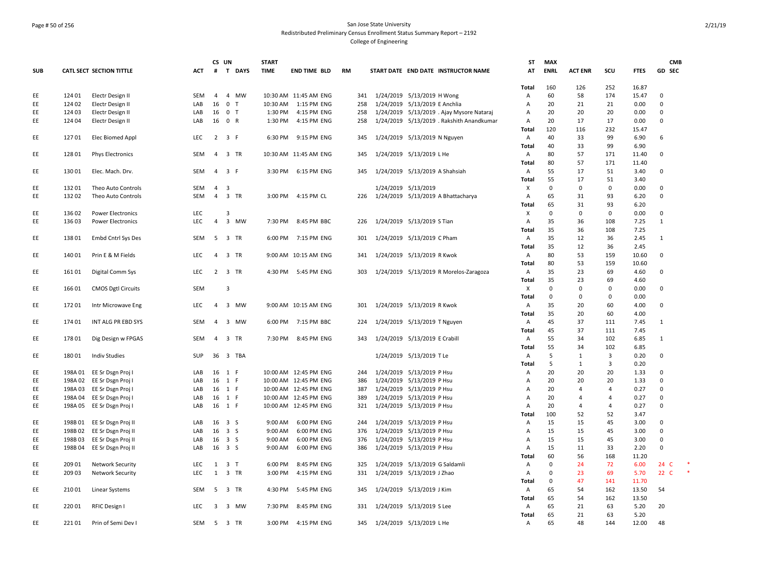# San Jose State University
## Redistributed Preliminary Census Enrollment Status Summary Report – 2192
### College of Engineering

| SUB | CATL SECT | SECTION TITTLE | ACT | CS # | UN T | DAYS | START TIME | END TIME | BLD | RM | START DATE | END DATE | INSTRUCTOR NAME | ST AT | MAX ENRL | ACT ENR | SCU | FTES | GD | CMB SEC |
|---|---|---|---|---|---|---|---|---|---|---|---|---|---|---|---|---|---|---|---|---|
| | | | | | | | | | | | | | | Total | 160 | 126 | 252 | 16.87 | | |
| EE | 124 01 | Electr Design II | SEM | 4 | 4 | MW | 10:30 AM | 11:45 AM | ENG | 341 | 1/24/2019 | 5/13/2019 | H Wong | A | 60 | 58 | 174 | 15.47 | 0 | |
| EE | 124 02 | Electr Design II | LAB | 16 | 0 | T | 10:30 AM | 1:15 PM | ENG | 258 | 1/24/2019 | 5/13/2019 | E Anchlia | A | 20 | 21 | 21 | 0.00 | 0 | |
| EE | 124 03 | Electr Design II | LAB | 16 | 0 | T | 1:30 PM | 4:15 PM | ENG | 258 | 1/24/2019 | 5/13/2019 | . Ajay Mysore Nataraj | A | 20 | 20 | 20 | 0.00 | 0 | |
| EE | 124 04 | Electr Design II | LAB | 16 | 0 | R | 1:30 PM | 4:15 PM | ENG | 258 | 1/24/2019 | 5/13/2019 | . Rakshith Anandkumar | A | 20 | 17 | 17 | 0.00 | 0 | |
| | | | | | | | | | | | | | | Total | 120 | 116 | 232 | 15.47 | | |
| EE | 127 01 | Elec Biomed Appl | LEC | 2 | 3 | F | 6:30 PM | 9:15 PM | ENG | 345 | 1/24/2019 | 5/13/2019 | N Nguyen | A | 40 | 33 | 99 | 6.90 | 6 | |
| | | | | | | | | | | | | | | Total | 40 | 33 | 99 | 6.90 | | |
| EE | 128 01 | Phys Electronics | SEM | 4 | 3 | TR | 10:30 AM | 11:45 AM | ENG | 345 | 1/24/2019 | 5/13/2019 | L He | A | 80 | 57 | 171 | 11.40 | 0 | |
| | | | | | | | | | | | | | | Total | 80 | 57 | 171 | 11.40 | | |
| EE | 130 01 | Elec. Mach. Drv. | SEM | 4 | 3 | F | 3:30 PM | 6:15 PM | ENG | 345 | 1/24/2019 | 5/13/2019 | A Shahsiah | A | 55 | 17 | 51 | 3.40 | 0 | |
| | | | | | | | | | | | | | | Total | 55 | 17 | 51 | 3.40 | | |
| EE | 132 01 | Theo Auto Controls | SEM | 4 | 3 | | | | | | 1/24/2019 | 5/13/2019 | | X | 0 | 0 | 0 | 0.00 | 0 | |
| EE | 132 02 | Theo Auto Controls | SEM | 4 | 3 | TR | 3:00 PM | 4:15 PM | CL | 226 | 1/24/2019 | 5/13/2019 | A Bhattacharya | A | 65 | 31 | 93 | 6.20 | 0 | |
| | | | | | | | | | | | | | | Total | 65 | 31 | 93 | 6.20 | | |
| EE | 136 02 | Power Electronics | LEC | | 3 | | | | | | | | | X | 0 | 0 | 0 | 0.00 | 0 | |
| EE | 136 03 | Power Electronics | LEC | 4 | 3 | MW | 7:30 PM | 8:45 PM | BBC | 226 | 1/24/2019 | 5/13/2019 | S Tian | A | 35 | 36 | 108 | 7.25 | 1 | |
| | | | | | | | | | | | | | | Total | 35 | 36 | 108 | 7.25 | | |
| EE | 138 01 | Embd Cntrl Sys Des | SEM | 5 | 3 | TR | 6:00 PM | 7:15 PM | ENG | 301 | 1/24/2019 | 5/13/2019 | C Pham | A | 35 | 12 | 36 | 2.45 | 1 | |
| | | | | | | | | | | | | | | Total | 35 | 12 | 36 | 2.45 | | |
| EE | 140 01 | Prin E & M Fields | LEC | 4 | 3 | TR | 9:00 AM | 10:15 AM | ENG | 341 | 1/24/2019 | 5/13/2019 | R Kwok | A | 80 | 53 | 159 | 10.60 | 0 | |
| | | | | | | | | | | | | | | Total | 80 | 53 | 159 | 10.60 | | |
| EE | 161 01 | Digital Comm Sys | LEC | 2 | 3 | TR | 4:30 PM | 5:45 PM | ENG | 303 | 1/24/2019 | 5/13/2019 | R Morelos-Zaragoza | A | 35 | 23 | 69 | 4.60 | 0 | |
| | | | | | | | | | | | | | | Total | 35 | 23 | 69 | 4.60 | | |
| EE | 166 01 | CMOS Dgtl Circuits | SEM | | 3 | | | | | | | | | X | 0 | 0 | 0 | 0.00 | 0 | |
| | | | | | | | | | | | | | | Total | 0 | 0 | 0 | 0.00 | | |
| EE | 172 01 | Intr Microwave Eng | LEC | 4 | 3 | MW | 9:00 AM | 10:15 AM | ENG | 301 | 1/24/2019 | 5/13/2019 | R Kwok | A | 35 | 20 | 60 | 4.00 | 0 | |
| | | | | | | | | | | | | | | Total | 35 | 20 | 60 | 4.00 | | |
| EE | 174 01 | INT ALG PR EBD SYS | SEM | 4 | 3 | MW | 6:00 PM | 7:15 PM | BBC | 224 | 1/24/2019 | 5/13/2019 | T Nguyen | A | 45 | 37 | 111 | 7.45 | 1 | |
| | | | | | | | | | | | | | | Total | 45 | 37 | 111 | 7.45 | | |
| EE | 178 01 | Dig Design w FPGAS | SEM | 4 | 3 | TR | 7:30 PM | 8:45 PM | ENG | 343 | 1/24/2019 | 5/13/2019 | E Crabill | A | 55 | 34 | 102 | 6.85 | 1 | |
| | | | | | | | | | | | | | | Total | 55 | 34 | 102 | 6.85 | | |
| EE | 180 01 | Indiv Studies | SUP | 36 | 3 | TBA | | | | | 1/24/2019 | 5/13/2019 | T Le | A | 5 | 1 | 3 | 0.20 | 0 | |
| | | | | | | | | | | | | | | Total | 5 | 1 | 3 | 0.20 | | |
| EE | 198A 01 | EE Sr Dsgn Proj I | LAB | 16 | 1 | F | 10:00 AM | 12:45 PM | ENG | 244 | 1/24/2019 | 5/13/2019 | P Hsu | A | 20 | 20 | 20 | 1.33 | 0 | |
| EE | 198A 02 | EE Sr Dsgn Proj I | LAB | 16 | 1 | F | 10:00 AM | 12:45 PM | ENG | 386 | 1/24/2019 | 5/13/2019 | P Hsu | A | 20 | 20 | 20 | 1.33 | 0 | |
| EE | 198A 03 | EE Sr Dsgn Proj I | LAB | 16 | 1 | F | 10:00 AM | 12:45 PM | ENG | 387 | 1/24/2019 | 5/13/2019 | P Hsu | A | 20 | 4 | 4 | 0.27 | 0 | |
| EE | 198A 04 | EE Sr Dsgn Proj I | LAB | 16 | 1 | F | 10:00 AM | 12:45 PM | ENG | 389 | 1/24/2019 | 5/13/2019 | P Hsu | A | 20 | 4 | 4 | 0.27 | 0 | |
| EE | 198A 05 | EE Sr Dsgn Proj I | LAB | 16 | 1 | F | 10:00 AM | 12:45 PM | ENG | 321 | 1/24/2019 | 5/13/2019 | P Hsu | A | 20 | 4 | 4 | 0.27 | 0 | |
| | | | | | | | | | | | | | | Total | 100 | 52 | 52 | 3.47 | | |
| EE | 198B 01 | EE Sr Dsgn Proj II | LAB | 16 | 3 | S | 9:00 AM | 6:00 PM | ENG | 244 | 1/24/2019 | 5/13/2019 | P Hsu | A | 15 | 15 | 45 | 3.00 | 0 | |
| EE | 198B 02 | EE Sr Dsgn Proj II | LAB | 16 | 3 | S | 9:00 AM | 6:00 PM | ENG | 376 | 1/24/2019 | 5/13/2019 | P Hsu | A | 15 | 15 | 45 | 3.00 | 0 | |
| EE | 198B 03 | EE Sr Dsgn Proj II | LAB | 16 | 3 | S | 9:00 AM | 6:00 PM | ENG | 376 | 1/24/2019 | 5/13/2019 | P Hsu | A | 15 | 15 | 45 | 3.00 | 0 | |
| EE | 198B 04 | EE Sr Dsgn Proj II | LAB | 16 | 3 | S | 9:00 AM | 6:00 PM | ENG | 386 | 1/24/2019 | 5/13/2019 | P Hsu | A | 15 | 11 | 33 | 2.20 | 0 | |
| | | | | | | | | | | | | | | Total | 60 | 56 | 168 | 11.20 | | |
| EE | 209 01 | Network Security | LEC | 1 | 3 | T | 6:00 PM | 8:45 PM | ENG | 325 | 1/24/2019 | 5/13/2019 | G Saldamli | A | 0 | 24 | 72 | 6.00 | 24 | C * |
| EE | 209 03 | Network Security | LEC | 1 | 3 | TR | 3:00 PM | 4:15 PM | ENG | 331 | 1/24/2019 | 5/13/2019 | J Zhao | A | 0 | 23 | 69 | 5.70 | 22 | C * |
| | | | | | | | | | | | | | | Total | 0 | 47 | 141 | 11.70 | | |
| EE | 210 01 | Linear Systems | SEM | 5 | 3 | TR | 4:30 PM | 5:45 PM | ENG | 345 | 1/24/2019 | 5/13/2019 | J Kim | A | 65 | 54 | 162 | 13.50 | 54 | |
| | | | | | | | | | | | | | | Total | 65 | 54 | 162 | 13.50 | | |
| EE | 220 01 | RFIC Design I | LEC | 3 | 3 | MW | 7:30 PM | 8:45 PM | ENG | 331 | 1/24/2019 | 5/13/2019 | S Lee | A | 65 | 21 | 63 | 5.20 | 20 | |
| | | | | | | | | | | | | | | Total | 65 | 21 | 63 | 5.20 | | |
| EE | 221 01 | Prin of Semi Dev I | SEM | 5 | 3 | TR | 3:00 PM | 4:15 PM | ENG | 345 | 1/24/2019 | 5/13/2019 | L He | A | 65 | 48 | 144 | 12.00 | 48 | |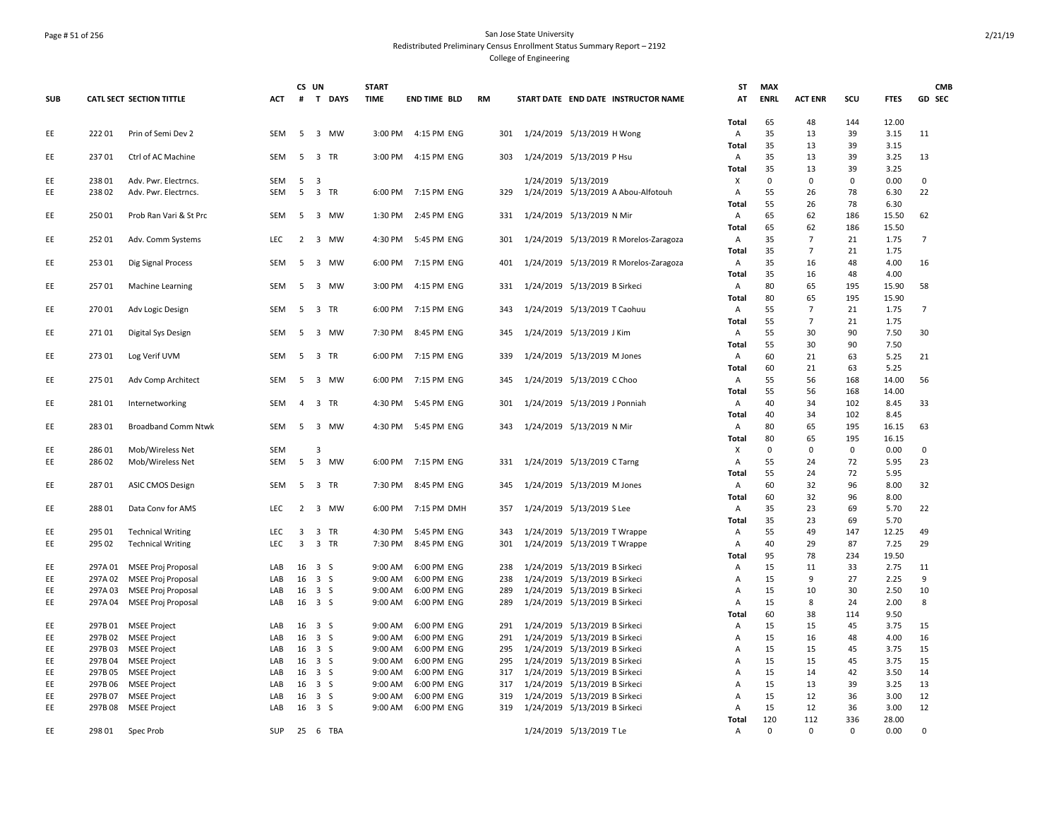San Jose State University
Redistributed Preliminary Census Enrollment Status Summary Report – 2192
College of Engineering

| SUB | CATL SECT | SECTION TITTLE | ACT | CS # | UN T | DAYS | START TIME | END TIME | BLD | RM | START DATE | END DATE | INSTRUCTOR NAME | ST AT | MAX ENRL | ACT ENR | SCU | FTES | GD | CMB SEC |
|---|---|---|---|---|---|---|---|---|---|---|---|---|---|---|---|---|---|---|---|---|
| | | | | | | | | | | | | | | Total | 65 | 48 | 144 | 12.00 | | |
| EE | 222 01 | Prin of Semi Dev 2 | SEM | 5 | 3 | MW | 3:00 PM | 4:15 PM | ENG | 301 | 1/24/2019 | 5/13/2019 | H Wong | A | 35 | 13 | 39 | 3.15 | 11 | |
| | | | | | | | | | | | | | | Total | 35 | 13 | 39 | 3.15 | | |
| EE | 237 01 | Ctrl of AC Machine | SEM | 5 | 3 | TR | 3:00 PM | 4:15 PM | ENG | 303 | 1/24/2019 | 5/13/2019 | P Hsu | A | 35 | 13 | 39 | 3.25 | 13 | |
| | | | | | | | | | | | | | | Total | 35 | 13 | 39 | 3.25 | | |
| EE | 238 01 | Adv. Pwr. Electrncs. | SEM | 5 | 3 | | | | | | 1/24/2019 | 5/13/2019 | | X | 0 | 0 | 0 | 0.00 | 0 | |
| EE | 238 02 | Adv. Pwr. Electrncs. | SEM | 5 | 3 | TR | 6:00 PM | 7:15 PM | ENG | 329 | 1/24/2019 | 5/13/2019 | A Abou-Alfotouh | A | 55 | 26 | 78 | 6.30 | 22 | |
| | | | | | | | | | | | | | | Total | 55 | 26 | 78 | 6.30 | | |
| EE | 250 01 | Prob Ran Vari & St Prc | SEM | 5 | 3 | MW | 1:30 PM | 2:45 PM | ENG | 331 | 1/24/2019 | 5/13/2019 | N Mir | A | 65 | 62 | 186 | 15.50 | 62 | |
| | | | | | | | | | | | | | | Total | 65 | 62 | 186 | 15.50 | | |
| EE | 252 01 | Adv. Comm Systems | LEC | 2 | 3 | MW | 4:30 PM | 5:45 PM | ENG | 301 | 1/24/2019 | 5/13/2019 | R Morelos-Zaragoza | A | 35 | 7 | 21 | 1.75 | 7 | |
| | | | | | | | | | | | | | | Total | 35 | 7 | 21 | 1.75 | | |
| EE | 253 01 | Dig Signal Process | SEM | 5 | 3 | MW | 6:00 PM | 7:15 PM | ENG | 401 | 1/24/2019 | 5/13/2019 | R Morelos-Zaragoza | A | 35 | 16 | 48 | 4.00 | 16 | |
| | | | | | | | | | | | | | | Total | 35 | 16 | 48 | 4.00 | | |
| EE | 257 01 | Machine Learning | SEM | 5 | 3 | MW | 3:00 PM | 4:15 PM | ENG | 331 | 1/24/2019 | 5/13/2019 | B Sirkeci | A | 80 | 65 | 195 | 15.90 | 58 | |
| | | | | | | | | | | | | | | Total | 80 | 65 | 195 | 15.90 | | |
| EE | 270 01 | Adv Logic Design | SEM | 5 | 3 | TR | 6:00 PM | 7:15 PM | ENG | 343 | 1/24/2019 | 5/13/2019 | T Caohuu | A | 55 | 7 | 21 | 1.75 | 7 | |
| | | | | | | | | | | | | | | Total | 55 | 7 | 21 | 1.75 | | |
| EE | 271 01 | Digital Sys Design | SEM | 5 | 3 | MW | 7:30 PM | 8:45 PM | ENG | 345 | 1/24/2019 | 5/13/2019 | J Kim | A | 55 | 30 | 90 | 7.50 | 30 | |
| | | | | | | | | | | | | | | Total | 55 | 30 | 90 | 7.50 | | |
| EE | 273 01 | Log Verif UVM | SEM | 5 | 3 | TR | 6:00 PM | 7:15 PM | ENG | 339 | 1/24/2019 | 5/13/2019 | M Jones | A | 60 | 21 | 63 | 5.25 | 21 | |
| | | | | | | | | | | | | | | Total | 60 | 21 | 63 | 5.25 | | |
| EE | 275 01 | Adv Comp Architect | SEM | 5 | 3 | MW | 6:00 PM | 7:15 PM | ENG | 345 | 1/24/2019 | 5/13/2019 | C Choo | A | 55 | 56 | 168 | 14.00 | 56 | |
| | | | | | | | | | | | | | | Total | 55 | 56 | 168 | 14.00 | | |
| EE | 281 01 | Internetworking | SEM | 4 | 3 | TR | 4:30 PM | 5:45 PM | ENG | 301 | 1/24/2019 | 5/13/2019 | J Ponniah | A | 40 | 34 | 102 | 8.45 | 33 | |
| | | | | | | | | | | | | | | Total | 40 | 34 | 102 | 8.45 | | |
| EE | 283 01 | Broadband Comm Ntwk | SEM | 5 | 3 | MW | 4:30 PM | 5:45 PM | ENG | 343 | 1/24/2019 | 5/13/2019 | N Mir | A | 80 | 65 | 195 | 16.15 | 63 | |
| | | | | | | | | | | | | | | Total | 80 | 65 | 195 | 16.15 | | |
| EE | 286 01 | Mob/Wireless Net | SEM | | 3 | | | | | | | | | X | 0 | 0 | 0 | 0.00 | 0 | |
| EE | 286 02 | Mob/Wireless Net | SEM | 5 | 3 | MW | 6:00 PM | 7:15 PM | ENG | 331 | 1/24/2019 | 5/13/2019 | C Tarng | A | 55 | 24 | 72 | 5.95 | 23 | |
| | | | | | | | | | | | | | | Total | 55 | 24 | 72 | 5.95 | | |
| EE | 287 01 | ASIC CMOS Design | SEM | 5 | 3 | TR | 7:30 PM | 8:45 PM | ENG | 345 | 1/24/2019 | 5/13/2019 | M Jones | A | 60 | 32 | 96 | 8.00 | 32 | |
| | | | | | | | | | | | | | | Total | 60 | 32 | 96 | 8.00 | | |
| EE | 288 01 | Data Conv for AMS | LEC | 2 | 3 | MW | 6:00 PM | 7:15 PM | DMH | 357 | 1/24/2019 | 5/13/2019 | S Lee | A | 35 | 23 | 69 | 5.70 | 22 | |
| | | | | | | | | | | | | | | Total | 35 | 23 | 69 | 5.70 | | |
| EE | 295 01 | Technical Writing | LEC | 3 | 3 | TR | 4:30 PM | 5:45 PM | ENG | 343 | 1/24/2019 | 5/13/2019 | T Wrappe | A | 55 | 49 | 147 | 12.25 | 49 | |
| EE | 295 02 | Technical Writing | LEC | 3 | 3 | TR | 7:30 PM | 8:45 PM | ENG | 301 | 1/24/2019 | 5/13/2019 | T Wrappe | A | 40 | 29 | 87 | 7.25 | 29 | |
| | | | | | | | | | | | | | | Total | 95 | 78 | 234 | 19.50 | | |
| EE | 297A 01 | MSEE Proj Proposal | LAB | 16 | 3 | S | 9:00 AM | 6:00 PM | ENG | 238 | 1/24/2019 | 5/13/2019 | B Sirkeci | A | 15 | 11 | 33 | 2.75 | 11 | |
| EE | 297A 02 | MSEE Proj Proposal | LAB | 16 | 3 | S | 9:00 AM | 6:00 PM | ENG | 238 | 1/24/2019 | 5/13/2019 | B Sirkeci | A | 15 | 9 | 27 | 2.25 | 9 | |
| EE | 297A 03 | MSEE Proj Proposal | LAB | 16 | 3 | S | 9:00 AM | 6:00 PM | ENG | 289 | 1/24/2019 | 5/13/2019 | B Sirkeci | A | 15 | 10 | 30 | 2.50 | 10 | |
| EE | 297A 04 | MSEE Proj Proposal | LAB | 16 | 3 | S | 9:00 AM | 6:00 PM | ENG | 289 | 1/24/2019 | 5/13/2019 | B Sirkeci | A | 15 | 8 | 24 | 2.00 | 8 | |
| | | | | | | | | | | | | | | Total | 60 | 38 | 114 | 9.50 | | |
| EE | 297B 01 | MSEE Project | LAB | 16 | 3 | S | 9:00 AM | 6:00 PM | ENG | 291 | 1/24/2019 | 5/13/2019 | B Sirkeci | A | 15 | 15 | 45 | 3.75 | 15 | |
| EE | 297B 02 | MSEE Project | LAB | 16 | 3 | S | 9:00 AM | 6:00 PM | ENG | 291 | 1/24/2019 | 5/13/2019 | B Sirkeci | A | 15 | 16 | 48 | 4.00 | 16 | |
| EE | 297B 03 | MSEE Project | LAB | 16 | 3 | S | 9:00 AM | 6:00 PM | ENG | 295 | 1/24/2019 | 5/13/2019 | B Sirkeci | A | 15 | 15 | 45 | 3.75 | 15 | |
| EE | 297B 04 | MSEE Project | LAB | 16 | 3 | S | 9:00 AM | 6:00 PM | ENG | 295 | 1/24/2019 | 5/13/2019 | B Sirkeci | A | 15 | 15 | 45 | 3.75 | 15 | |
| EE | 297B 05 | MSEE Project | LAB | 16 | 3 | S | 9:00 AM | 6:00 PM | ENG | 317 | 1/24/2019 | 5/13/2019 | B Sirkeci | A | 15 | 14 | 42 | 3.50 | 14 | |
| EE | 297B 06 | MSEE Project | LAB | 16 | 3 | S | 9:00 AM | 6:00 PM | ENG | 317 | 1/24/2019 | 5/13/2019 | B Sirkeci | A | 15 | 13 | 39 | 3.25 | 13 | |
| EE | 297B 07 | MSEE Project | LAB | 16 | 3 | S | 9:00 AM | 6:00 PM | ENG | 319 | 1/24/2019 | 5/13/2019 | B Sirkeci | A | 15 | 12 | 36 | 3.00 | 12 | |
| EE | 297B 08 | MSEE Project | LAB | 16 | 3 | S | 9:00 AM | 6:00 PM | ENG | 319 | 1/24/2019 | 5/13/2019 | B Sirkeci | A | 15 | 12 | 36 | 3.00 | 12 | |
| | | | | | | | | | | | | | | Total | 120 | 112 | 336 | 28.00 | | |
| EE | 298 01 | Spec Prob | SUP | 25 | 6 | TBA | | | | | 1/24/2019 | 5/13/2019 | T Le | A | 0 | 0 | 0 | 0.00 | 0 | |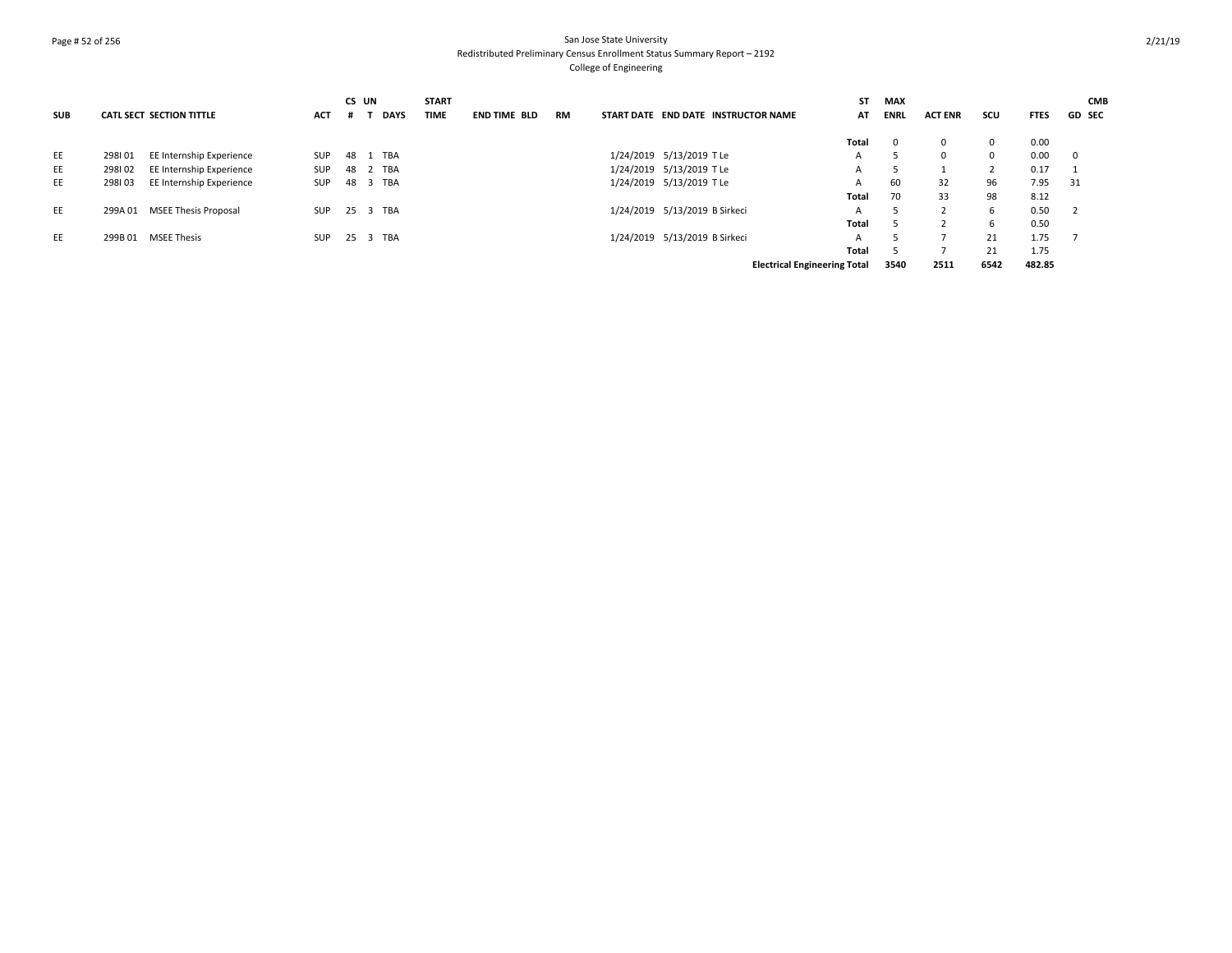San Jose State University
Redistributed Preliminary Census Enrollment Status Summary Report – 2192
College of Engineering

| SUB | CATL SECT | SECTION TITTLE | ACT | CS # | UN T | DAYS | START TIME | END TIME | BLD | RM | START DATE | END DATE | INSTRUCTOR NAME | ST AT | MAX ENRL | ACT ENR | SCU | FTES | GD | CMB SEC |
|---|---|---|---|---|---|---|---|---|---|---|---|---|---|---|---|---|---|---|---|---|
| | | | | | | | | | | | | | | Total | 0 | 0 | 0 | 0.00 | | |
| EE | 298I 01 | EE Internship Experience | SUP | 48 | 1 | TBA | | | | | 1/24/2019 | 5/13/2019 | T Le | A | 5 | 0 | 0 | 0.00 | 0 | |
| EE | 298I 02 | EE Internship Experience | SUP | 48 | 2 | TBA | | | | | 1/24/2019 | 5/13/2019 | T Le | A | 5 | 1 | 2 | 0.17 | 1 | |
| EE | 298I 03 | EE Internship Experience | SUP | 48 | 3 | TBA | | | | | 1/24/2019 | 5/13/2019 | T Le | A | 60 | 32 | 96 | 7.95 | 31 | |
| | | | | | | | | | | | | | | Total | 70 | 33 | 98 | 8.12 | | |
| EE | 299A 01 | MSEE Thesis Proposal | SUP | 25 | 3 | TBA | | | | | 1/24/2019 | 5/13/2019 | B Sirkeci | A | 5 | 2 | 6 | 0.50 | 2 | |
| | | | | | | | | | | | | | | Total | 5 | 2 | 6 | 0.50 | | |
| EE | 299B 01 | MSEE Thesis | SUP | 25 | 3 | TBA | | | | | 1/24/2019 | 5/13/2019 | B Sirkeci | A | 5 | 7 | 21 | 1.75 | 7 | |
| | | | | | | | | | | | | | | Total | 5 | 7 | 21 | 1.75 | | |
| | | | | | | | | | | | | | Electrical Engineering Total | | 3540 | 2511 | 6542 | 482.85 | | |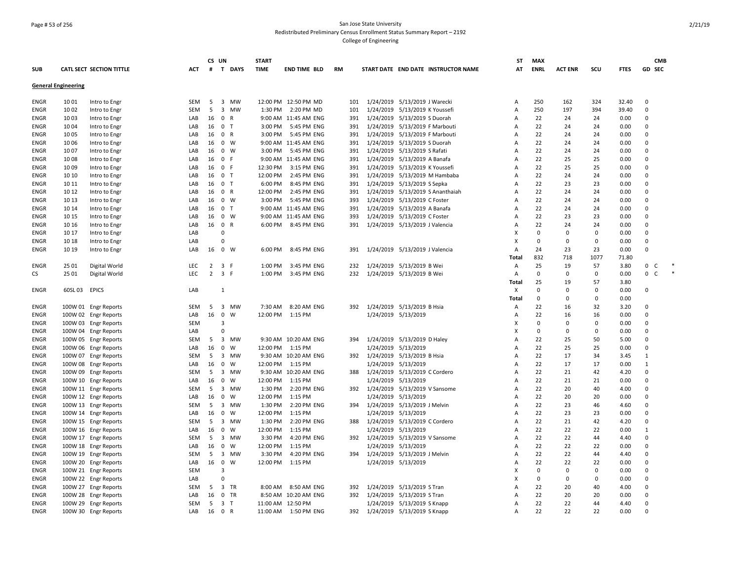San Jose State University
Redistributed Preliminary Census Enrollment Status Summary Report – 2192
College of Engineering

| SUB | CATL SECT | SECTION TITTLE | ACT | CS # | UN T | DAYS | START TIME | END TIME | BLD | RM | START DATE | END DATE | INSTRUCTOR NAME | ST AT | MAX ENRL | ACT ENR | SCU | FTES | GD | CMB SEC |
|---|---|---|---|---|---|---|---|---|---|---|---|---|---|---|---|---|---|---|---|---|
| **General Engineering** | | | | | | | | | | | | | | | | | | | | |
| ENGR | 10 01 | Intro to Engr | SEM | 5 | 3 | MW | 12:00 PM | 12:50 PM | MD | 101 | 1/24/2019 | 5/13/2019 | J Warecki | A | 250 | 162 | 324 | 32.40 | 0 | |
| ENGR | 10 02 | Intro to Engr | SEM | 5 | 3 | MW | 1:30 PM | 2:20 PM | MD | 101 | 1/24/2019 | 5/13/2019 | K Youssefi | A | 250 | 197 | 394 | 39.40 | 0 | |
| ENGR | 10 03 | Intro to Engr | LAB | 16 | 0 | R | 9:00 AM | 11:45 AM | ENG | 391 | 1/24/2019 | 5/13/2019 | S Duorah | A | 22 | 24 | 24 | 0.00 | 0 | |
| ENGR | 10 04 | Intro to Engr | LAB | 16 | 0 | T | 3:00 PM | 5:45 PM | ENG | 391 | 1/24/2019 | 5/13/2019 | F Marbouti | A | 22 | 24 | 24 | 0.00 | 0 | |
| ENGR | 10 05 | Intro to Engr | LAB | 16 | 0 | R | 3:00 PM | 5:45 PM | ENG | 391 | 1/24/2019 | 5/13/2019 | F Marbouti | A | 22 | 24 | 24 | 0.00 | 0 | |
| ENGR | 10 06 | Intro to Engr | LAB | 16 | 0 | W | 9:00 AM | 11:45 AM | ENG | 391 | 1/24/2019 | 5/13/2019 | S Duorah | A | 22 | 24 | 24 | 0.00 | 0 | |
| ENGR | 10 07 | Intro to Engr | LAB | 16 | 0 | W | 3:00 PM | 5:45 PM | ENG | 391 | 1/24/2019 | 5/13/2019 | S Rafati | A | 22 | 24 | 24 | 0.00 | 0 | |
| ENGR | 10 08 | Intro to Engr | LAB | 16 | 0 | F | 9:00 AM | 11:45 AM | ENG | 391 | 1/24/2019 | 5/13/2019 | A Banafa | A | 22 | 25 | 25 | 0.00 | 0 | |
| ENGR | 10 09 | Intro to Engr | LAB | 16 | 0 | F | 12:30 PM | 3:15 PM | ENG | 391 | 1/24/2019 | 5/13/2019 | K Youssefi | A | 22 | 25 | 25 | 0.00 | 0 | |
| ENGR | 10 10 | Intro to Engr | LAB | 16 | 0 | T | 12:00 PM | 2:45 PM | ENG | 391 | 1/24/2019 | 5/13/2019 | M Hambaba | A | 22 | 24 | 24 | 0.00 | 0 | |
| ENGR | 10 11 | Intro to Engr | LAB | 16 | 0 | T | 6:00 PM | 8:45 PM | ENG | 391 | 1/24/2019 | 5/13/2019 | S Sepka | A | 22 | 23 | 23 | 0.00 | 0 | |
| ENGR | 10 12 | Intro to Engr | LAB | 16 | 0 | R | 12:00 PM | 2:45 PM | ENG | 391 | 1/24/2019 | 5/13/2019 | S Ananthaiah | A | 22 | 24 | 24 | 0.00 | 0 | |
| ENGR | 10 13 | Intro to Engr | LAB | 16 | 0 | W | 3:00 PM | 5:45 PM | ENG | 393 | 1/24/2019 | 5/13/2019 | C Foster | A | 22 | 24 | 24 | 0.00 | 0 | |
| ENGR | 10 14 | Intro to Engr | LAB | 16 | 0 | T | 9:00 AM | 11:45 AM | ENG | 391 | 1/24/2019 | 5/13/2019 | A Banafa | A | 22 | 24 | 24 | 0.00 | 0 | |
| ENGR | 10 15 | Intro to Engr | LAB | 16 | 0 | W | 9:00 AM | 11:45 AM | ENG | 393 | 1/24/2019 | 5/13/2019 | C Foster | A | 22 | 23 | 23 | 0.00 | 0 | |
| ENGR | 10 16 | Intro to Engr | LAB | 16 | 0 | R | 6:00 PM | 8:45 PM | ENG | 391 | 1/24/2019 | 5/13/2019 | J Valencia | A | 22 | 24 | 24 | 0.00 | 0 | |
| ENGR | 10 17 | Intro to Engr | LAB | | 0 | | | | | | | | | X | 0 | 0 | 0 | 0.00 | 0 | |
| ENGR | 10 18 | Intro to Engr | LAB | | 0 | | | | | | | | | X | 0 | 0 | 0 | 0.00 | 0 | |
| ENGR | 10 19 | Intro to Engr | LAB | 16 | 0 | W | 6:00 PM | 8:45 PM | ENG | 391 | 1/24/2019 | 5/13/2019 | J Valencia | A | 24 | 23 | 23 | 0.00 | 0 | |
| | | | | | | | | | | | | | | Total | 832 | 718 | 1077 | 71.80 | | |
| ENGR | 25 01 | Digital World | LEC | 2 | 3 | F | 1:00 PM | 3:45 PM | ENG | 232 | 1/24/2019 | 5/13/2019 | B Wei | A | 25 | 19 | 57 | 3.80 | 0 | C * |
| CS | 25 01 | Digital World | LEC | 2 | 3 | F | 1:00 PM | 3:45 PM | ENG | 232 | 1/24/2019 | 5/13/2019 | B Wei | A | 0 | 0 | 0 | 0.00 | 0 | C * |
| | | | | | | | | | | | | | | Total | 25 | 19 | 57 | 3.80 | | |
| ENGR | 60SL 03 | EPICS | LAB | | 1 | | | | | | | | | X | 0 | 0 | 0 | 0.00 | 0 | |
| | | | | | | | | | | | | | | Total | 0 | 0 | 0 | 0.00 | | |
| ENGR | 100W 01 | Engr Reports | SEM | 5 | 3 | MW | 7:30 AM | 8:20 AM | ENG | 392 | 1/24/2019 | 5/13/2019 | B Hsia | A | 22 | 16 | 32 | 3.20 | 0 | |
| ENGR | 100W 02 | Engr Reports | LAB | 16 | 0 | W | 12:00 PM | 1:15 PM | | | 1/24/2019 | 5/13/2019 | | A | 22 | 16 | 16 | 0.00 | 0 | |
| ENGR | 100W 03 | Engr Reports | SEM | | 3 | | | | | | | | | X | 0 | 0 | 0 | 0.00 | 0 | |
| ENGR | 100W 04 | Engr Reports | LAB | | 0 | | | | | | | | | X | 0 | 0 | 0 | 0.00 | 0 | |
| ENGR | 100W 05 | Engr Reports | SEM | 5 | 3 | MW | 9:30 AM | 10:20 AM | ENG | 394 | 1/24/2019 | 5/13/2019 | D Haley | A | 22 | 25 | 50 | 5.00 | 0 | |
| ENGR | 100W 06 | Engr Reports | LAB | 16 | 0 | W | 12:00 PM | 1:15 PM | | | 1/24/2019 | 5/13/2019 | | A | 22 | 25 | 25 | 0.00 | 0 | |
| ENGR | 100W 07 | Engr Reports | SEM | 5 | 3 | MW | 9:30 AM | 10:20 AM | ENG | 392 | 1/24/2019 | 5/13/2019 | B Hsia | A | 22 | 17 | 34 | 3.45 | 1 | |
| ENGR | 100W 08 | Engr Reports | LAB | 16 | 0 | W | 12:00 PM | 1:15 PM | | | 1/24/2019 | 5/13/2019 | | A | 22 | 17 | 17 | 0.00 | 1 | |
| ENGR | 100W 09 | Engr Reports | SEM | 5 | 3 | MW | 9:30 AM | 10:20 AM | ENG | 388 | 1/24/2019 | 5/13/2019 | C Cordero | A | 22 | 21 | 42 | 4.20 | 0 | |
| ENGR | 100W 10 | Engr Reports | LAB | 16 | 0 | W | 12:00 PM | 1:15 PM | | | 1/24/2019 | 5/13/2019 | | A | 22 | 21 | 21 | 0.00 | 0 | |
| ENGR | 100W 11 | Engr Reports | SEM | 5 | 3 | MW | 1:30 PM | 2:20 PM | ENG | 392 | 1/24/2019 | 5/13/2019 | V Sansome | A | 22 | 20 | 40 | 4.00 | 0 | |
| ENGR | 100W 12 | Engr Reports | LAB | 16 | 0 | W | 12:00 PM | 1:15 PM | | | 1/24/2019 | 5/13/2019 | | A | 22 | 20 | 20 | 0.00 | 0 | |
| ENGR | 100W 13 | Engr Reports | SEM | 5 | 3 | MW | 1:30 PM | 2:20 PM | ENG | 394 | 1/24/2019 | 5/13/2019 | J Melvin | A | 22 | 23 | 46 | 4.60 | 0 | |
| ENGR | 100W 14 | Engr Reports | LAB | 16 | 0 | W | 12:00 PM | 1:15 PM | | | 1/24/2019 | 5/13/2019 | | A | 22 | 23 | 23 | 0.00 | 0 | |
| ENGR | 100W 15 | Engr Reports | SEM | 5 | 3 | MW | 1:30 PM | 2:20 PM | ENG | 388 | 1/24/2019 | 5/13/2019 | C Cordero | A | 22 | 21 | 42 | 4.20 | 0 | |
| ENGR | 100W 16 | Engr Reports | LAB | 16 | 0 | W | 12:00 PM | 1:15 PM | | | 1/24/2019 | 5/13/2019 | | A | 22 | 22 | 22 | 0.00 | 1 | |
| ENGR | 100W 17 | Engr Reports | SEM | 5 | 3 | MW | 3:30 PM | 4:20 PM | ENG | 392 | 1/24/2019 | 5/13/2019 | V Sansome | A | 22 | 22 | 44 | 4.40 | 0 | |
| ENGR | 100W 18 | Engr Reports | LAB | 16 | 0 | W | 12:00 PM | 1:15 PM | | | 1/24/2019 | 5/13/2019 | | A | 22 | 22 | 22 | 0.00 | 0 | |
| ENGR | 100W 19 | Engr Reports | SEM | 5 | 3 | MW | 3:30 PM | 4:20 PM | ENG | 394 | 1/24/2019 | 5/13/2019 | J Melvin | A | 22 | 22 | 44 | 4.40 | 0 | |
| ENGR | 100W 20 | Engr Reports | LAB | 16 | 0 | W | 12:00 PM | 1:15 PM | | | 1/24/2019 | 5/13/2019 | | A | 22 | 22 | 22 | 0.00 | 0 | |
| ENGR | 100W 21 | Engr Reports | SEM | | 3 | | | | | | | | | X | 0 | 0 | 0 | 0.00 | 0 | |
| ENGR | 100W 22 | Engr Reports | LAB | | 0 | | | | | | | | | X | 0 | 0 | 0 | 0.00 | 0 | |
| ENGR | 100W 27 | Engr Reports | SEM | 5 | 3 | TR | 8:00 AM | 8:50 AM | ENG | 392 | 1/24/2019 | 5/13/2019 | S Tran | A | 22 | 20 | 40 | 4.00 | 0 | |
| ENGR | 100W 28 | Engr Reports | LAB | 16 | 0 | TR | 8:50 AM | 10:20 AM | ENG | 392 | 1/24/2019 | 5/13/2019 | S Tran | A | 22 | 20 | 20 | 0.00 | 0 | |
| ENGR | 100W 29 | Engr Reports | SEM | 5 | 3 | T | 11:00 AM | 12:50 PM | | | 1/24/2019 | 5/13/2019 | S Knapp | A | 22 | 22 | 44 | 4.40 | 0 | |
| ENGR | 100W 30 | Engr Reports | LAB | 16 | 0 | R | 11:00 AM | 1:50 PM | ENG | 392 | 1/24/2019 | 5/13/2019 | S Knapp | A | 22 | 22 | 22 | 0.00 | 0 | |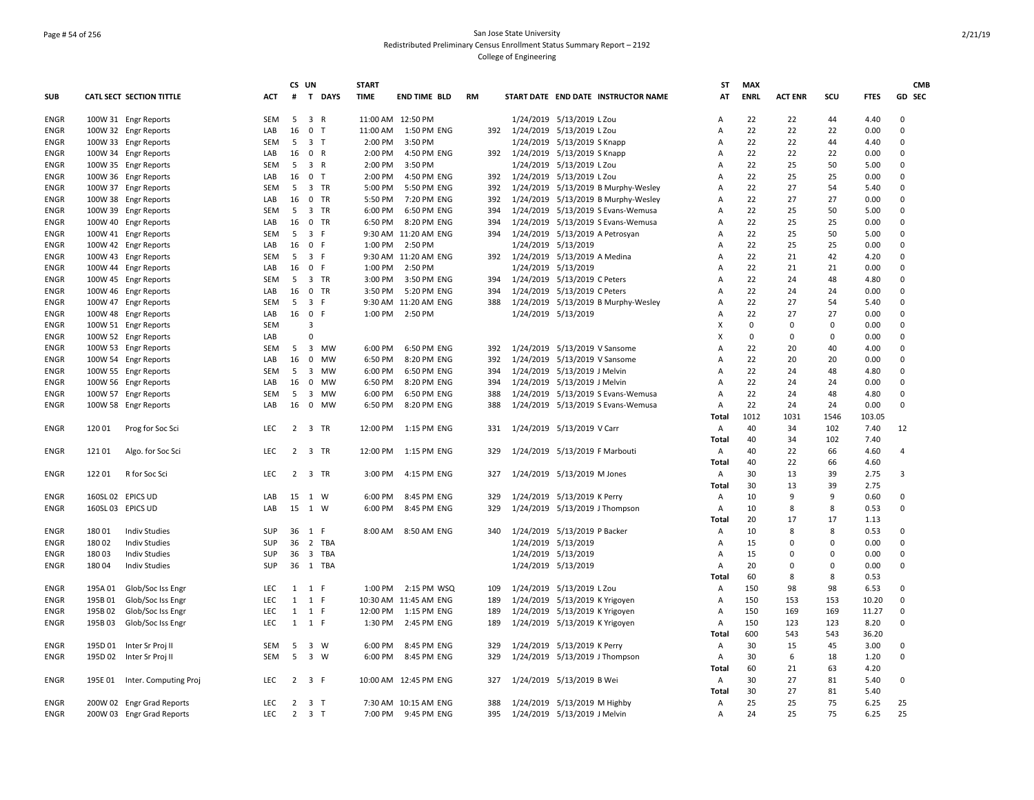San Jose State University
Redistributed Preliminary Census Enrollment Status Summary Report – 2192
College of Engineering

| SUB | CATL SECT | SECTION TITTLE | ACT | CS # | UN T | DAYS | START TIME | END TIME | BLD | RM | START DATE | END DATE | INSTRUCTOR NAME | ST AT | MAX ENRL | ACT ENR | SCU | FTES | GD | CMB SEC |
|---|---|---|---|---|---|---|---|---|---|---|---|---|---|---|---|---|---|---|---|---|
| ENGR | 100W 31 | Engr Reports | SEM | 5 | 3 | R | 11:00 AM | 12:50 PM | | | 1/24/2019 | 5/13/2019 | L Zou | A | 22 | 22 | 44 | 4.40 | 0 | |
| ENGR | 100W 32 | Engr Reports | LAB | 16 | 0 | T | 11:00 AM | 1:50 PM | ENG | 392 | 1/24/2019 | 5/13/2019 | L Zou | A | 22 | 22 | 22 | 0.00 | 0 | |
| ENGR | 100W 33 | Engr Reports | SEM | 5 | 3 | T | 2:00 PM | 3:50 PM | | | 1/24/2019 | 5/13/2019 | S Knapp | A | 22 | 22 | 44 | 4.40 | 0 | |
| ENGR | 100W 34 | Engr Reports | LAB | 16 | 0 | R | 2:00 PM | 4:50 PM | ENG | 392 | 1/24/2019 | 5/13/2019 | S Knapp | A | 22 | 22 | 22 | 0.00 | 0 | |
| ENGR | 100W 35 | Engr Reports | SEM | 5 | 3 | R | 2:00 PM | 3:50 PM | | | 1/24/2019 | 5/13/2019 | L Zou | A | 22 | 25 | 50 | 5.00 | 0 | |
| ENGR | 100W 36 | Engr Reports | LAB | 16 | 0 | T | 2:00 PM | 4:50 PM | ENG | 392 | 1/24/2019 | 5/13/2019 | L Zou | A | 22 | 25 | 25 | 0.00 | 0 | |
| ENGR | 100W 37 | Engr Reports | SEM | 5 | 3 | TR | 5:00 PM | 5:50 PM | ENG | 392 | 1/24/2019 | 5/13/2019 | B Murphy-Wesley | A | 22 | 27 | 54 | 5.40 | 0 | |
| ENGR | 100W 38 | Engr Reports | LAB | 16 | 0 | TR | 5:50 PM | 7:20 PM | ENG | 392 | 1/24/2019 | 5/13/2019 | B Murphy-Wesley | A | 22 | 27 | 27 | 0.00 | 0 | |
| ENGR | 100W 39 | Engr Reports | SEM | 5 | 3 | TR | 6:00 PM | 6:50 PM | ENG | 394 | 1/24/2019 | 5/13/2019 | S Evans-Wemusa | A | 22 | 25 | 50 | 5.00 | 0 | |
| ENGR | 100W 40 | Engr Reports | LAB | 16 | 0 | TR | 6:50 PM | 8:20 PM | ENG | 394 | 1/24/2019 | 5/13/2019 | S Evans-Wemusa | A | 22 | 25 | 25 | 0.00 | 0 | |
| ENGR | 100W 41 | Engr Reports | SEM | 5 | 3 | F | 9:30 AM | 11:20 AM | ENG | 394 | 1/24/2019 | 5/13/2019 | A Petrosyan | A | 22 | 25 | 50 | 5.00 | 0 | |
| ENGR | 100W 42 | Engr Reports | LAB | 16 | 0 | F | 1:00 PM | 2:50 PM | | | 1/24/2019 | 5/13/2019 | | A | 22 | 25 | 25 | 0.00 | 0 | |
| ENGR | 100W 43 | Engr Reports | SEM | 5 | 3 | F | 9:30 AM | 11:20 AM | ENG | 392 | 1/24/2019 | 5/13/2019 | A Medina | A | 22 | 21 | 42 | 4.20 | 0 | |
| ENGR | 100W 44 | Engr Reports | LAB | 16 | 0 | F | 1:00 PM | 2:50 PM | | | 1/24/2019 | 5/13/2019 | | A | 22 | 21 | 21 | 0.00 | 0 | |
| ENGR | 100W 45 | Engr Reports | SEM | 5 | 3 | TR | 3:00 PM | 3:50 PM | ENG | 394 | 1/24/2019 | 5/13/2019 | C Peters | A | 22 | 24 | 48 | 4.80 | 0 | |
| ENGR | 100W 46 | Engr Reports | LAB | 16 | 0 | TR | 3:50 PM | 5:20 PM | ENG | 394 | 1/24/2019 | 5/13/2019 | C Peters | A | 22 | 24 | 24 | 0.00 | 0 | |
| ENGR | 100W 47 | Engr Reports | SEM | 5 | 3 | F | 9:30 AM | 11:20 AM | ENG | 388 | 1/24/2019 | 5/13/2019 | B Murphy-Wesley | A | 22 | 27 | 54 | 5.40 | 0 | |
| ENGR | 100W 48 | Engr Reports | LAB | 16 | 0 | F | 1:00 PM | 2:50 PM | | | 1/24/2019 | 5/13/2019 | | A | 22 | 27 | 27 | 0.00 | 0 | |
| ENGR | 100W 51 | Engr Reports | SEM | | 3 | | | | | | | | | X | 0 | 0 | 0 | 0.00 | 0 | |
| ENGR | 100W 52 | Engr Reports | LAB | | 0 | | | | | | | | | X | 0 | 0 | 0 | 0.00 | 0 | |
| ENGR | 100W 53 | Engr Reports | SEM | 5 | 3 | MW | 6:00 PM | 6:50 PM | ENG | 392 | 1/24/2019 | 5/13/2019 | V Sansome | A | 22 | 20 | 40 | 4.00 | 0 | |
| ENGR | 100W 54 | Engr Reports | LAB | 16 | 0 | MW | 6:50 PM | 8:20 PM | ENG | 392 | 1/24/2019 | 5/13/2019 | V Sansome | A | 22 | 20 | 20 | 0.00 | 0 | |
| ENGR | 100W 55 | Engr Reports | SEM | 5 | 3 | MW | 6:00 PM | 6:50 PM | ENG | 394 | 1/24/2019 | 5/13/2019 | J Melvin | A | 22 | 24 | 48 | 4.80 | 0 | |
| ENGR | 100W 56 | Engr Reports | LAB | 16 | 0 | MW | 6:50 PM | 8:20 PM | ENG | 394 | 1/24/2019 | 5/13/2019 | J Melvin | A | 22 | 24 | 24 | 0.00 | 0 | |
| ENGR | 100W 57 | Engr Reports | SEM | 5 | 3 | MW | 6:00 PM | 6:50 PM | ENG | 388 | 1/24/2019 | 5/13/2019 | S Evans-Wemusa | A | 22 | 24 | 48 | 4.80 | 0 | |
| ENGR | 100W 58 | Engr Reports | LAB | 16 | 0 | MW | 6:50 PM | 8:20 PM | ENG | 388 | 1/24/2019 | 5/13/2019 | S Evans-Wemusa | A | 22 | 24 | 24 | 0.00 | 0 | |
| | | | | | | | | | | | | | | Total | 1012 | 1031 | 1546 | 103.05 | | |
| ENGR | 120 01 | Prog for Soc Sci | LEC | 2 | 3 | TR | 12:00 PM | 1:15 PM | ENG | 331 | 1/24/2019 | 5/13/2019 | V Carr | A | 40 | 34 | 102 | 7.40 | 12 | |
| | | | | | | | | | | | | | | Total | 40 | 34 | 102 | 7.40 | | |
| ENGR | 121 01 | Algo. for Soc Sci | LEC | 2 | 3 | TR | 12:00 PM | 1:15 PM | ENG | 329 | 1/24/2019 | 5/13/2019 | F Marbouti | A | 40 | 22 | 66 | 4.60 | 4 | |
| | | | | | | | | | | | | | | Total | 40 | 22 | 66 | 4.60 | | |
| ENGR | 122 01 | R for Soc Sci | LEC | 2 | 3 | TR | 3:00 PM | 4:15 PM | ENG | 327 | 1/24/2019 | 5/13/2019 | M Jones | A | 30 | 13 | 39 | 2.75 | 3 | |
| | | | | | | | | | | | | | | Total | 30 | 13 | 39 | 2.75 | | |
| ENGR | 160SL 02 | EPICS UD | LAB | 15 | 1 | W | 6:00 PM | 8:45 PM | ENG | 329 | 1/24/2019 | 5/13/2019 | K Perry | A | 10 | 9 | 9 | 0.60 | 0 | |
| ENGR | 160SL 03 | EPICS UD | LAB | 15 | 1 | W | 6:00 PM | 8:45 PM | ENG | 329 | 1/24/2019 | 5/13/2019 | J Thompson | A | 10 | 8 | 8 | 0.53 | 0 | |
| | | | | | | | | | | | | | | Total | 20 | 17 | 17 | 1.13 | | |
| ENGR | 180 01 | Indiv Studies | SUP | 36 | 1 | F | 8:00 AM | 8:50 AM | ENG | 340 | 1/24/2019 | 5/13/2019 | P Backer | A | 10 | 8 | 8 | 0.53 | 0 | |
| ENGR | 180 02 | Indiv Studies | SUP | 36 | 2 | TBA | | | | | 1/24/2019 | 5/13/2019 | | A | 15 | 0 | 0 | 0.00 | 0 | |
| ENGR | 180 03 | Indiv Studies | SUP | 36 | 3 | TBA | | | | | 1/24/2019 | 5/13/2019 | | A | 15 | 0 | 0 | 0.00 | 0 | |
| ENGR | 180 04 | Indiv Studies | SUP | 36 | 1 | TBA | | | | | 1/24/2019 | 5/13/2019 | | A | 20 | 0 | 0 | 0.00 | 0 | |
| | | | | | | | | | | | | | | Total | 60 | 8 | 8 | 0.53 | | |
| ENGR | 195A 01 | Glob/Soc Iss Engr | LEC | 1 | 1 | F | 1:00 PM | 2:15 PM | WSQ | 109 | 1/24/2019 | 5/13/2019 | L Zou | A | 150 | 98 | 98 | 6.53 | 0 | |
| ENGR | 195B 01 | Glob/Soc Iss Engr | LEC | 1 | 1 | F | 10:30 AM | 11:45 AM | ENG | 189 | 1/24/2019 | 5/13/2019 | K Yrigoyen | A | 150 | 153 | 153 | 10.20 | 0 | |
| ENGR | 195B 02 | Glob/Soc Iss Engr | LEC | 1 | 1 | F | 12:00 PM | 1:15 PM | ENG | 189 | 1/24/2019 | 5/13/2019 | K Yrigoyen | A | 150 | 169 | 169 | 11.27 | 0 | |
| ENGR | 195B 03 | Glob/Soc Iss Engr | LEC | 1 | 1 | F | 1:30 PM | 2:45 PM | ENG | 189 | 1/24/2019 | 5/13/2019 | K Yrigoyen | A | 150 | 123 | 123 | 8.20 | 0 | |
| | | | | | | | | | | | | | | Total | 600 | 543 | 543 | 36.20 | | |
| ENGR | 195D 01 | Inter Sr Proj II | SEM | 5 | 3 | W | 6:00 PM | 8:45 PM | ENG | 329 | 1/24/2019 | 5/13/2019 | K Perry | A | 30 | 15 | 45 | 3.00 | 0 | |
| ENGR | 195D 02 | Inter Sr Proj II | SEM | 5 | 3 | W | 6:00 PM | 8:45 PM | ENG | 329 | 1/24/2019 | 5/13/2019 | J Thompson | A | 30 | 6 | 18 | 1.20 | 0 | |
| | | | | | | | | | | | | | | Total | 60 | 21 | 63 | 4.20 | | |
| ENGR | 195E 01 | Inter. Computing Proj | LEC | 2 | 3 | F | 10:00 AM | 12:45 PM | ENG | 327 | 1/24/2019 | 5/13/2019 | B Wei | A | 30 | 27 | 81 | 5.40 | 0 | |
| | | | | | | | | | | | | | | Total | 30 | 27 | 81 | 5.40 | | |
| ENGR | 200W 02 | Engr Grad Reports | LEC | 2 | 3 | T | 7:30 AM | 10:15 AM | ENG | 388 | 1/24/2019 | 5/13/2019 | M Highby | A | 25 | 25 | 75 | 6.25 | 25 | |
| ENGR | 200W 03 | Engr Grad Reports | LEC | 2 | 3 | T | 7:00 PM | 9:45 PM | ENG | 395 | 1/24/2019 | 5/13/2019 | J Melvin | A | 24 | 25 | 75 | 6.25 | 25 | |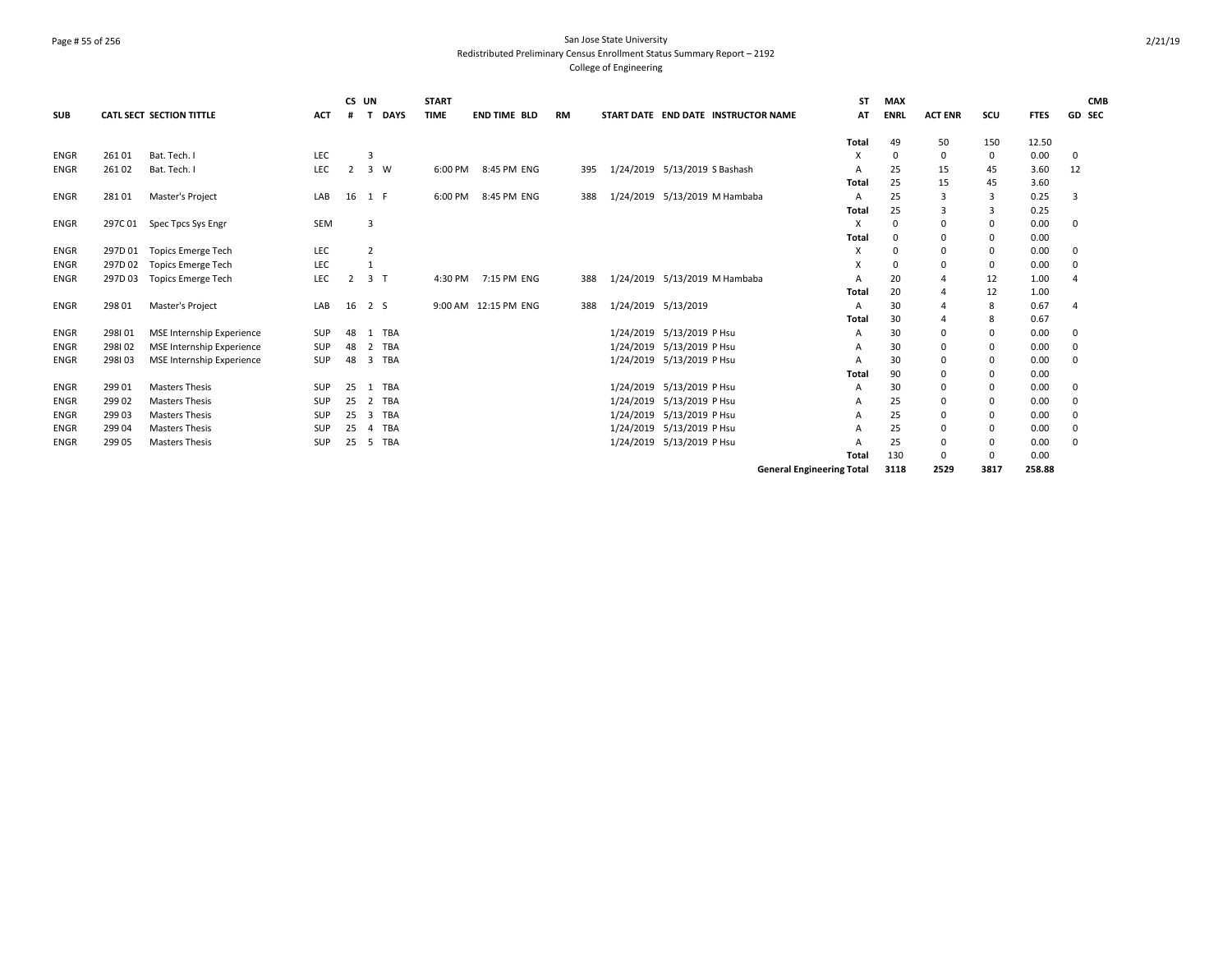San Jose State University
Redistributed Preliminary Census Enrollment Status Summary Report – 2192
College of Engineering

| SUB | CATL | SECT | SECTION TITTLE | ACT | CS # | UN T | DAYS | START TIME | END TIME | BLD | RM | START DATE | END DATE | INSTRUCTOR NAME | ST AT | MAX ENRL | ACT ENR | SCU | FTES | GD | CMB SEC |
|---|---|---|---|---|---|---|---|---|---|---|---|---|---|---|---|---|---|---|---|---|---|
| | | | | | | | | | | | | | | | Total | 49 | 50 | 150 | 12.50 | | |
| ENGR | 261 | 01 | Bat. Tech. I | LEC | | 3 | | | | | | | | | X | 0 | 0 | 0 | 0.00 | 0 | |
| ENGR | 261 | 02 | Bat. Tech. I | LEC | 2 | 3 | W | 6:00 PM | 8:45 PM | ENG | 395 | 1/24/2019 | 5/13/2019 | S Bashash | A | 25 | 15 | 45 | 3.60 | 12 | |
| | | | | | | | | | | | | | | | Total | 25 | 15 | 45 | 3.60 | | |
| ENGR | 281 | 01 | Master's Project | LAB | 16 | 1 | F | 6:00 PM | 8:45 PM | ENG | 388 | 1/24/2019 | 5/13/2019 | M Hambaba | A | 25 | 3 | 3 | 0.25 | 3 | |
| | | | | | | | | | | | | | | | Total | 25 | 3 | 3 | 0.25 | | |
| ENGR | 297C | 01 | Spec Tpcs Sys Engr | SEM | | 3 | | | | | | | | | X | 0 | 0 | 0 | 0.00 | 0 | |
| | | | | | | | | | | | | | | | Total | 0 | 0 | 0 | 0.00 | | |
| ENGR | 297D | 01 | Topics Emerge Tech | LEC | | 2 | | | | | | | | | X | 0 | 0 | 0 | 0.00 | 0 | |
| ENGR | 297D | 02 | Topics Emerge Tech | LEC | | 1 | | | | | | | | | X | 0 | 0 | 0 | 0.00 | 0 | |
| ENGR | 297D | 03 | Topics Emerge Tech | LEC | 2 | 3 | T | 4:30 PM | 7:15 PM | ENG | 388 | 1/24/2019 | 5/13/2019 | M Hambaba | A | 20 | 4 | 12 | 1.00 | 4 | |
| | | | | | | | | | | | | | | | Total | 20 | 4 | 12 | 1.00 | | |
| ENGR | 298 | 01 | Master's Project | LAB | 16 | 2 | S | 9:00 AM | 12:15 PM | ENG | 388 | 1/24/2019 | 5/13/2019 | | A | 30 | 4 | 8 | 0.67 | 4 | |
| | | | | | | | | | | | | | | | Total | 30 | 4 | 8 | 0.67 | | |
| ENGR | 298I | 01 | MSE Internship Experience | SUP | 48 | 1 | TBA | | | | | 1/24/2019 | 5/13/2019 | P Hsu | A | 30 | 0 | 0 | 0.00 | 0 | |
| ENGR | 298I | 02 | MSE Internship Experience | SUP | 48 | 2 | TBA | | | | | 1/24/2019 | 5/13/2019 | P Hsu | A | 30 | 0 | 0 | 0.00 | 0 | |
| ENGR | 298I | 03 | MSE Internship Experience | SUP | 48 | 3 | TBA | | | | | 1/24/2019 | 5/13/2019 | P Hsu | A | 30 | 0 | 0 | 0.00 | 0 | |
| | | | | | | | | | | | | | | | Total | 90 | 0 | 0 | 0.00 | | |
| ENGR | 299 | 01 | Masters Thesis | SUP | 25 | 1 | TBA | | | | | 1/24/2019 | 5/13/2019 | P Hsu | A | 30 | 0 | 0 | 0.00 | 0 | |
| ENGR | 299 | 02 | Masters Thesis | SUP | 25 | 2 | TBA | | | | | 1/24/2019 | 5/13/2019 | P Hsu | A | 25 | 0 | 0 | 0.00 | 0 | |
| ENGR | 299 | 03 | Masters Thesis | SUP | 25 | 3 | TBA | | | | | 1/24/2019 | 5/13/2019 | P Hsu | A | 25 | 0 | 0 | 0.00 | 0 | |
| ENGR | 299 | 04 | Masters Thesis | SUP | 25 | 4 | TBA | | | | | 1/24/2019 | 5/13/2019 | P Hsu | A | 25 | 0 | 0 | 0.00 | 0 | |
| ENGR | 299 | 05 | Masters Thesis | SUP | 25 | 5 | TBA | | | | | 1/24/2019 | 5/13/2019 | P Hsu | A | 25 | 0 | 0 | 0.00 | 0 | |
| | | | | | | | | | | | | | | | Total | 130 | 0 | 0 | 0.00 | | |
| | | | | | | | | | | | | | | | General Engineering Total | 3118 | 2529 | 3817 | 258.88 | | |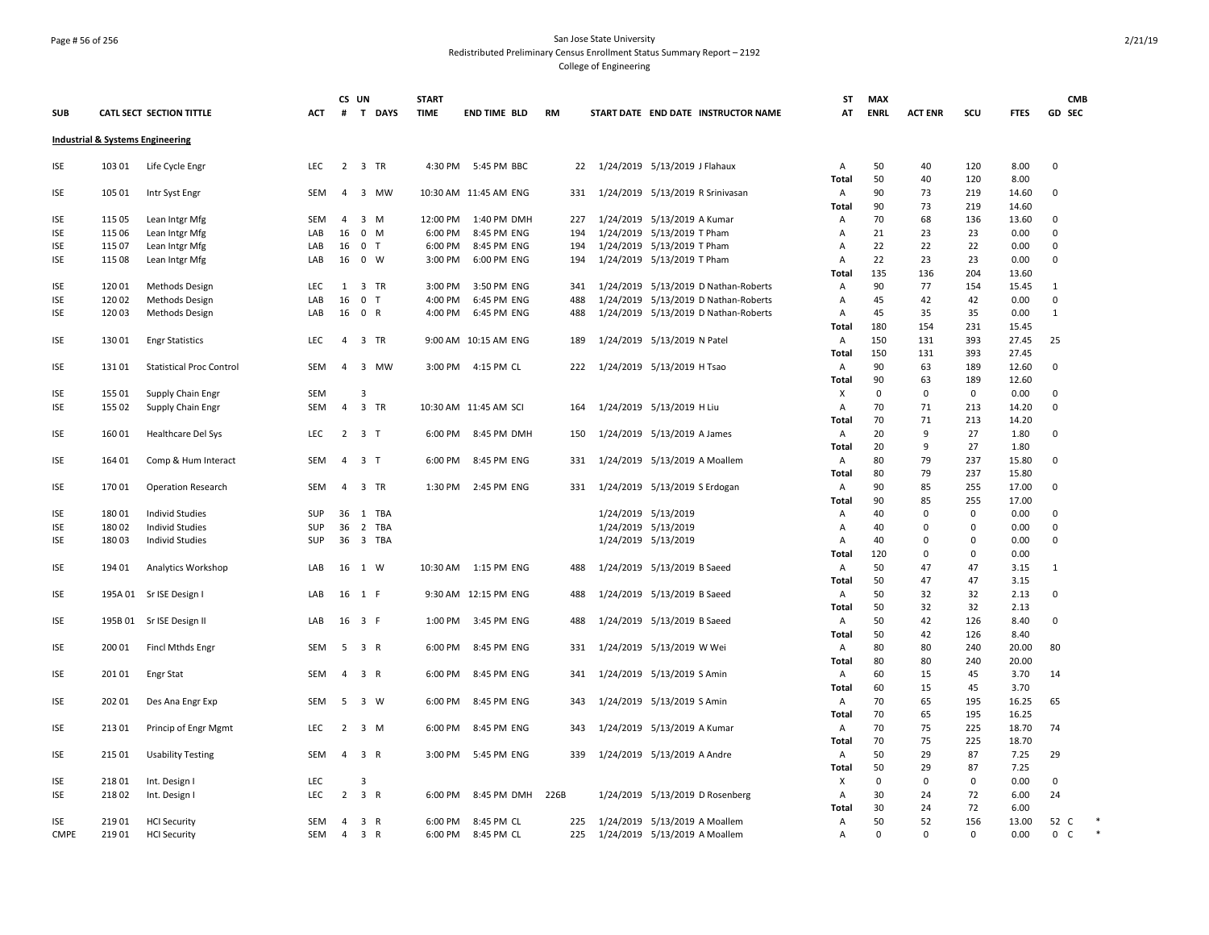San Jose State University
Redistributed Preliminary Census Enrollment Status Summary Report – 2192
College of Engineering

| SUB | CATL SECT | SECTION TITTLE | ACT | CS # | UN T | DAYS | START TIME | END TIME | BLD | RM | START DATE | END DATE | INSTRUCTOR NAME | ST AT | MAX ENRL | ACT ENR | SCU | FTES | GD | CMB SEC | |
|---|---|---|---|---|---|---|---|---|---|---|---|---|---|---|---|---|---|---|---|---|---|
| **Industrial & Systems Engineering** | | | | | | | | | | | | | | | | | | | | | |
| ISE | 103 01 | Life Cycle Engr | LEC | 2 | 3 | TR | 4:30 PM | 5:45 PM | BBC | 22 | 1/24/2019 | 5/13/2019 | J Flahaux | A | 50 | 40 | 120 | 8.00 | 0 | | |
| | | | | | | | | | | | | | | Total | 50 | 40 | 120 | 8.00 | | | |
| ISE | 105 01 | Intr Syst Engr | SEM | 4 | 3 | MW | 10:30 AM | 11:45 AM | ENG | 331 | 1/24/2019 | 5/13/2019 | R Srinivasan | A | 90 | 73 | 219 | 14.60 | 0 | | |
| | | | | | | | | | | | | | | Total | 90 | 73 | 219 | 14.60 | | | |
| ISE | 115 05 | Lean Intgr Mfg | SEM | 4 | 3 | M | 12:00 PM | 1:40 PM | DMH | 227 | 1/24/2019 | 5/13/2019 | A Kumar | A | 70 | 68 | 136 | 13.60 | 0 | | |
| ISE | 115 06 | Lean Intgr Mfg | LAB | 16 | 0 | M | 6:00 PM | 8:45 PM | ENG | 194 | 1/24/2019 | 5/13/2019 | T Pham | A | 21 | 23 | 23 | 0.00 | 0 | | |
| ISE | 115 07 | Lean Intgr Mfg | LAB | 16 | 0 | T | 6:00 PM | 8:45 PM | ENG | 194 | 1/24/2019 | 5/13/2019 | T Pham | A | 22 | 22 | 22 | 0.00 | 0 | | |
| ISE | 115 08 | Lean Intgr Mfg | LAB | 16 | 0 | W | 3:00 PM | 6:00 PM | ENG | 194 | 1/24/2019 | 5/13/2019 | T Pham | A | 22 | 23 | 23 | 0.00 | 0 | | |
| | | | | | | | | | | | | | | Total | 135 | 136 | 204 | 13.60 | | | |
| ISE | 120 01 | Methods Design | LEC | 1 | 3 | TR | 3:00 PM | 3:50 PM | ENG | 341 | 1/24/2019 | 5/13/2019 | D Nathan-Roberts | A | 90 | 77 | 154 | 15.45 | 1 | | |
| ISE | 120 02 | Methods Design | LAB | 16 | 0 | T | 4:00 PM | 6:45 PM | ENG | 488 | 1/24/2019 | 5/13/2019 | D Nathan-Roberts | A | 45 | 42 | 42 | 0.00 | 0 | | |
| ISE | 120 03 | Methods Design | LAB | 16 | 0 | R | 4:00 PM | 6:45 PM | ENG | 488 | 1/24/2019 | 5/13/2019 | D Nathan-Roberts | A | 45 | 35 | 35 | 0.00 | 1 | | |
| | | | | | | | | | | | | | | Total | 180 | 154 | 231 | 15.45 | | | |
| ISE | 130 01 | Engr Statistics | LEC | 4 | 3 | TR | 9:00 AM | 10:15 AM | ENG | 189 | 1/24/2019 | 5/13/2019 | N Patel | A | 150 | 131 | 393 | 27.45 | 25 | | |
| | | | | | | | | | | | | | | Total | 150 | 131 | 393 | 27.45 | | | |
| ISE | 131 01 | Statistical Proc Control | SEM | 4 | 3 | MW | 3:00 PM | 4:15 PM | CL | 222 | 1/24/2019 | 5/13/2019 | H Tsao | A | 90 | 63 | 189 | 12.60 | 0 | | |
| | | | | | | | | | | | | | | Total | 90 | 63 | 189 | 12.60 | | | |
| ISE | 155 01 | Supply Chain Engr | SEM | | 3 | | | | | | | | | X | 0 | 0 | 0 | 0.00 | 0 | | |
| ISE | 155 02 | Supply Chain Engr | SEM | 4 | 3 | TR | 10:30 AM | 11:45 AM | SCI | 164 | 1/24/2019 | 5/13/2019 | H Liu | A | 70 | 71 | 213 | 14.20 | 0 | | |
| | | | | | | | | | | | | | | Total | 70 | 71 | 213 | 14.20 | | | |
| ISE | 160 01 | Healthcare Del Sys | LEC | 2 | 3 | T | 6:00 PM | 8:45 PM | DMH | 150 | 1/24/2019 | 5/13/2019 | A James | A | 20 | 9 | 27 | 1.80 | 0 | | |
| | | | | | | | | | | | | | | Total | 20 | 9 | 27 | 1.80 | | | |
| ISE | 164 01 | Comp & Hum Interact | SEM | 4 | 3 | T | 6:00 PM | 8:45 PM | ENG | 331 | 1/24/2019 | 5/13/2019 | A Moallem | A | 80 | 79 | 237 | 15.80 | 0 | | |
| | | | | | | | | | | | | | | Total | 80 | 79 | 237 | 15.80 | | | |
| ISE | 170 01 | Operation Research | SEM | 4 | 3 | TR | 1:30 PM | 2:45 PM | ENG | 331 | 1/24/2019 | 5/13/2019 | S Erdogan | A | 90 | 85 | 255 | 17.00 | 0 | | |
| | | | | | | | | | | | | | | Total | 90 | 85 | 255 | 17.00 | | | |
| ISE | 180 01 | Individ Studies | SUP | 36 | 1 | TBA | | | | | 1/24/2019 | 5/13/2019 | | A | 40 | 0 | 0 | 0.00 | 0 | | |
| ISE | 180 02 | Individ Studies | SUP | 36 | 2 | TBA | | | | | 1/24/2019 | 5/13/2019 | | A | 40 | 0 | 0 | 0.00 | 0 | | |
| ISE | 180 03 | Individ Studies | SUP | 36 | 3 | TBA | | | | | 1/24/2019 | 5/13/2019 | | A | 40 | 0 | 0 | 0.00 | 0 | | |
| | | | | | | | | | | | | | | Total | 120 | 0 | 0 | 0.00 | | | |
| ISE | 194 01 | Analytics Workshop | LAB | 16 | 1 | W | 10:30 AM | 1:15 PM | ENG | 488 | 1/24/2019 | 5/13/2019 | B Saeed | A | 50 | 47 | 47 | 3.15 | 1 | | |
| | | | | | | | | | | | | | | Total | 50 | 47 | 47 | 3.15 | | | |
| ISE | 195A 01 | Sr ISE Design I | LAB | 16 | 1 | F | 9:30 AM | 12:15 PM | ENG | 488 | 1/24/2019 | 5/13/2019 | B Saeed | A | 50 | 32 | 32 | 2.13 | 0 | | |
| | | | | | | | | | | | | | | Total | 50 | 32 | 32 | 2.13 | | | |
| ISE | 195B 01 | Sr ISE Design II | LAB | 16 | 3 | F | 1:00 PM | 3:45 PM | ENG | 488 | 1/24/2019 | 5/13/2019 | B Saeed | A | 50 | 42 | 126 | 8.40 | 0 | | |
| | | | | | | | | | | | | | | Total | 50 | 42 | 126 | 8.40 | | | |
| ISE | 200 01 | Fincl Mthds Engr | SEM | 5 | 3 | R | 6:00 PM | 8:45 PM | ENG | 331 | 1/24/2019 | 5/13/2019 | W Wei | A | 80 | 80 | 240 | 20.00 | 80 | | |
| | | | | | | | | | | | | | | Total | 80 | 80 | 240 | 20.00 | | | |
| ISE | 201 01 | Engr Stat | SEM | 4 | 3 | R | 6:00 PM | 8:45 PM | ENG | 341 | 1/24/2019 | 5/13/2019 | S Amin | A | 60 | 15 | 45 | 3.70 | 14 | | |
| | | | | | | | | | | | | | | Total | 60 | 15 | 45 | 3.70 | | | |
| ISE | 202 01 | Des Ana Engr Exp | SEM | 5 | 3 | W | 6:00 PM | 8:45 PM | ENG | 343 | 1/24/2019 | 5/13/2019 | S Amin | A | 70 | 65 | 195 | 16.25 | 65 | | |
| | | | | | | | | | | | | | | Total | 70 | 65 | 195 | 16.25 | | | |
| ISE | 213 01 | Princip of Engr Mgmt | LEC | 2 | 3 | M | 6:00 PM | 8:45 PM | ENG | 343 | 1/24/2019 | 5/13/2019 | A Kumar | A | 70 | 75 | 225 | 18.70 | 74 | | |
| | | | | | | | | | | | | | | Total | 70 | 75 | 225 | 18.70 | | | |
| ISE | 215 01 | Usability Testing | SEM | 4 | 3 | R | 3:00 PM | 5:45 PM | ENG | 339 | 1/24/2019 | 5/13/2019 | A Andre | A | 50 | 29 | 87 | 7.25 | 29 | | |
| | | | | | | | | | | | | | | Total | 50 | 29 | 87 | 7.25 | | | |
| ISE | 218 01 | Int. Design I | LEC | | 3 | | | | | | | | | X | 0 | 0 | 0 | 0.00 | 0 | | |
| ISE | 218 02 | Int. Design I | LEC | 2 | 3 | R | 6:00 PM | 8:45 PM | DMH | 226B | 1/24/2019 | 5/13/2019 | D Rosenberg | A | 30 | 24 | 72 | 6.00 | 24 | | |
| | | | | | | | | | | | | | | Total | 30 | 24 | 72 | 6.00 | | | |
| ISE | 219 01 | HCI Security | SEM | 4 | 3 | R | 6:00 PM | 8:45 PM | CL | 225 | 1/24/2019 | 5/13/2019 | A Moallem | A | 50 | 52 | 156 | 13.00 | 52 | C | * |
| CMPE | 219 01 | HCI Security | SEM | 4 | 3 | R | 6:00 PM | 8:45 PM | CL | 225 | 1/24/2019 | 5/13/2019 | A Moallem | A | 0 | 0 | 0 | 0.00 | 0 | C | * |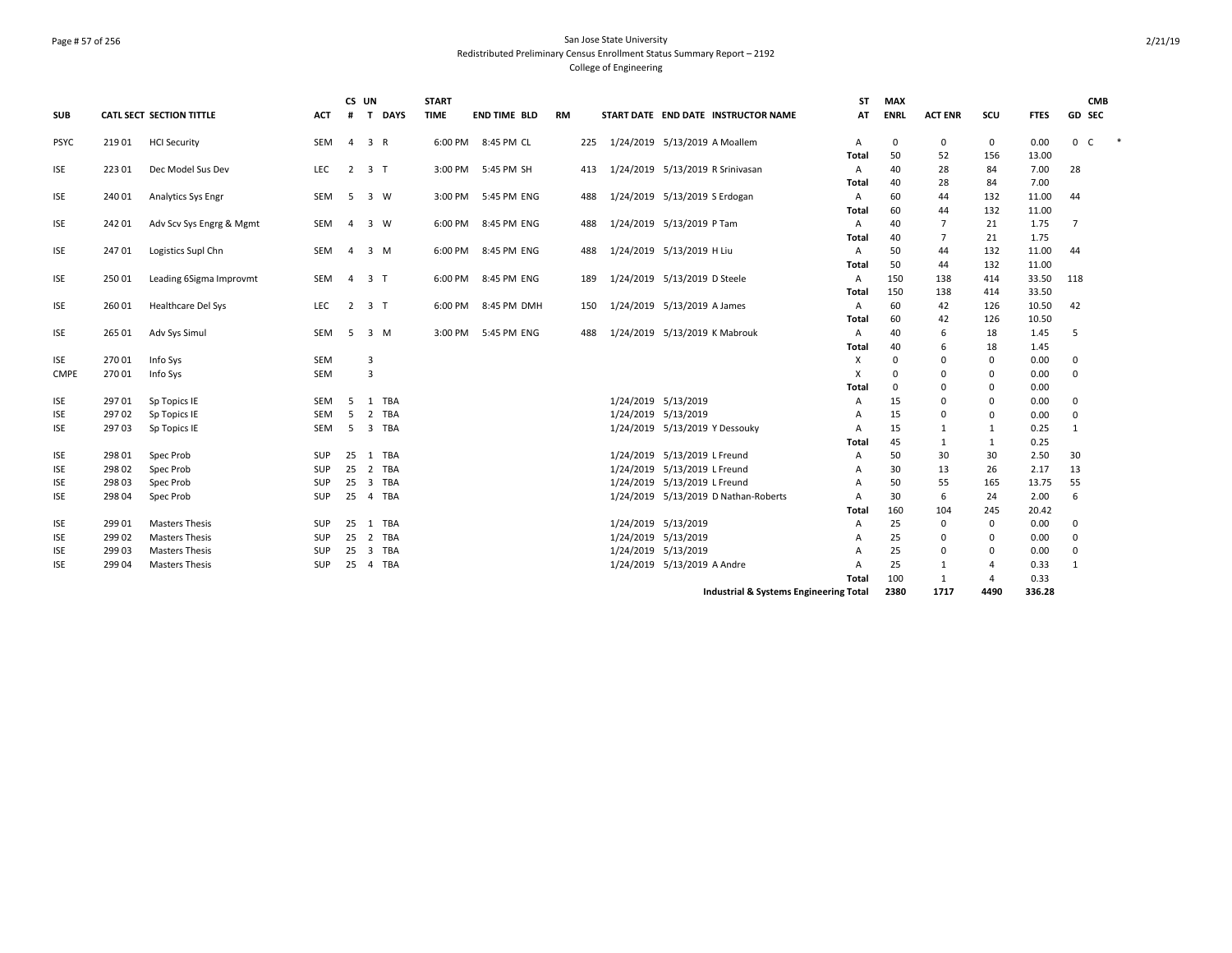San Jose State University
Redistributed Preliminary Census Enrollment Status Summary Report – 2192
College of Engineering

| SUB | CATL SECT | SECTION TITTLE | ACT | CS # | UN T | DAYS | START TIME | END TIME | BLD | RM | START DATE | END DATE | INSTRUCTOR NAME | ST AT | MAX ENRL | ACT ENR | SCU | FTES | GD | CMB SEC |
|---|---|---|---|---|---|---|---|---|---|---|---|---|---|---|---|---|---|---|---|---|
| PSYC | 219 01 | HCI Security | SEM | 4 | 3 | R | 6:00 PM | 8:45 PM | CL | 225 | 1/24/2019 | 5/13/2019 | A Moallem | A | 0 | 0 | 0 | 0.00 | 0 | C * |
| | | | | | | | | | | | | | | Total | 50 | 52 | 156 | 13.00 | | |
| ISE | 223 01 | Dec Model Sus Dev | LEC | 2 | 3 | T | 3:00 PM | 5:45 PM | SH | 413 | 1/24/2019 | 5/13/2019 | R Srinivasan | A | 40 | 28 | 84 | 7.00 | 28 | |
| | | | | | | | | | | | | | | Total | 40 | 28 | 84 | 7.00 | | |
| ISE | 240 01 | Analytics Sys Engr | SEM | 5 | 3 | W | 3:00 PM | 5:45 PM | ENG | 488 | 1/24/2019 | 5/13/2019 | S Erdogan | A | 60 | 44 | 132 | 11.00 | 44 | |
| | | | | | | | | | | | | | | Total | 60 | 44 | 132 | 11.00 | | |
| ISE | 242 01 | Adv Scv Sys Engrg & Mgmt | SEM | 4 | 3 | W | 6:00 PM | 8:45 PM | ENG | 488 | 1/24/2019 | 5/13/2019 | P Tam | A | 40 | 7 | 21 | 1.75 | 7 | |
| | | | | | | | | | | | | | | Total | 40 | 7 | 21 | 1.75 | | |
| ISE | 247 01 | Logistics Supl Chn | SEM | 4 | 3 | M | 6:00 PM | 8:45 PM | ENG | 488 | 1/24/2019 | 5/13/2019 | H Liu | A | 50 | 44 | 132 | 11.00 | 44 | |
| | | | | | | | | | | | | | | Total | 50 | 44 | 132 | 11.00 | | |
| ISE | 250 01 | Leading 6Sigma Improvmt | SEM | 4 | 3 | T | 6:00 PM | 8:45 PM | ENG | 189 | 1/24/2019 | 5/13/2019 | D Steele | A | 150 | 138 | 414 | 33.50 | 118 | |
| | | | | | | | | | | | | | | Total | 150 | 138 | 414 | 33.50 | | |
| ISE | 260 01 | Healthcare Del Sys | LEC | 2 | 3 | T | 6:00 PM | 8:45 PM | DMH | 150 | 1/24/2019 | 5/13/2019 | A James | A | 60 | 42 | 126 | 10.50 | 42 | |
| | | | | | | | | | | | | | | Total | 60 | 42 | 126 | 10.50 | | |
| ISE | 265 01 | Adv Sys Simul | SEM | 5 | 3 | M | 3:00 PM | 5:45 PM | ENG | 488 | 1/24/2019 | 5/13/2019 | K Mabrouk | A | 40 | 6 | 18 | 1.45 | 5 | |
| | | | | | | | | | | | | | | Total | 40 | 6 | 18 | 1.45 | | |
| ISE | 270 01 | Info Sys | SEM | | 3 | | | | | | | | | X | 0 | 0 | 0 | 0.00 | 0 | |
| CMPE | 270 01 | Info Sys | SEM | | 3 | | | | | | | | | X | 0 | 0 | 0 | 0.00 | 0 | |
| | | | | | | | | | | | | | | Total | 0 | 0 | 0 | 0.00 | | |
| ISE | 297 01 | Sp Topics IE | SEM | 5 | 1 | TBA | | | | | 1/24/2019 | 5/13/2019 | | A | 15 | 0 | 0 | 0.00 | 0 | |
| ISE | 297 02 | Sp Topics IE | SEM | 5 | 2 | TBA | | | | | 1/24/2019 | 5/13/2019 | | A | 15 | 0 | 0 | 0.00 | 0 | |
| ISE | 297 03 | Sp Topics IE | SEM | 5 | 3 | TBA | | | | | 1/24/2019 | 5/13/2019 | Y Dessouky | A | 15 | 1 | 1 | 0.25 | 1 | |
| | | | | | | | | | | | | | | Total | 45 | 1 | 1 | 0.25 | | |
| ISE | 298 01 | Spec Prob | SUP | 25 | 1 | TBA | | | | | 1/24/2019 | 5/13/2019 | L Freund | A | 50 | 30 | 30 | 2.50 | 30 | |
| ISE | 298 02 | Spec Prob | SUP | 25 | 2 | TBA | | | | | 1/24/2019 | 5/13/2019 | L Freund | A | 30 | 13 | 26 | 2.17 | 13 | |
| ISE | 298 03 | Spec Prob | SUP | 25 | 3 | TBA | | | | | 1/24/2019 | 5/13/2019 | L Freund | A | 50 | 55 | 165 | 13.75 | 55 | |
| ISE | 298 04 | Spec Prob | SUP | 25 | 4 | TBA | | | | | 1/24/2019 | 5/13/2019 | D Nathan-Roberts | A | 30 | 6 | 24 | 2.00 | 6 | |
| | | | | | | | | | | | | | | Total | 160 | 104 | 245 | 20.42 | | |
| ISE | 299 01 | Masters Thesis | SUP | 25 | 1 | TBA | | | | | 1/24/2019 | 5/13/2019 | | A | 25 | 0 | 0 | 0.00 | 0 | |
| ISE | 299 02 | Masters Thesis | SUP | 25 | 2 | TBA | | | | | 1/24/2019 | 5/13/2019 | | A | 25 | 0 | 0 | 0.00 | 0 | |
| ISE | 299 03 | Masters Thesis | SUP | 25 | 3 | TBA | | | | | 1/24/2019 | 5/13/2019 | | A | 25 | 0 | 0 | 0.00 | 0 | |
| ISE | 299 04 | Masters Thesis | SUP | 25 | 4 | TBA | | | | | 1/24/2019 | 5/13/2019 | A Andre | A | 25 | 1 | 4 | 0.33 | 1 | |
| | | | | | | | | | | | | | | Total | 100 | 1 | 4 | 0.33 | | |
| | | | | | | | | | | | | | **Industrial & Systems Engineering Total** | | **2380** | **1717** | **4490** | **336.28** | | |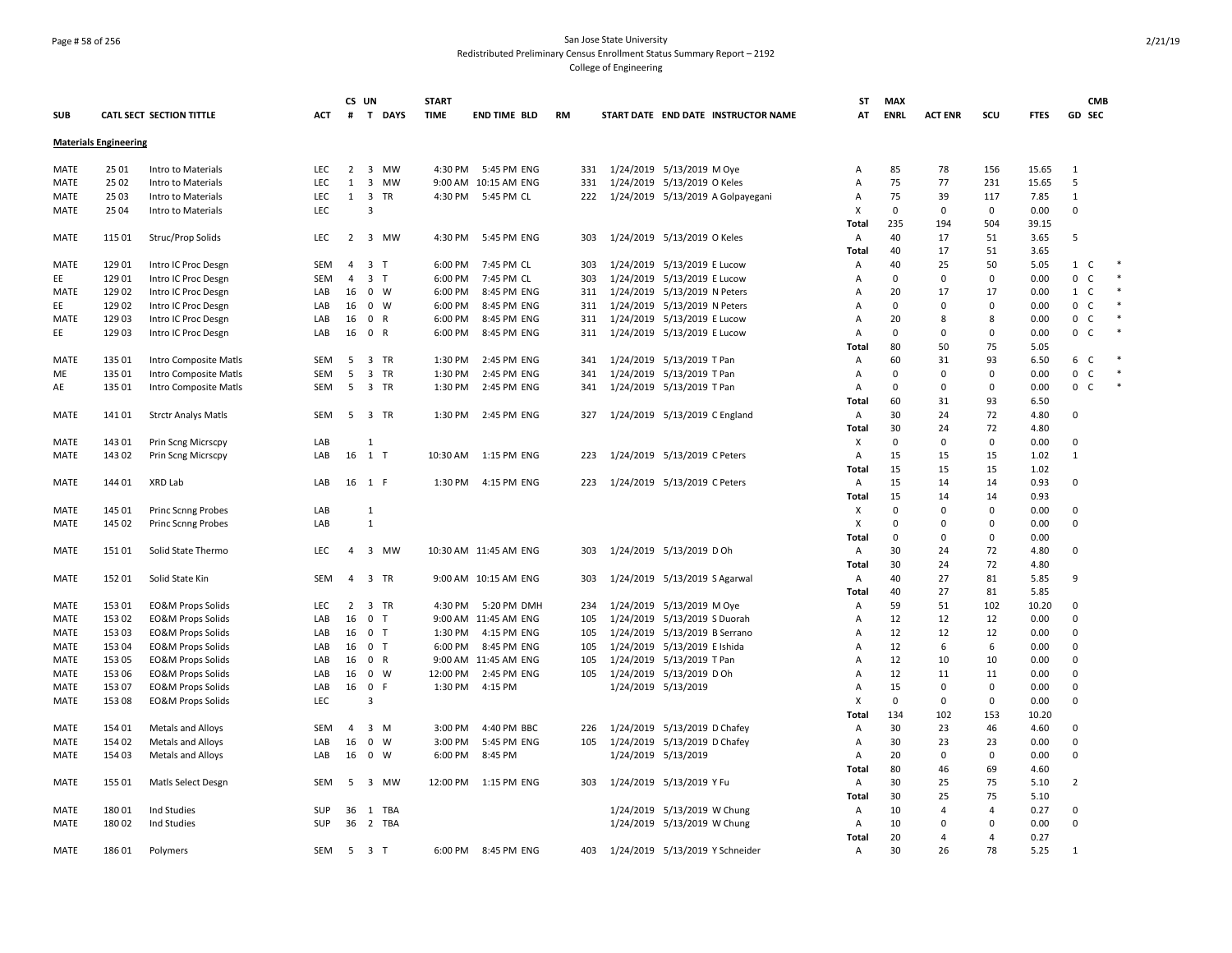San Jose State University

Redistributed Preliminary Census Enrollment Status Summary Report – 2192

College of Engineering

| SUB | CATL SECT | SECTION TITTLE | ACT | CS # | UN T | DAYS | START TIME | END TIME | BLD | RM | START DATE | END DATE | INSTRUCTOR NAME | ST AT | MAX ENRL | ACT ENR | SCU | FTES | GD | CMB SEC | |
|---|---|---|---|---|---|---|---|---|---|---|---|---|---|---|---|---|---|---|---|---|---|
| **Materials Engineering** | | | | | | | | | | | | | | | | | | | | | |
| MATE | 25 01 | Intro to Materials | LEC | 2 | 3 | MW | 4:30 PM | 5:45 PM | ENG | 331 | 1/24/2019 | 5/13/2019 | M Oye | A | 85 | 78 | 156 | 15.65 | 1 | | |
| MATE | 25 02 | Intro to Materials | LEC | 1 | 3 | MW | 9:00 AM | 10:15 AM | ENG | 331 | 1/24/2019 | 5/13/2019 | O Keles | A | 75 | 77 | 231 | 15.65 | 5 | | |
| MATE | 25 03 | Intro to Materials | LEC | 1 | 3 | TR | 4:30 PM | 5:45 PM | CL | 222 | 1/24/2019 | 5/13/2019 | A Golpayegani | A | 75 | 39 | 117 | 7.85 | 1 | | |
| MATE | 25 04 | Intro to Materials | LEC | | 3 | | | | | | | | | X | 0 | 0 | 0 | 0.00 | 0 | | |
| | | | | | | | | | | | | | | Total | 235 | 194 | 504 | 39.15 | | | |
| MATE | 115 01 | Struc/Prop Solids | LEC | 2 | 3 | MW | 4:30 PM | 5:45 PM | ENG | 303 | 1/24/2019 | 5/13/2019 | O Keles | A | 40 | 17 | 51 | 3.65 | 5 | | |
| | | | | | | | | | | | | | | Total | 40 | 17 | 51 | 3.65 | | | |
| MATE | 129 01 | Intro IC Proc Desgn | SEM | 4 | 3 | T | 6:00 PM | 7:45 PM | CL | 303 | 1/24/2019 | 5/13/2019 | E Lucow | A | 40 | 25 | 50 | 5.05 | 1 | C | * |
| EE | 129 01 | Intro IC Proc Desgn | SEM | 4 | 3 | T | 6:00 PM | 7:45 PM | CL | 303 | 1/24/2019 | 5/13/2019 | E Lucow | A | 0 | 0 | 0 | 0.00 | 0 | C | * |
| MATE | 129 02 | Intro IC Proc Desgn | LAB | 16 | 0 | W | 6:00 PM | 8:45 PM | ENG | 311 | 1/24/2019 | 5/13/2019 | N Peters | A | 20 | 17 | 17 | 0.00 | 1 | C | * |
| EE | 129 02 | Intro IC Proc Desgn | LAB | 16 | 0 | W | 6:00 PM | 8:45 PM | ENG | 311 | 1/24/2019 | 5/13/2019 | N Peters | A | 0 | 0 | 0 | 0.00 | 0 | C | * |
| MATE | 129 03 | Intro IC Proc Desgn | LAB | 16 | 0 | R | 6:00 PM | 8:45 PM | ENG | 311 | 1/24/2019 | 5/13/2019 | E Lucow | A | 20 | 8 | 8 | 0.00 | 0 | C | * |
| EE | 129 03 | Intro IC Proc Desgn | LAB | 16 | 0 | R | 6:00 PM | 8:45 PM | ENG | 311 | 1/24/2019 | 5/13/2019 | E Lucow | A | 0 | 0 | 0 | 0.00 | 0 | C | * |
| | | | | | | | | | | | | | | Total | 80 | 50 | 75 | 5.05 | | | |
| MATE | 135 01 | Intro Composite Matls | SEM | 5 | 3 | TR | 1:30 PM | 2:45 PM | ENG | 341 | 1/24/2019 | 5/13/2019 | T Pan | A | 60 | 31 | 93 | 6.50 | 6 | C | * |
| ME | 135 01 | Intro Composite Matls | SEM | 5 | 3 | TR | 1:30 PM | 2:45 PM | ENG | 341 | 1/24/2019 | 5/13/2019 | T Pan | A | 0 | 0 | 0 | 0.00 | 0 | C | * |
| AE | 135 01 | Intro Composite Matls | SEM | 5 | 3 | TR | 1:30 PM | 2:45 PM | ENG | 341 | 1/24/2019 | 5/13/2019 | T Pan | A | 0 | 0 | 0 | 0.00 | 0 | C | * |
| | | | | | | | | | | | | | | Total | 60 | 31 | 93 | 6.50 | | | |
| MATE | 141 01 | Strctr Analys Matls | SEM | 5 | 3 | TR | 1:30 PM | 2:45 PM | ENG | 327 | 1/24/2019 | 5/13/2019 | C England | A | 30 | 24 | 72 | 4.80 | 0 | | |
| | | | | | | | | | | | | | | Total | 30 | 24 | 72 | 4.80 | | | |
| MATE | 143 01 | Prin Scng Micrscpy | LAB | | 1 | | | | | | | | | X | 0 | 0 | 0 | 0.00 | 0 | | |
| MATE | 143 02 | Prin Scng Micrscpy | LAB | 16 | 1 | T | 10:30 AM | 1:15 PM | ENG | 223 | 1/24/2019 | 5/13/2019 | C Peters | A | 15 | 15 | 15 | 1.02 | 1 | | |
| | | | | | | | | | | | | | | Total | 15 | 15 | 15 | 1.02 | | | |
| MATE | 144 01 | XRD Lab | LAB | 16 | 1 | F | 1:30 PM | 4:15 PM | ENG | 223 | 1/24/2019 | 5/13/2019 | C Peters | A | 15 | 14 | 14 | 0.93 | 0 | | |
| | | | | | | | | | | | | | | Total | 15 | 14 | 14 | 0.93 | | | |
| MATE | 145 01 | Princ Scnng Probes | LAB | | 1 | | | | | | | | | X | 0 | 0 | 0 | 0.00 | 0 | | |
| MATE | 145 02 | Princ Scnng Probes | LAB | | 1 | | | | | | | | | X | 0 | 0 | 0 | 0.00 | 0 | | |
| | | | | | | | | | | | | | | Total | 0 | 0 | 0 | 0.00 | | | |
| MATE | 151 01 | Solid State Thermo | LEC | 4 | 3 | MW | 10:30 AM | 11:45 AM | ENG | 303 | 1/24/2019 | 5/13/2019 | D Oh | A | 30 | 24 | 72 | 4.80 | 0 | | |
| | | | | | | | | | | | | | | Total | 30 | 24 | 72 | 4.80 | | | |
| MATE | 152 01 | Solid State Kin | SEM | 4 | 3 | TR | 9:00 AM | 10:15 AM | ENG | 303 | 1/24/2019 | 5/13/2019 | S Agarwal | A | 40 | 27 | 81 | 5.85 | 9 | | |
| | | | | | | | | | | | | | | Total | 40 | 27 | 81 | 5.85 | | | |
| MATE | 153 01 | EO&M Props Solids | LEC | 2 | 3 | TR | 4:30 PM | 5:20 PM | DMH | 234 | 1/24/2019 | 5/13/2019 | M Oye | A | 59 | 51 | 102 | 10.20 | 0 | | |
| MATE | 153 02 | EO&M Props Solids | LAB | 16 | 0 | T | 9:00 AM | 11:45 AM | ENG | 105 | 1/24/2019 | 5/13/2019 | S Duorah | A | 12 | 12 | 12 | 0.00 | 0 | | |
| MATE | 153 03 | EO&M Props Solids | LAB | 16 | 0 | T | 1:30 PM | 4:15 PM | ENG | 105 | 1/24/2019 | 5/13/2019 | B Serrano | A | 12 | 12 | 12 | 0.00 | 0 | | |
| MATE | 153 04 | EO&M Props Solids | LAB | 16 | 0 | T | 6:00 PM | 8:45 PM | ENG | 105 | 1/24/2019 | 5/13/2019 | E Ishida | A | 12 | 6 | 6 | 0.00 | 0 | | |
| MATE | 153 05 | EO&M Props Solids | LAB | 16 | 0 | R | 9:00 AM | 11:45 AM | ENG | 105 | 1/24/2019 | 5/13/2019 | T Pan | A | 12 | 10 | 10 | 0.00 | 0 | | |
| MATE | 153 06 | EO&M Props Solids | LAB | 16 | 0 | W | 12:00 PM | 2:45 PM | ENG | 105 | 1/24/2019 | 5/13/2019 | D Oh | A | 12 | 11 | 11 | 0.00 | 0 | | |
| MATE | 153 07 | EO&M Props Solids | LAB | 16 | 0 | F | 1:30 PM | 4:15 PM | | | 1/24/2019 | 5/13/2019 | | A | 15 | 0 | 0 | 0.00 | 0 | | |
| MATE | 153 08 | EO&M Props Solids | LEC | | 3 | | | | | | | | | X | 0 | 0 | 0 | 0.00 | 0 | | |
| | | | | | | | | | | | | | | Total | 134 | 102 | 153 | 10.20 | | | |
| MATE | 154 01 | Metals and Alloys | SEM | 4 | 3 | M | 3:00 PM | 4:40 PM | BBC | 226 | 1/24/2019 | 5/13/2019 | D Chafey | A | 30 | 23 | 46 | 4.60 | 0 | | |
| MATE | 154 02 | Metals and Alloys | LAB | 16 | 0 | W | 3:00 PM | 5:45 PM | ENG | 105 | 1/24/2019 | 5/13/2019 | D Chafey | A | 30 | 23 | 23 | 0.00 | 0 | | |
| MATE | 154 03 | Metals and Alloys | LAB | 16 | 0 | W | 6:00 PM | 8:45 PM | | | 1/24/2019 | 5/13/2019 | | A | 20 | 0 | 0 | 0.00 | 0 | | |
| | | | | | | | | | | | | | | Total | 80 | 46 | 69 | 4.60 | | | |
| MATE | 155 01 | Matls Select Desgn | SEM | 5 | 3 | MW | 12:00 PM | 1:15 PM | ENG | 303 | 1/24/2019 | 5/13/2019 | Y Fu | A | 30 | 25 | 75 | 5.10 | 2 | | |
| | | | | | | | | | | | | | | Total | 30 | 25 | 75 | 5.10 | | | |
| MATE | 180 01 | Ind Studies | SUP | 36 | 1 | TBA | | | | | 1/24/2019 | 5/13/2019 | W Chung | A | 10 | 4 | 4 | 0.27 | 0 | | |
| MATE | 180 02 | Ind Studies | SUP | 36 | 2 | TBA | | | | | 1/24/2019 | 5/13/2019 | W Chung | A | 10 | 0 | 0 | 0.00 | 0 | | |
| | | | | | | | | | | | | | | Total | 20 | 4 | 4 | 0.27 | | | |
| MATE | 186 01 | Polymers | SEM | 5 | 3 | T | 6:00 PM | 8:45 PM | ENG | 403 | 1/24/2019 | 5/13/2019 | Y Schneider | A | 30 | 26 | 78 | 5.25 | 1 | | |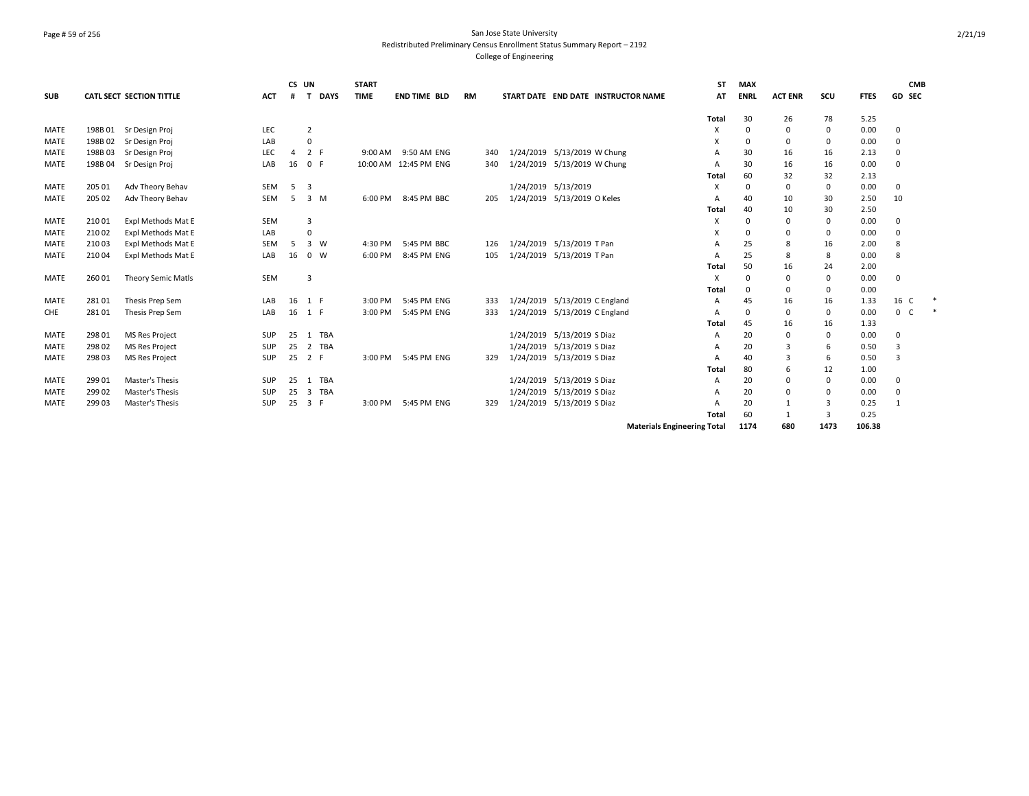San Jose State University
Redistributed Preliminary Census Enrollment Status Summary Report – 2192
College of Engineering

| SUB | CATL | SECT | SECTION TITTLE | ACT | CS # | UN T | DAYS | START TIME | END TIME | BLD | RM | START DATE | END DATE | INSTRUCTOR NAME | ST AT | MAX ENRL | ACT ENR | SCU | FTES | GD | CMB SEC | |
|---|---|---|---|---|---|---|---|---|---|---|---|---|---|---|---|---|---|---|---|---|---|---|
| | | | | | | | | | | | | | | | Total | 30 | 26 | 78 | 5.25 | | | |
| MATE | 198B | 01 | Sr Design Proj | LEC | | 2 | | | | | | | | | X | 0 | 0 | 0 | 0.00 | 0 | | |
| MATE | 198B | 02 | Sr Design Proj | LAB | | 0 | | | | | | | | | X | 0 | 0 | 0 | 0.00 | 0 | | |
| MATE | 198B | 03 | Sr Design Proj | LEC | 4 | 2 | F | 9:00 AM | 9:50 AM | ENG | 340 | 1/24/2019 | 5/13/2019 | W Chung | A | 30 | 16 | 16 | 2.13 | 0 | | |
| MATE | 198B | 04 | Sr Design Proj | LAB | 16 | 0 | F | 10:00 AM | 12:45 PM | ENG | 340 | 1/24/2019 | 5/13/2019 | W Chung | A | 30 | 16 | 16 | 0.00 | 0 | | |
| | | | | | | | | | | | | | | | Total | 60 | 32 | 32 | 2.13 | | | |
| MATE | 205 | 01 | Adv Theory Behav | SEM | 5 | 3 | | | | | | 1/24/2019 | 5/13/2019 | | X | 0 | 0 | 0 | 0.00 | 0 | | |
| MATE | 205 | 02 | Adv Theory Behav | SEM | 5 | 3 | M | 6:00 PM | 8:45 PM | BBC | 205 | 1/24/2019 | 5/13/2019 | O Keles | A | 40 | 10 | 30 | 2.50 | 10 | | |
| | | | | | | | | | | | | | | | Total | 40 | 10 | 30 | 2.50 | | | |
| MATE | 210 | 01 | Expl Methods Mat E | SEM | | 3 | | | | | | | | | X | 0 | 0 | 0 | 0.00 | 0 | | |
| MATE | 210 | 02 | Expl Methods Mat E | LAB | | 0 | | | | | | | | | X | 0 | 0 | 0 | 0.00 | 0 | | |
| MATE | 210 | 03 | Expl Methods Mat E | SEM | 5 | 3 | W | 4:30 PM | 5:45 PM | BBC | 126 | 1/24/2019 | 5/13/2019 | T Pan | A | 25 | 8 | 16 | 2.00 | 8 | | |
| MATE | 210 | 04 | Expl Methods Mat E | LAB | 16 | 0 | W | 6:00 PM | 8:45 PM | ENG | 105 | 1/24/2019 | 5/13/2019 | T Pan | A | 25 | 8 | 8 | 0.00 | 8 | | |
| | | | | | | | | | | | | | | | Total | 50 | 16 | 24 | 2.00 | | | |
| MATE | 260 | 01 | Theory Semic Matls | SEM | | 3 | | | | | | | | | X | 0 | 0 | 0 | 0.00 | 0 | | |
| | | | | | | | | | | | | | | | Total | 0 | 0 | 0 | 0.00 | | | |
| MATE | 281 | 01 | Thesis Prep Sem | LAB | 16 | 1 | F | 3:00 PM | 5:45 PM | ENG | 333 | 1/24/2019 | 5/13/2019 | C England | A | 45 | 16 | 16 | 1.33 | 16 | C | * |
| CHE | 281 | 01 | Thesis Prep Sem | LAB | 16 | 1 | F | 3:00 PM | 5:45 PM | ENG | 333 | 1/24/2019 | 5/13/2019 | C England | A | 0 | 0 | 0 | 0.00 | 0 | C | * |
| | | | | | | | | | | | | | | | Total | 45 | 16 | 16 | 1.33 | | | |
| MATE | 298 | 01 | MS Res Project | SUP | 25 | 1 | TBA | | | | | 1/24/2019 | 5/13/2019 | S Diaz | A | 20 | 0 | 0 | 0.00 | 0 | | |
| MATE | 298 | 02 | MS Res Project | SUP | 25 | 2 | TBA | | | | | 1/24/2019 | 5/13/2019 | S Diaz | A | 20 | 3 | 6 | 0.50 | 3 | | |
| MATE | 298 | 03 | MS Res Project | SUP | 25 | 2 | F | 3:00 PM | 5:45 PM | ENG | 329 | 1/24/2019 | 5/13/2019 | S Diaz | A | 40 | 3 | 6 | 0.50 | 3 | | |
| | | | | | | | | | | | | | | | Total | 80 | 6 | 12 | 1.00 | | | |
| MATE | 299 | 01 | Master's Thesis | SUP | 25 | 1 | TBA | | | | | 1/24/2019 | 5/13/2019 | S Diaz | A | 20 | 0 | 0 | 0.00 | 0 | | |
| MATE | 299 | 02 | Master's Thesis | SUP | 25 | 3 | TBA | | | | | 1/24/2019 | 5/13/2019 | S Diaz | A | 20 | 0 | 0 | 0.00 | 0 | | |
| MATE | 299 | 03 | Master's Thesis | SUP | 25 | 3 | F | 3:00 PM | 5:45 PM | ENG | 329 | 1/24/2019 | 5/13/2019 | S Diaz | A | 20 | 1 | 3 | 0.25 | 1 | | |
| | | | | | | | | | | | | | | | Total | 60 | 1 | 3 | 0.25 | | | |
| | | | | | | | | | | | | | | | Materials Engineering Total | 1174 | 680 | 1473 | 106.38 | | | |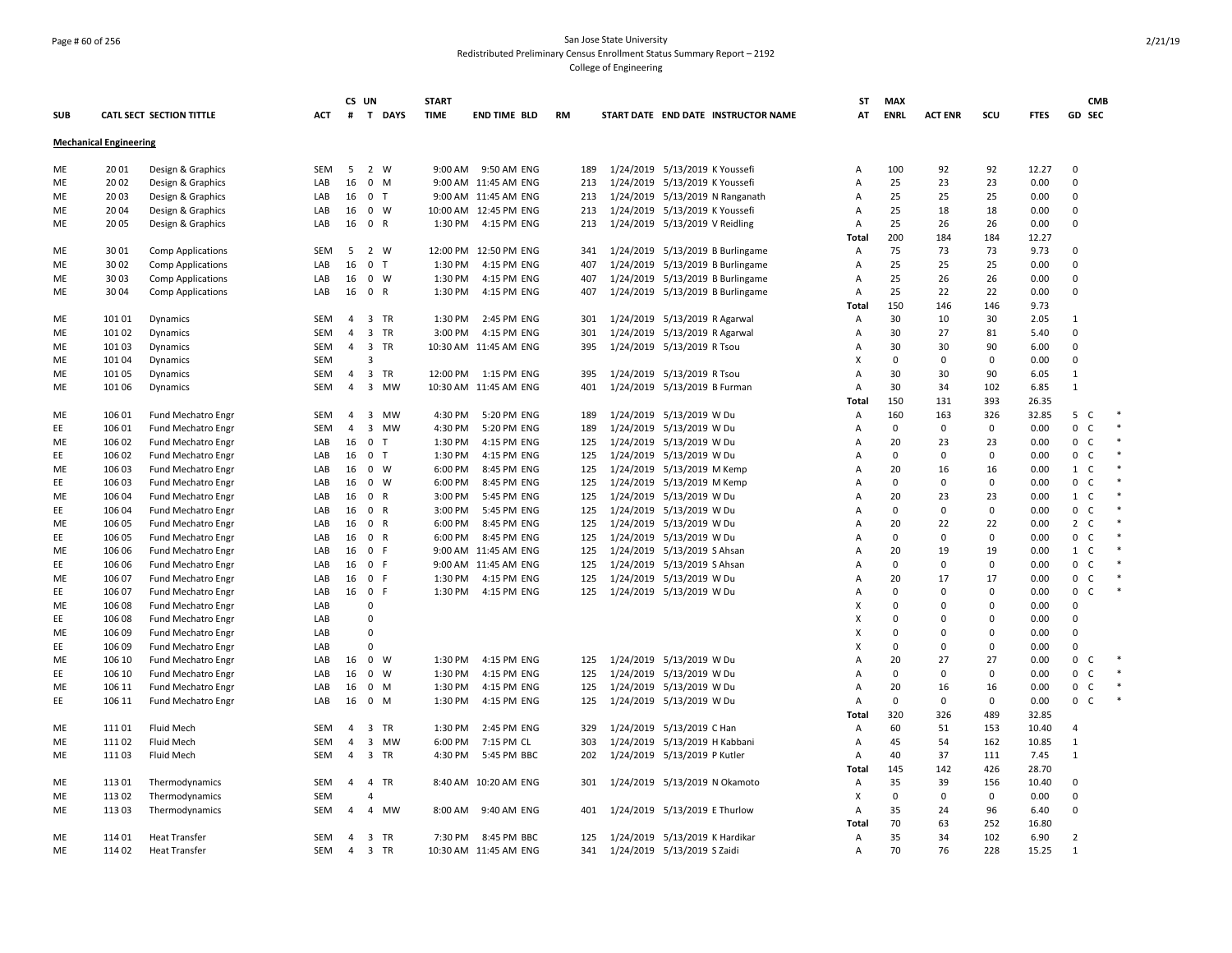San Jose State University
Redistributed Preliminary Census Enrollment Status Summary Report – 2192
College of Engineering

## Mechanical Engineering

| SUB | CATL | SECT | SECTION TITTLE | ACT | CS # | UN T | DAYS | START TIME | END TIME | BLD | RM | START DATE | END DATE | INSTRUCTOR NAME | ST AT | MAX ENRL | ACT ENR | SCU | FTES | GD | CMB SEC |
|---|---|---|---|---|---|---|---|---|---|---|---|---|---|---|---|---|---|---|---|---|---|
| ME | 20 | 01 | Design & Graphics | SEM | 5 | 2 | W | 9:00 AM | 9:50 AM | ENG | 189 | 1/24/2019 | 5/13/2019 | K Youssefi | A | 100 | 92 | 92 | 12.27 | 0 | |
| ME | 20 | 02 | Design & Graphics | LAB | 16 | 0 | M | 9:00 AM | 11:45 AM | ENG | 213 | 1/24/2019 | 5/13/2019 | K Youssefi | A | 25 | 23 | 23 | 0.00 | 0 | |
| ME | 20 | 03 | Design & Graphics | LAB | 16 | 0 | T | 9:00 AM | 11:45 AM | ENG | 213 | 1/24/2019 | 5/13/2019 | N Ranganath | A | 25 | 25 | 25 | 0.00 | 0 | |
| ME | 20 | 04 | Design & Graphics | LAB | 16 | 0 | W | 10:00 AM | 12:45 PM | ENG | 213 | 1/24/2019 | 5/13/2019 | K Youssefi | A | 25 | 18 | 18 | 0.00 | 0 | |
| ME | 20 | 05 | Design & Graphics | LAB | 16 | 0 | R | 1:30 PM | 4:15 PM | ENG | 213 | 1/24/2019 | 5/13/2019 | V Reidling | A | 25 | 26 | 26 | 0.00 | 0 | |
| | | | | | | | | | | | | | | | Total | 200 | 184 | 184 | 12.27 | | |
| ME | 30 | 01 | Comp Applications | SEM | 5 | 2 | W | 12:00 PM | 12:50 PM | ENG | 341 | 1/24/2019 | 5/13/2019 | B Burlingame | A | 75 | 73 | 73 | 9.73 | 0 | |
| ME | 30 | 02 | Comp Applications | LAB | 16 | 0 | T | 1:30 PM | 4:15 PM | ENG | 407 | 1/24/2019 | 5/13/2019 | B Burlingame | A | 25 | 25 | 25 | 0.00 | 0 | |
| ME | 30 | 03 | Comp Applications | LAB | 16 | 0 | W | 1:30 PM | 4:15 PM | ENG | 407 | 1/24/2019 | 5/13/2019 | B Burlingame | A | 25 | 26 | 26 | 0.00 | 0 | |
| ME | 30 | 04 | Comp Applications | LAB | 16 | 0 | R | 1:30 PM | 4:15 PM | ENG | 407 | 1/24/2019 | 5/13/2019 | B Burlingame | A | 25 | 22 | 22 | 0.00 | 0 | |
| | | | | | | | | | | | | | | | Total | 150 | 146 | 146 | 9.73 | | |
| ME | 101 | 01 | Dynamics | SEM | 4 | 3 | TR | 1:30 PM | 2:45 PM | ENG | 301 | 1/24/2019 | 5/13/2019 | R Agarwal | A | 30 | 10 | 30 | 2.05 | 1 | |
| ME | 101 | 02 | Dynamics | SEM | 4 | 3 | TR | 3:00 PM | 4:15 PM | ENG | 301 | 1/24/2019 | 5/13/2019 | R Agarwal | A | 30 | 27 | 81 | 5.40 | 0 | |
| ME | 101 | 03 | Dynamics | SEM | 4 | 3 | TR | 10:30 AM | 11:45 AM | ENG | 395 | 1/24/2019 | 5/13/2019 | R Tsou | A | 30 | 30 | 90 | 6.00 | 0 | |
| ME | 101 | 04 | Dynamics | SEM | | 3 | | | | | | | | | X | 0 | 0 | 0 | 0.00 | 0 | |
| ME | 101 | 05 | Dynamics | SEM | 4 | 3 | TR | 12:00 PM | 1:15 PM | ENG | 395 | 1/24/2019 | 5/13/2019 | R Tsou | A | 30 | 30 | 90 | 6.05 | 1 | |
| ME | 101 | 06 | Dynamics | SEM | 4 | 3 | MW | 10:30 AM | 11:45 AM | ENG | 401 | 1/24/2019 | 5/13/2019 | B Furman | A | 30 | 34 | 102 | 6.85 | 1 | |
| | | | | | | | | | | | | | | | Total | 150 | 131 | 393 | 26.35 | | |
| ME | 106 | 01 | Fund Mechatro Engr | SEM | 4 | 3 | MW | 4:30 PM | 5:20 PM | ENG | 189 | 1/24/2019 | 5/13/2019 | W Du | A | 160 | 163 | 326 | 32.85 | 5 | C * |
| EE | 106 | 01 | Fund Mechatro Engr | SEM | 4 | 3 | MW | 4:30 PM | 5:20 PM | ENG | 189 | 1/24/2019 | 5/13/2019 | W Du | A | 0 | 0 | 0 | 0.00 | 0 | C * |
| ME | 106 | 02 | Fund Mechatro Engr | LAB | 16 | 0 | T | 1:30 PM | 4:15 PM | ENG | 125 | 1/24/2019 | 5/13/2019 | W Du | A | 20 | 23 | 23 | 0.00 | 0 | C * |
| EE | 106 | 02 | Fund Mechatro Engr | LAB | 16 | 0 | T | 1:30 PM | 4:15 PM | ENG | 125 | 1/24/2019 | 5/13/2019 | W Du | A | 0 | 0 | 0 | 0.00 | 0 | C * |
| ME | 106 | 03 | Fund Mechatro Engr | LAB | 16 | 0 | W | 6:00 PM | 8:45 PM | ENG | 125 | 1/24/2019 | 5/13/2019 | M Kemp | A | 20 | 16 | 16 | 0.00 | 1 | C * |
| EE | 106 | 03 | Fund Mechatro Engr | LAB | 16 | 0 | W | 6:00 PM | 8:45 PM | ENG | 125 | 1/24/2019 | 5/13/2019 | M Kemp | A | 0 | 0 | 0 | 0.00 | 0 | C * |
| ME | 106 | 04 | Fund Mechatro Engr | LAB | 16 | 0 | R | 3:00 PM | 5:45 PM | ENG | 125 | 1/24/2019 | 5/13/2019 | W Du | A | 20 | 23 | 23 | 0.00 | 1 | C * |
| EE | 106 | 04 | Fund Mechatro Engr | LAB | 16 | 0 | R | 3:00 PM | 5:45 PM | ENG | 125 | 1/24/2019 | 5/13/2019 | W Du | A | 0 | 0 | 0 | 0.00 | 0 | C * |
| ME | 106 | 05 | Fund Mechatro Engr | LAB | 16 | 0 | R | 6:00 PM | 8:45 PM | ENG | 125 | 1/24/2019 | 5/13/2019 | W Du | A | 20 | 22 | 22 | 0.00 | 2 | C * |
| EE | 106 | 05 | Fund Mechatro Engr | LAB | 16 | 0 | R | 6:00 PM | 8:45 PM | ENG | 125 | 1/24/2019 | 5/13/2019 | W Du | A | 0 | 0 | 0 | 0.00 | 0 | C * |
| ME | 106 | 06 | Fund Mechatro Engr | LAB | 16 | 0 | F | 9:00 AM | 11:45 AM | ENG | 125 | 1/24/2019 | 5/13/2019 | S Ahsan | A | 20 | 19 | 19 | 0.00 | 1 | C * |
| EE | 106 | 06 | Fund Mechatro Engr | LAB | 16 | 0 | F | 9:00 AM | 11:45 AM | ENG | 125 | 1/24/2019 | 5/13/2019 | S Ahsan | A | 0 | 0 | 0 | 0.00 | 0 | C * |
| ME | 106 | 07 | Fund Mechatro Engr | LAB | 16 | 0 | F | 1:30 PM | 4:15 PM | ENG | 125 | 1/24/2019 | 5/13/2019 | W Du | A | 20 | 17 | 17 | 0.00 | 0 | C * |
| EE | 106 | 07 | Fund Mechatro Engr | LAB | 16 | 0 | F | 1:30 PM | 4:15 PM | ENG | 125 | 1/24/2019 | 5/13/2019 | W Du | A | 0 | 0 | 0 | 0.00 | 0 | C * |
| ME | 106 | 08 | Fund Mechatro Engr | LAB | | 0 | | | | | | | | | X | 0 | 0 | 0 | 0.00 | 0 | |
| EE | 106 | 08 | Fund Mechatro Engr | LAB | | 0 | | | | | | | | | X | 0 | 0 | 0 | 0.00 | 0 | |
| ME | 106 | 09 | Fund Mechatro Engr | LAB | | 0 | | | | | | | | | X | 0 | 0 | 0 | 0.00 | 0 | |
| EE | 106 | 09 | Fund Mechatro Engr | LAB | | 0 | | | | | | | | | X | 0 | 0 | 0 | 0.00 | 0 | |
| ME | 106 | 10 | Fund Mechatro Engr | LAB | 16 | 0 | W | 1:30 PM | 4:15 PM | ENG | 125 | 1/24/2019 | 5/13/2019 | W Du | A | 20 | 27 | 27 | 0.00 | 0 | C * |
| EE | 106 | 10 | Fund Mechatro Engr | LAB | 16 | 0 | W | 1:30 PM | 4:15 PM | ENG | 125 | 1/24/2019 | 5/13/2019 | W Du | A | 0 | 0 | 0 | 0.00 | 0 | C * |
| ME | 106 | 11 | Fund Mechatro Engr | LAB | 16 | 0 | M | 1:30 PM | 4:15 PM | ENG | 125 | 1/24/2019 | 5/13/2019 | W Du | A | 20 | 16 | 16 | 0.00 | 0 | C * |
| EE | 106 | 11 | Fund Mechatro Engr | LAB | 16 | 0 | M | 1:30 PM | 4:15 PM | ENG | 125 | 1/24/2019 | 5/13/2019 | W Du | A | 0 | 0 | 0 | 0.00 | 0 | C * |
| | | | | | | | | | | | | | | | Total | 320 | 326 | 489 | 32.85 | | |
| ME | 111 | 01 | Fluid Mech | SEM | 4 | 3 | TR | 1:30 PM | 2:45 PM | ENG | 329 | 1/24/2019 | 5/13/2019 | C Han | A | 60 | 51 | 153 | 10.40 | 4 | |
| ME | 111 | 02 | Fluid Mech | SEM | 4 | 3 | MW | 6:00 PM | 7:15 PM | CL | 303 | 1/24/2019 | 5/13/2019 | H Kabbani | A | 45 | 54 | 162 | 10.85 | 1 | |
| ME | 111 | 03 | Fluid Mech | SEM | 4 | 3 | TR | 4:30 PM | 5:45 PM | BBC | 202 | 1/24/2019 | 5/13/2019 | P Kutler | A | 40 | 37 | 111 | 7.45 | 1 | |
| | | | | | | | | | | | | | | | Total | 145 | 142 | 426 | 28.70 | | |
| ME | 113 | 01 | Thermodynamics | SEM | 4 | 4 | TR | 8:40 AM | 10:20 AM | ENG | 301 | 1/24/2019 | 5/13/2019 | N Okamoto | A | 35 | 39 | 156 | 10.40 | 0 | |
| ME | 113 | 02 | Thermodynamics | SEM | | 4 | | | | | | | | | X | 0 | 0 | 0 | 0.00 | 0 | |
| ME | 113 | 03 | Thermodynamics | SEM | 4 | 4 | MW | 8:00 AM | 9:40 AM | ENG | 401 | 1/24/2019 | 5/13/2019 | E Thurlow | A | 35 | 24 | 96 | 6.40 | 0 | |
| | | | | | | | | | | | | | | | Total | 70 | 63 | 252 | 16.80 | | |
| ME | 114 | 01 | Heat Transfer | SEM | 4 | 3 | TR | 7:30 PM | 8:45 PM | BBC | 125 | 1/24/2019 | 5/13/2019 | K Hardikar | A | 35 | 34 | 102 | 6.90 | 2 | |
| ME | 114 | 02 | Heat Transfer | SEM | 4 | 3 | TR | 10:30 AM | 11:45 AM | ENG | 341 | 1/24/2019 | 5/13/2019 | S Zaidi | A | 70 | 76 | 228 | 15.25 | 1 | |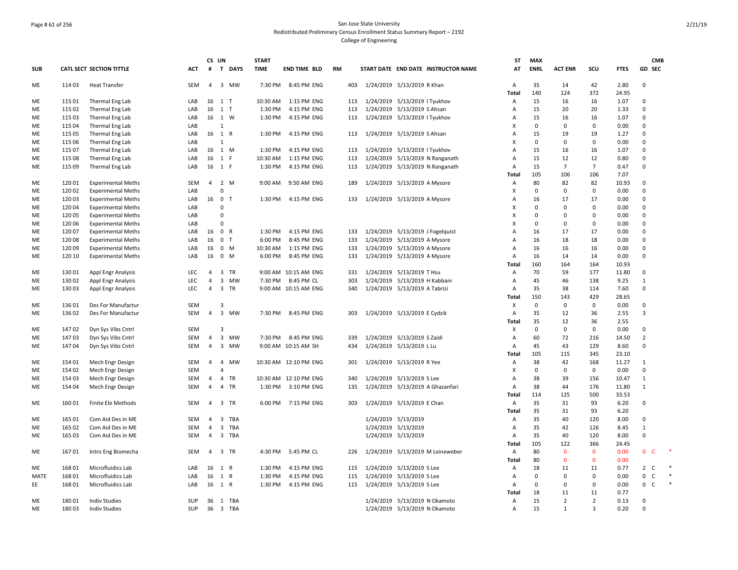San Jose State University
Redistributed Preliminary Census Enrollment Status Summary Report – 2192
College of Engineering

| SUB | CATL | SECT | SECTION TITTLE | ACT | CS # | UN T | DAYS | START TIME | END TIME | BLD | RM | START DATE | END DATE | INSTRUCTOR NAME | ST AT | MAX ENRL | ACT ENR | SCU | FTES | GD | CMB SEC | |
|---|---|---|---|---|---|---|---|---|---|---|---|---|---|---|---|---|---|---|---|---|---|---|
| ME | 114 | 03 | Heat Transfer | SEM | 4 | 3 | MW | 7:30 PM | 8:45 PM | ENG | 403 | 1/24/2019 | 5/13/2019 | R Khan | A | 35 | 14 | 42 | 2.80 | 0 | | |
| | | | | | | | | | | | | | | | Total | 140 | 124 | 372 | 24.95 | | | |
| ME | 115 | 01 | Thermal Eng Lab | LAB | 16 | 1 | T | 10:30 AM | 1:15 PM | ENG | 113 | 1/24/2019 | 5/13/2019 | I Tyukhov | A | 15 | 16 | 16 | 1.07 | 0 | | |
| ME | 115 | 02 | Thermal Eng Lab | LAB | 16 | 1 | T | 1:30 PM | 4:15 PM | ENG | 113 | 1/24/2019 | 5/13/2019 | S Ahsan | A | 15 | 20 | 20 | 1.33 | 0 | | |
| ME | 115 | 03 | Thermal Eng Lab | LAB | 16 | 1 | W | 1:30 PM | 4:15 PM | ENG | 113 | 1/24/2019 | 5/13/2019 | I Tyukhov | A | 15 | 16 | 16 | 1.07 | 0 | | |
| ME | 115 | 04 | Thermal Eng Lab | LAB | | 1 | | | | | | | | | X | 0 | 0 | 0 | 0.00 | 0 | | |
| ME | 115 | 05 | Thermal Eng Lab | LAB | 16 | 1 | R | 1:30 PM | 4:15 PM | ENG | 113 | 1/24/2019 | 5/13/2019 | S Ahsan | A | 15 | 19 | 19 | 1.27 | 0 | | |
| ME | 115 | 06 | Thermal Eng Lab | LAB | | 1 | | | | | | | | | X | 0 | 0 | 0 | 0.00 | 0 | | |
| ME | 115 | 07 | Thermal Eng Lab | LAB | 16 | 1 | M | 1:30 PM | 4:15 PM | ENG | 113 | 1/24/2019 | 5/13/2019 | I Tyukhov | A | 15 | 16 | 16 | 1.07 | 0 | | |
| ME | 115 | 08 | Thermal Eng Lab | LAB | 16 | 1 | F | 10:30 AM | 1:15 PM | ENG | 113 | 1/24/2019 | 5/13/2019 | N Ranganath | A | 15 | 12 | 12 | 0.80 | 0 | | |
| ME | 115 | 09 | Thermal Eng Lab | LAB | 16 | 1 | F | 1:30 PM | 4:15 PM | ENG | 113 | 1/24/2019 | 5/13/2019 | N Ranganath | A | 15 | 7 | 7 | 0.47 | 0 | | |
| | | | | | | | | | | | | | | | Total | 105 | 106 | 106 | 7.07 | | | |
| ME | 120 | 01 | Experimental Meths | SEM | 4 | 2 | M | 9:00 AM | 9:50 AM | ENG | 189 | 1/24/2019 | 5/13/2019 | A Mysore | A | 80 | 82 | 82 | 10.93 | 0 | | |
| ME | 120 | 02 | Experimental Meths | LAB | | 0 | | | | | | | | | X | 0 | 0 | 0 | 0.00 | 0 | | |
| ME | 120 | 03 | Experimental Meths | LAB | 16 | 0 | T | 1:30 PM | 4:15 PM | ENG | 133 | 1/24/2019 | 5/13/2019 | A Mysore | A | 16 | 17 | 17 | 0.00 | 0 | | |
| ME | 120 | 04 | Experimental Meths | LAB | | 0 | | | | | | | | | X | 0 | 0 | 0 | 0.00 | 0 | | |
| ME | 120 | 05 | Experimental Meths | LAB | | 0 | | | | | | | | | X | 0 | 0 | 0 | 0.00 | 0 | | |
| ME | 120 | 06 | Experimental Meths | LAB | | 0 | | | | | | | | | X | 0 | 0 | 0 | 0.00 | 0 | | |
| ME | 120 | 07 | Experimental Meths | LAB | 16 | 0 | R | 1:30 PM | 4:15 PM | ENG | 133 | 1/24/2019 | 5/13/2019 | J Fogelquist | A | 16 | 17 | 17 | 0.00 | 0 | | |
| ME | 120 | 08 | Experimental Meths | LAB | 16 | 0 | T | 6:00 PM | 8:45 PM | ENG | 133 | 1/24/2019 | 5/13/2019 | A Mysore | A | 16 | 18 | 18 | 0.00 | 0 | | |
| ME | 120 | 09 | Experimental Meths | LAB | 16 | 0 | M | 10:30 AM | 1:15 PM | ENG | 133 | 1/24/2019 | 5/13/2019 | A Mysore | A | 16 | 16 | 16 | 0.00 | 0 | | |
| ME | 120 | 10 | Experimental Meths | LAB | 16 | 0 | M | 6:00 PM | 8:45 PM | ENG | 133 | 1/24/2019 | 5/13/2019 | A Mysore | A | 16 | 14 | 14 | 0.00 | 0 | | |
| | | | | | | | | | | | | | | | Total | 160 | 164 | 164 | 10.93 | | | |
| ME | 130 | 01 | Appl Engr Analysis | LEC | 4 | 3 | TR | 9:00 AM | 10:15 AM | ENG | 331 | 1/24/2019 | 5/13/2019 | T Hsu | A | 70 | 59 | 177 | 11.80 | 0 | | |
| ME | 130 | 02 | Appl Engr Analysis | LEC | 4 | 3 | MW | 7:30 PM | 8:45 PM | CL | 303 | 1/24/2019 | 5/13/2019 | H Kabbani | A | 45 | 46 | 138 | 9.25 | 1 | | |
| ME | 130 | 03 | Appl Engr Analysis | LEC | 4 | 3 | TR | 9:00 AM | 10:15 AM | ENG | 340 | 1/24/2019 | 5/13/2019 | A Tabrizi | A | 35 | 38 | 114 | 7.60 | 0 | | |
| | | | | | | | | | | | | | | | Total | 150 | 143 | 429 | 28.65 | | | |
| ME | 136 | 01 | Des For Manufactur | SEM | | 3 | | | | | | | | | X | 0 | 0 | 0 | 0.00 | 0 | | |
| ME | 136 | 02 | Des For Manufactur | SEM | 4 | 3 | MW | 7:30 PM | 8:45 PM | ENG | 303 | 1/24/2019 | 5/13/2019 | E Cydzik | A | 35 | 12 | 36 | 2.55 | 3 | | |
| | | | | | | | | | | | | | | | Total | 35 | 12 | 36 | 2.55 | | | |
| ME | 147 | 02 | Dyn Sys Vibs Cntrl | SEM | | 3 | | | | | | | | | X | 0 | 0 | 0 | 0.00 | 0 | | |
| ME | 147 | 03 | Dyn Sys Vibs Cntrl | SEM | 4 | 3 | MW | 7:30 PM | 8:45 PM | ENG | 339 | 1/24/2019 | 5/13/2019 | S Zaidi | A | 60 | 72 | 216 | 14.50 | 2 | | |
| ME | 147 | 04 | Dyn Sys Vibs Cntrl | SEM | 4 | 3 | MW | 9:00 AM | 10:15 AM | SH | 434 | 1/24/2019 | 5/13/2019 | L Lu | A | 45 | 43 | 129 | 8.60 | 0 | | |
| | | | | | | | | | | | | | | | Total | 105 | 115 | 345 | 23.10 | | | |
| ME | 154 | 01 | Mech Engr Design | SEM | 4 | 4 | MW | 10:30 AM | 12:10 PM | ENG | 301 | 1/24/2019 | 5/13/2019 | R Yee | A | 38 | 42 | 168 | 11.27 | 1 | | |
| ME | 154 | 02 | Mech Engr Design | SEM | | 4 | | | | | | | | | X | 0 | 0 | 0 | 0.00 | 0 | | |
| ME | 154 | 03 | Mech Engr Design | SEM | 4 | 4 | TR | 10:30 AM | 12:10 PM | ENG | 340 | 1/24/2019 | 5/13/2019 | S Lee | A | 38 | 39 | 156 | 10.47 | 1 | | |
| ME | 154 | 04 | Mech Engr Design | SEM | 4 | 4 | TR | 1:30 PM | 3:10 PM | ENG | 135 | 1/24/2019 | 5/13/2019 | A Ghazanfari | A | 38 | 44 | 176 | 11.80 | 1 | | |
| | | | | | | | | | | | | | | | Total | 114 | 125 | 500 | 33.53 | | | |
| ME | 160 | 01 | Finite Ele Methods | SEM | 4 | 3 | TR | 6:00 PM | 7:15 PM | ENG | 303 | 1/24/2019 | 5/13/2019 | E Chan | A | 35 | 31 | 93 | 6.20 | 0 | | |
| | | | | | | | | | | | | | | | Total | 35 | 31 | 93 | 6.20 | | | |
| ME | 165 | 01 | Com Aid Des in ME | SEM | 4 | 3 | TBA | | | | | 1/24/2019 | 5/13/2019 | | A | 35 | 40 | 120 | 8.00 | 0 | | |
| ME | 165 | 02 | Com Aid Des in ME | SEM | 4 | 3 | TBA | | | | | 1/24/2019 | 5/13/2019 | | A | 35 | 42 | 126 | 8.45 | 1 | | |
| ME | 165 | 03 | Com Aid Des in ME | SEM | 4 | 3 | TBA | | | | | 1/24/2019 | 5/13/2019 | | A | 35 | 40 | 120 | 8.00 | 0 | | |
| | | | | | | | | | | | | | | | Total | 105 | 122 | 366 | 24.45 | | | |
| ME | 167 | 01 | Intro Eng Biomecha | SEM | 4 | 3 | TR | 4:30 PM | 5:45 PM | CL | 226 | 1/24/2019 | 5/13/2019 | M Leineweber | A | 80 | 0 | 0 | 0.00 | 0 | C | * |
| | | | | | | | | | | | | | | | Total | 80 | 0 | 0 | 0.00 | | | |
| ME | 168 | 01 | Microfluidics Lab | LAB | 16 | 1 | R | 1:30 PM | 4:15 PM | ENG | 115 | 1/24/2019 | 5/13/2019 | S Lee | A | 18 | 11 | 11 | 0.77 | 2 | C | * |
| MATE | 168 | 01 | Microfluidics Lab | LAB | 16 | 1 | R | 1:30 PM | 4:15 PM | ENG | 115 | 1/24/2019 | 5/13/2019 | S Lee | A | 0 | 0 | 0 | 0.00 | 0 | C | * |
| EE | 168 | 01 | Microfluidics Lab | LAB | 16 | 1 | R | 1:30 PM | 4:15 PM | ENG | 115 | 1/24/2019 | 5/13/2019 | S Lee | A | 0 | 0 | 0 | 0.00 | 0 | C | * |
| | | | | | | | | | | | | | | | Total | 18 | 11 | 11 | 0.77 | | | |
| ME | 180 | 01 | Indiv Studies | SUP | 36 | 1 | TBA | | | | | 1/24/2019 | 5/13/2019 | N Okamoto | A | 15 | 2 | 2 | 0.13 | 0 | | |
| ME | 180 | 03 | Indiv Studies | SUP | 36 | 3 | TBA | | | | | 1/24/2019 | 5/13/2019 | N Okamoto | A | 15 | 1 | 3 | 0.20 | 0 | | |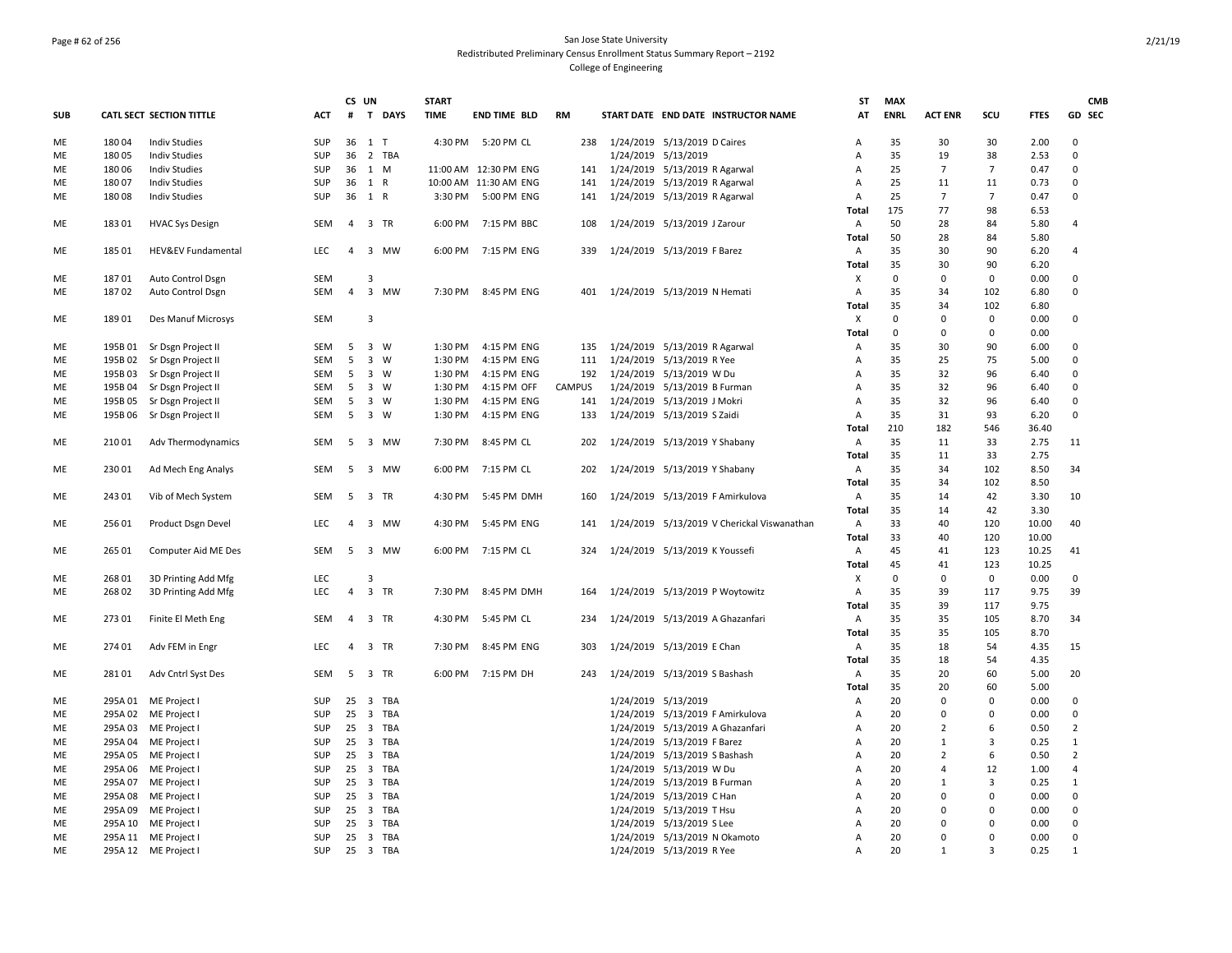San Jose State University
Redistributed Preliminary Census Enrollment Status Summary Report – 2192
College of Engineering

| SUB | CATL SECT | SECTION TITTLE | ACT | CS # | UN T | DAYS | START TIME | END TIME | BLD | RM | START DATE | END DATE | INSTRUCTOR NAME | ST AT | MAX ENRL | ACT ENR | SCU | FTES | GD | CMB SEC |
|---|---|---|---|---|---|---|---|---|---|---|---|---|---|---|---|---|---|---|---|---|
| ME | 180 04 | Indiv Studies | SUP | 36 | 1 | T | 4:30 PM | 5:20 PM | CL | 238 | 1/24/2019 | 5/13/2019 | D Caires | A | 35 | 30 | 30 | 2.00 | 0 | |
| ME | 180 05 | Indiv Studies | SUP | 36 | 2 | TBA | | | | | 1/24/2019 | 5/13/2019 | | A | 35 | 19 | 38 | 2.53 | 0 | |
| ME | 180 06 | Indiv Studies | SUP | 36 | 1 | M | 11:00 AM | 12:30 PM | ENG | 141 | 1/24/2019 | 5/13/2019 | R Agarwal | A | 25 | 7 | 7 | 0.47 | 0 | |
| ME | 180 07 | Indiv Studies | SUP | 36 | 1 | R | 10:00 AM | 11:30 AM | ENG | 141 | 1/24/2019 | 5/13/2019 | R Agarwal | A | 25 | 11 | 11 | 0.73 | 0 | |
| ME | 180 08 | Indiv Studies | SUP | 36 | 1 | R | 3:30 PM | 5:00 PM | ENG | 141 | 1/24/2019 | 5/13/2019 | R Agarwal | A | 25 | 7 | 7 | 0.47 | 0 | |
| | | | | | | | | | | | | | | Total | 175 | 77 | 98 | 6.53 | | |
| ME | 183 01 | HVAC Sys Design | SEM | 4 | 3 | TR | 6:00 PM | 7:15 PM | BBC | 108 | 1/24/2019 | 5/13/2019 | J Zarour | A | 50 | 28 | 84 | 5.80 | 4 | |
| | | | | | | | | | | | | | | Total | 50 | 28 | 84 | 5.80 | | |
| ME | 185 01 | HEV&EV Fundamental | LEC | 4 | 3 | MW | 6:00 PM | 7:15 PM | ENG | 339 | 1/24/2019 | 5/13/2019 | F Barez | A | 35 | 30 | 90 | 6.20 | 4 | |
| | | | | | | | | | | | | | | Total | 35 | 30 | 90 | 6.20 | | |
| ME | 187 01 | Auto Control Dsgn | SEM | | 3 | | | | | | | | | X | 0 | 0 | 0 | 0.00 | 0 | |
| ME | 187 02 | Auto Control Dsgn | SEM | 4 | 3 | MW | 7:30 PM | 8:45 PM | ENG | 401 | 1/24/2019 | 5/13/2019 | N Hemati | A | 35 | 34 | 102 | 6.80 | 0 | |
| | | | | | | | | | | | | | | Total | 35 | 34 | 102 | 6.80 | | |
| ME | 189 01 | Des Manuf Microsys | SEM | | 3 | | | | | | | | | X | 0 | 0 | 0 | 0.00 | 0 | |
| | | | | | | | | | | | | | | Total | 0 | 0 | 0 | 0.00 | | |
| ME | 195B 01 | Sr Dsgn Project II | SEM | 5 | 3 | W | 1:30 PM | 4:15 PM | ENG | 135 | 1/24/2019 | 5/13/2019 | R Agarwal | A | 35 | 30 | 90 | 6.00 | 0 | |
| ME | 195B 02 | Sr Dsgn Project II | SEM | 5 | 3 | W | 1:30 PM | 4:15 PM | ENG | 111 | 1/24/2019 | 5/13/2019 | R Yee | A | 35 | 25 | 75 | 5.00 | 0 | |
| ME | 195B 03 | Sr Dsgn Project II | SEM | 5 | 3 | W | 1:30 PM | 4:15 PM | ENG | 192 | 1/24/2019 | 5/13/2019 | W Du | A | 35 | 32 | 96 | 6.40 | 0 | |
| ME | 195B 04 | Sr Dsgn Project II | SEM | 5 | 3 | W | 1:30 PM | 4:15 PM | OFF | CAMPUS | 1/24/2019 | 5/13/2019 | B Furman | A | 35 | 32 | 96 | 6.40 | 0 | |
| ME | 195B 05 | Sr Dsgn Project II | SEM | 5 | 3 | W | 1:30 PM | 4:15 PM | ENG | 141 | 1/24/2019 | 5/13/2019 | J Mokri | A | 35 | 32 | 96 | 6.40 | 0 | |
| ME | 195B 06 | Sr Dsgn Project II | SEM | 5 | 3 | W | 1:30 PM | 4:15 PM | ENG | 133 | 1/24/2019 | 5/13/2019 | S Zaidi | A | 35 | 31 | 93 | 6.20 | 0 | |
| | | | | | | | | | | | | | | Total | 210 | 182 | 546 | 36.40 | | |
| ME | 210 01 | Adv Thermodynamics | SEM | 5 | 3 | MW | 7:30 PM | 8:45 PM | CL | 202 | 1/24/2019 | 5/13/2019 | Y Shabany | A | 35 | 11 | 33 | 2.75 | 11 | |
| | | | | | | | | | | | | | | Total | 35 | 11 | 33 | 2.75 | | |
| ME | 230 01 | Ad Mech Eng Analys | SEM | 5 | 3 | MW | 6:00 PM | 7:15 PM | CL | 202 | 1/24/2019 | 5/13/2019 | Y Shabany | A | 35 | 34 | 102 | 8.50 | 34 | |
| | | | | | | | | | | | | | | Total | 35 | 34 | 102 | 8.50 | | |
| ME | 243 01 | Vib of Mech System | SEM | 5 | 3 | TR | 4:30 PM | 5:45 PM | DMH | 160 | 1/24/2019 | 5/13/2019 | F Amirkulova | A | 35 | 14 | 42 | 3.30 | 10 | |
| | | | | | | | | | | | | | | Total | 35 | 14 | 42 | 3.30 | | |
| ME | 256 01 | Product Dsgn Devel | LEC | 4 | 3 | MW | 4:30 PM | 5:45 PM | ENG | 141 | 1/24/2019 | 5/13/2019 | V Cherickal Viswanathan | A | 33 | 40 | 120 | 10.00 | 40 | |
| | | | | | | | | | | | | | | Total | 33 | 40 | 120 | 10.00 | | |
| ME | 265 01 | Computer Aid ME Des | SEM | 5 | 3 | MW | 6:00 PM | 7:15 PM | CL | 324 | 1/24/2019 | 5/13/2019 | K Youssefi | A | 45 | 41 | 123 | 10.25 | 41 | |
| | | | | | | | | | | | | | | Total | 45 | 41 | 123 | 10.25 | | |
| ME | 268 01 | 3D Printing Add Mfg | LEC | | 3 | | | | | | | | | X | 0 | 0 | 0 | 0.00 | 0 | |
| ME | 268 02 | 3D Printing Add Mfg | LEC | 4 | 3 | TR | 7:30 PM | 8:45 PM | DMH | 164 | 1/24/2019 | 5/13/2019 | P Woytowitz | A | 35 | 39 | 117 | 9.75 | 39 | |
| | | | | | | | | | | | | | | Total | 35 | 39 | 117 | 9.75 | | |
| ME | 273 01 | Finite El Meth Eng | SEM | 4 | 3 | TR | 4:30 PM | 5:45 PM | CL | 234 | 1/24/2019 | 5/13/2019 | A Ghazanfari | A | 35 | 35 | 105 | 8.70 | 34 | |
| | | | | | | | | | | | | | | Total | 35 | 35 | 105 | 8.70 | | |
| ME | 274 01 | Adv FEM in Engr | LEC | 4 | 3 | TR | 7:30 PM | 8:45 PM | ENG | 303 | 1/24/2019 | 5/13/2019 | E Chan | A | 35 | 18 | 54 | 4.35 | 15 | |
| | | | | | | | | | | | | | | Total | 35 | 18 | 54 | 4.35 | | |
| ME | 281 01 | Adv Cntrl Syst Des | SEM | 5 | 3 | TR | 6:00 PM | 7:15 PM | DH | 243 | 1/24/2019 | 5/13/2019 | S Bashash | A | 35 | 20 | 60 | 5.00 | 20 | |
| | | | | | | | | | | | | | | Total | 35 | 20 | 60 | 5.00 | | |
| ME | 295A 01 | ME Project I | SUP | 25 | 3 | TBA | | | | | 1/24/2019 | 5/13/2019 | | A | 20 | 0 | 0 | 0.00 | 0 | |
| ME | 295A 02 | ME Project I | SUP | 25 | 3 | TBA | | | | | 1/24/2019 | 5/13/2019 | F Amirkulova | A | 20 | 0 | 0 | 0.00 | 0 | |
| ME | 295A 03 | ME Project I | SUP | 25 | 3 | TBA | | | | | 1/24/2019 | 5/13/2019 | A Ghazanfari | A | 20 | 2 | 6 | 0.50 | 2 | |
| ME | 295A 04 | ME Project I | SUP | 25 | 3 | TBA | | | | | 1/24/2019 | 5/13/2019 | F Barez | A | 20 | 1 | 3 | 0.25 | 1 | |
| ME | 295A 05 | ME Project I | SUP | 25 | 3 | TBA | | | | | 1/24/2019 | 5/13/2019 | S Bashash | A | 20 | 2 | 6 | 0.50 | 2 | |
| ME | 295A 06 | ME Project I | SUP | 25 | 3 | TBA | | | | | 1/24/2019 | 5/13/2019 | W Du | A | 20 | 4 | 12 | 1.00 | 4 | |
| ME | 295A 07 | ME Project I | SUP | 25 | 3 | TBA | | | | | 1/24/2019 | 5/13/2019 | B Furman | A | 20 | 1 | 3 | 0.25 | 1 | |
| ME | 295A 08 | ME Project I | SUP | 25 | 3 | TBA | | | | | 1/24/2019 | 5/13/2019 | C Han | A | 20 | 0 | 0 | 0.00 | 0 | |
| ME | 295A 09 | ME Project I | SUP | 25 | 3 | TBA | | | | | 1/24/2019 | 5/13/2019 | T Hsu | A | 20 | 0 | 0 | 0.00 | 0 | |
| ME | 295A 10 | ME Project I | SUP | 25 | 3 | TBA | | | | | 1/24/2019 | 5/13/2019 | S Lee | A | 20 | 0 | 0 | 0.00 | 0 | |
| ME | 295A 11 | ME Project I | SUP | 25 | 3 | TBA | | | | | 1/24/2019 | 5/13/2019 | N Okamoto | A | 20 | 0 | 0 | 0.00 | 0 | |
| ME | 295A 12 | ME Project I | SUP | 25 | 3 | TBA | | | | | 1/24/2019 | 5/13/2019 | R Yee | A | 20 | 1 | 3 | 0.25 | 1 | |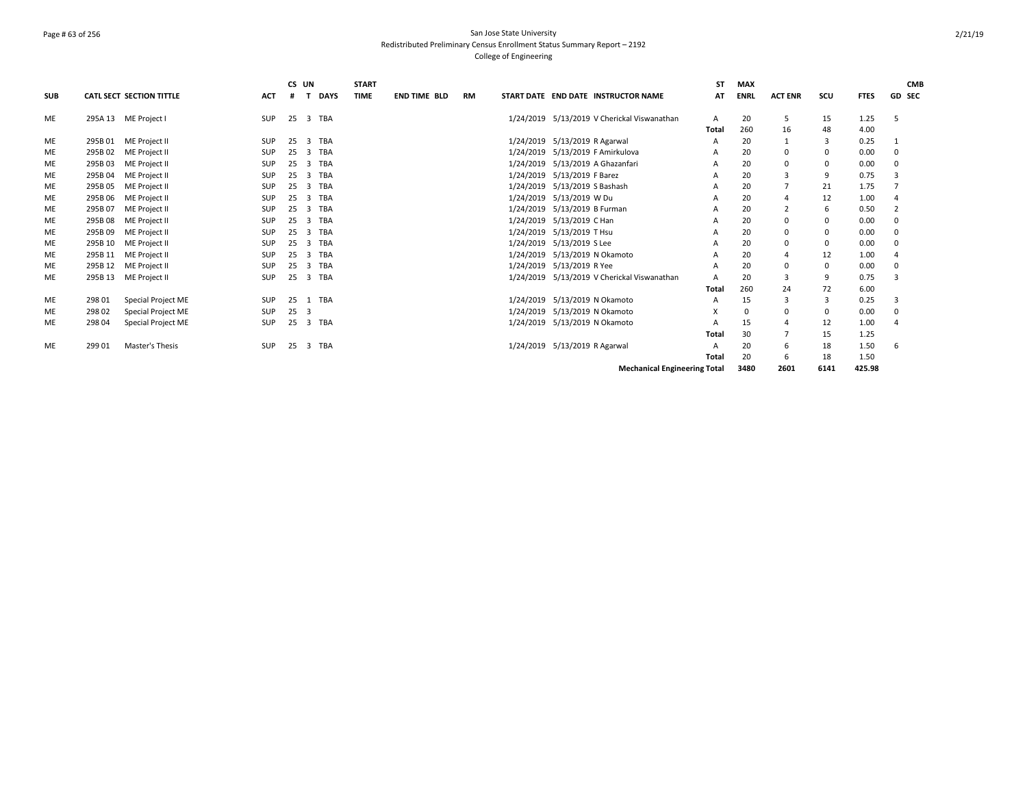San Jose State University
Redistributed Preliminary Census Enrollment Status Summary Report – 2192
College of Engineering

| SUB | CATL SECT | SECTION TITTLE | ACT | CS # | UN T | DAYS | START TIME | END TIME | BLD | RM | START DATE | END DATE | INSTRUCTOR NAME | ST AT | MAX ENRL | ACT ENR | SCU | FTES | GD | CMB SEC |
|---|---|---|---|---|---|---|---|---|---|---|---|---|---|---|---|---|---|---|---|---|
| ME | 295A 13 | ME Project I | SUP | 25 | 3 | TBA | | | | | 1/24/2019 | 5/13/2019 | V Cherickal Viswanathan | A | 20 | 5 | 15 | 1.25 | 5 | |
| | | | | | | | | | | | | | | Total | 260 | 16 | 48 | 4.00 | | |
| ME | 295B 01 | ME Project II | SUP | 25 | 3 | TBA | | | | | 1/24/2019 | 5/13/2019 | R Agarwal | A | 20 | 1 | 3 | 0.25 | 1 | |
| ME | 295B 02 | ME Project II | SUP | 25 | 3 | TBA | | | | | 1/24/2019 | 5/13/2019 | F Amirkulova | A | 20 | 0 | 0 | 0.00 | 0 | |
| ME | 295B 03 | ME Project II | SUP | 25 | 3 | TBA | | | | | 1/24/2019 | 5/13/2019 | A Ghazanfari | A | 20 | 0 | 0 | 0.00 | 0 | |
| ME | 295B 04 | ME Project II | SUP | 25 | 3 | TBA | | | | | 1/24/2019 | 5/13/2019 | F Barez | A | 20 | 3 | 9 | 0.75 | 3 | |
| ME | 295B 05 | ME Project II | SUP | 25 | 3 | TBA | | | | | 1/24/2019 | 5/13/2019 | S Bashash | A | 20 | 7 | 21 | 1.75 | 7 | |
| ME | 295B 06 | ME Project II | SUP | 25 | 3 | TBA | | | | | 1/24/2019 | 5/13/2019 | W Du | A | 20 | 4 | 12 | 1.00 | 4 | |
| ME | 295B 07 | ME Project II | SUP | 25 | 3 | TBA | | | | | 1/24/2019 | 5/13/2019 | B Furman | A | 20 | 2 | 6 | 0.50 | 2 | |
| ME | 295B 08 | ME Project II | SUP | 25 | 3 | TBA | | | | | 1/24/2019 | 5/13/2019 | C Han | A | 20 | 0 | 0 | 0.00 | 0 | |
| ME | 295B 09 | ME Project II | SUP | 25 | 3 | TBA | | | | | 1/24/2019 | 5/13/2019 | T Hsu | A | 20 | 0 | 0 | 0.00 | 0 | |
| ME | 295B 10 | ME Project II | SUP | 25 | 3 | TBA | | | | | 1/24/2019 | 5/13/2019 | S Lee | A | 20 | 0 | 0 | 0.00 | 0 | |
| ME | 295B 11 | ME Project II | SUP | 25 | 3 | TBA | | | | | 1/24/2019 | 5/13/2019 | N Okamoto | A | 20 | 4 | 12 | 1.00 | 4 | |
| ME | 295B 12 | ME Project II | SUP | 25 | 3 | TBA | | | | | 1/24/2019 | 5/13/2019 | R Yee | A | 20 | 0 | 0 | 0.00 | 0 | |
| ME | 295B 13 | ME Project II | SUP | 25 | 3 | TBA | | | | | 1/24/2019 | 5/13/2019 | V Cherickal Viswanathan | A | 20 | 3 | 9 | 0.75 | 3 | |
| | | | | | | | | | | | | | | Total | 260 | 24 | 72 | 6.00 | | |
| ME | 298 01 | Special Project ME | SUP | 25 | 1 | TBA | | | | | 1/24/2019 | 5/13/2019 | N Okamoto | A | 15 | 3 | 3 | 0.25 | 3 | |
| ME | 298 02 | Special Project ME | SUP | 25 | 3 | | | | | | 1/24/2019 | 5/13/2019 | N Okamoto | X | 0 | 0 | 0 | 0.00 | 0 | |
| ME | 298 04 | Special Project ME | SUP | 25 | 3 | TBA | | | | | 1/24/2019 | 5/13/2019 | N Okamoto | A | 15 | 4 | 12 | 1.00 | 4 | |
| | | | | | | | | | | | | | | Total | 30 | 7 | 15 | 1.25 | | |
| ME | 299 01 | Master's Thesis | SUP | 25 | 3 | TBA | | | | | 1/24/2019 | 5/13/2019 | R Agarwal | A | 20 | 6 | 18 | 1.50 | 6 | |
| | | | | | | | | | | | | | | Total | 20 | 6 | 18 | 1.50 | | |
| | | | | | | | | | | | | | **Mechanical Engineering Total** | | **3480** | **2601** | **6141** | **425.98** | | |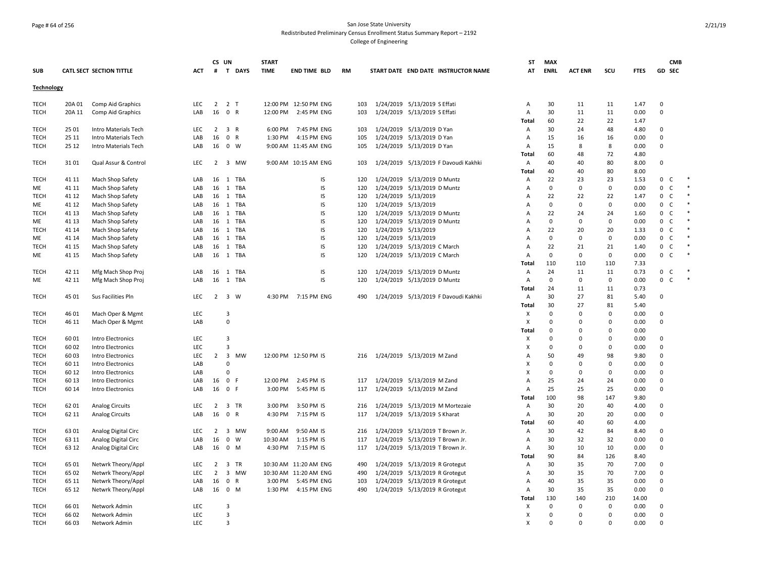San Jose State University
Redistributed Preliminary Census Enrollment Status Summary Report – 2192
College of Engineering

| SUB | CATL SECT | SECTION TITTLE | ACT | CS # | UN T | DAYS | START TIME | END TIME | BLD | RM | START DATE | END DATE | INSTRUCTOR NAME | ST AT | MAX ENRL | ACT ENR | SCU | FTES | GD | CMB SEC |
|---|---|---|---|---|---|---|---|---|---|---|---|---|---|---|---|---|---|---|---|---|
| **Technology** | | | | | | | | | | | | | | | | | | | | |
| TECH | 20A 01 | Comp Aid Graphics | LEC | 2 | 2 | T | 12:00 PM | 12:50 PM | ENG | 103 | 1/24/2019 | 5/13/2019 | S Effati | A | 30 | 11 | 11 | 1.47 | 0 | |
| TECH | 20A 11 | Comp Aid Graphics | LAB | 16 | 0 | R | 12:00 PM | 2:45 PM | ENG | 103 | 1/24/2019 | 5/13/2019 | S Effati | A | 30 | 11 | 11 | 0.00 | 0 | |
| | | | | | | | | | | | | | | Total | 60 | 22 | 22 | 1.47 | | |
| TECH | 25 01 | Intro Materials Tech | LEC | 2 | 3 | R | 6:00 PM | 7:45 PM | ENG | 103 | 1/24/2019 | 5/13/2019 | D Yan | A | 30 | 24 | 48 | 4.80 | 0 | |
| TECH | 25 11 | Intro Materials Tech | LAB | 16 | 0 | R | 1:30 PM | 4:15 PM | ENG | 105 | 1/24/2019 | 5/13/2019 | D Yan | A | 15 | 16 | 16 | 0.00 | 0 | |
| TECH | 25 12 | Intro Materials Tech | LAB | 16 | 0 | W | 9:00 AM | 11:45 AM | ENG | 105 | 1/24/2019 | 5/13/2019 | D Yan | A | 15 | 8 | 8 | 0.00 | 0 | |
| | | | | | | | | | | | | | | Total | 60 | 48 | 72 | 4.80 | | |
| TECH | 31 01 | Qual Assur & Control | LEC | 2 | 3 | MW | 9:00 AM | 10:15 AM | ENG | 103 | 1/24/2019 | 5/13/2019 | F Davoudi Kakhki | A | 40 | 40 | 80 | 8.00 | 0 | |
| | | | | | | | | | | | | | | Total | 40 | 40 | 80 | 8.00 | | |
| TECH | 41 11 | Mach Shop Safety | LAB | 16 | 1 | TBA | | | IS | 120 | 1/24/2019 | 5/13/2019 | D Muntz | A | 22 | 23 | 23 | 1.53 | 0 | C * |
| ME | 41 11 | Mach Shop Safety | LAB | 16 | 1 | TBA | | | IS | 120 | 1/24/2019 | 5/13/2019 | D Muntz | A | 0 | 0 | 0 | 0.00 | 0 | C * |
| TECH | 41 12 | Mach Shop Safety | LAB | 16 | 1 | TBA | | | IS | 120 | 1/24/2019 | 5/13/2019 | | A | 22 | 22 | 22 | 1.47 | 0 | C * |
| ME | 41 12 | Mach Shop Safety | LAB | 16 | 1 | TBA | | | IS | 120 | 1/24/2019 | 5/13/2019 | | A | 0 | 0 | 0 | 0.00 | 0 | C * |
| TECH | 41 13 | Mach Shop Safety | LAB | 16 | 1 | TBA | | | IS | 120 | 1/24/2019 | 5/13/2019 | D Muntz | A | 22 | 24 | 24 | 1.60 | 0 | C * |
| ME | 41 13 | Mach Shop Safety | LAB | 16 | 1 | TBA | | | IS | 120 | 1/24/2019 | 5/13/2019 | D Muntz | A | 0 | 0 | 0 | 0.00 | 0 | C * |
| TECH | 41 14 | Mach Shop Safety | LAB | 16 | 1 | TBA | | | IS | 120 | 1/24/2019 | 5/13/2019 | | A | 22 | 20 | 20 | 1.33 | 0 | C * |
| ME | 41 14 | Mach Shop Safety | LAB | 16 | 1 | TBA | | | IS | 120 | 1/24/2019 | 5/13/2019 | | A | 0 | 0 | 0 | 0.00 | 0 | C * |
| TECH | 41 15 | Mach Shop Safety | LAB | 16 | 1 | TBA | | | IS | 120 | 1/24/2019 | 5/13/2019 | C March | A | 22 | 21 | 21 | 1.40 | 0 | C * |
| ME | 41 15 | Mach Shop Safety | LAB | 16 | 1 | TBA | | | IS | 120 | 1/24/2019 | 5/13/2019 | C March | A | 0 | 0 | 0 | 0.00 | 0 | C * |
| | | | | | | | | | | | | | | Total | 110 | 110 | 110 | 7.33 | | |
| TECH | 42 11 | Mfg Mach Shop Proj | LAB | 16 | 1 | TBA | | | IS | 120 | 1/24/2019 | 5/13/2019 | D Muntz | A | 24 | 11 | 11 | 0.73 | 0 | C * |
| ME | 42 11 | Mfg Mach Shop Proj | LAB | 16 | 1 | TBA | | | IS | 120 | 1/24/2019 | 5/13/2019 | D Muntz | A | 0 | 0 | 0 | 0.00 | 0 | C * |
| | | | | | | | | | | | | | | Total | 24 | 11 | 11 | 0.73 | | |
| TECH | 45 01 | Sus Facilities Pln | LEC | 2 | 3 | W | 4:30 PM | 7:15 PM | ENG | 490 | 1/24/2019 | 5/13/2019 | F Davoudi Kakhki | A | 30 | 27 | 81 | 5.40 | 0 | |
| | | | | | | | | | | | | | | Total | 30 | 27 | 81 | 5.40 | | |
| TECH | 46 01 | Mach Oper & Mgmt | LEC | | 3 | | | | | | | | | X | 0 | 0 | 0 | 0.00 | 0 | |
| TECH | 46 11 | Mach Oper & Mgmt | LAB | | 0 | | | | | | | | | X | 0 | 0 | 0 | 0.00 | 0 | |
| | | | | | | | | | | | | | | Total | 0 | 0 | 0 | 0.00 | | |
| TECH | 60 01 | Intro Electronics | LEC | | 3 | | | | | | | | | X | 0 | 0 | 0 | 0.00 | 0 | |
| TECH | 60 02 | Intro Electronics | LEC | | 3 | | | | | | | | | X | 0 | 0 | 0 | 0.00 | 0 | |
| TECH | 60 03 | Intro Electronics | LEC | 2 | 3 | MW | 12:00 PM | 12:50 PM | IS | 216 | 1/24/2019 | 5/13/2019 | M Zand | A | 50 | 49 | 98 | 9.80 | 0 | |
| TECH | 60 11 | Intro Electronics | LAB | | 0 | | | | | | | | | X | 0 | 0 | 0 | 0.00 | 0 | |
| TECH | 60 12 | Intro Electronics | LAB | | 0 | | | | | | | | | X | 0 | 0 | 0 | 0.00 | 0 | |
| TECH | 60 13 | Intro Electronics | LAB | 16 | 0 | F | 12:00 PM | 2:45 PM | IS | 117 | 1/24/2019 | 5/13/2019 | M Zand | A | 25 | 24 | 24 | 0.00 | 0 | |
| TECH | 60 14 | Intro Electronics | LAB | 16 | 0 | F | 3:00 PM | 5:45 PM | IS | 117 | 1/24/2019 | 5/13/2019 | M Zand | A | 25 | 25 | 25 | 0.00 | 0 | |
| | | | | | | | | | | | | | | Total | 100 | 98 | 147 | 9.80 | | |
| TECH | 62 01 | Analog Circuits | LEC | 2 | 3 | TR | 3:00 PM | 3:50 PM | IS | 216 | 1/24/2019 | 5/13/2019 | M Mortezaie | A | 30 | 20 | 40 | 4.00 | 0 | |
| TECH | 62 11 | Analog Circuits | LAB | 16 | 0 | R | 4:30 PM | 7:15 PM | IS | 117 | 1/24/2019 | 5/13/2019 | S Kharat | A | 30 | 20 | 20 | 0.00 | 0 | |
| | | | | | | | | | | | | | | Total | 60 | 40 | 60 | 4.00 | | |
| TECH | 63 01 | Analog Digital Circ | LEC | 2 | 3 | MW | 9:00 AM | 9:50 AM | IS | 216 | 1/24/2019 | 5/13/2019 | T Brown Jr. | A | 30 | 42 | 84 | 8.40 | 0 | |
| TECH | 63 11 | Analog Digital Circ | LAB | 16 | 0 | W | 10:30 AM | 1:15 PM | IS | 117 | 1/24/2019 | 5/13/2019 | T Brown Jr. | A | 30 | 32 | 32 | 0.00 | 0 | |
| TECH | 63 12 | Analog Digital Circ | LAB | 16 | 0 | M | 4:30 PM | 7:15 PM | IS | 117 | 1/24/2019 | 5/13/2019 | T Brown Jr. | A | 30 | 10 | 10 | 0.00 | 0 | |
| | | | | | | | | | | | | | | Total | 90 | 84 | 126 | 8.40 | | |
| TECH | 65 01 | Netwrk Theory/Appl | LEC | 2 | 3 | TR | 10:30 AM | 11:20 AM | ENG | 490 | 1/24/2019 | 5/13/2019 | R Grotegut | A | 30 | 35 | 70 | 7.00 | 0 | |
| TECH | 65 02 | Netwrk Theory/Appl | LEC | 2 | 3 | MW | 10:30 AM | 11:20 AM | ENG | 490 | 1/24/2019 | 5/13/2019 | R Grotegut | A | 30 | 35 | 70 | 7.00 | 0 | |
| TECH | 65 11 | Netwrk Theory/Appl | LAB | 16 | 0 | R | 3:00 PM | 5:45 PM | ENG | 103 | 1/24/2019 | 5/13/2019 | R Grotegut | A | 40 | 35 | 35 | 0.00 | 0 | |
| TECH | 65 12 | Netwrk Theory/Appl | LAB | 16 | 0 | M | 1:30 PM | 4:15 PM | ENG | 490 | 1/24/2019 | 5/13/2019 | R Grotegut | A | 30 | 35 | 35 | 0.00 | 0 | |
| | | | | | | | | | | | | | | Total | 130 | 140 | 210 | 14.00 | | |
| TECH | 66 01 | Network Admin | LEC | | 3 | | | | | | | | | X | 0 | 0 | 0 | 0.00 | 0 | |
| TECH | 66 02 | Network Admin | LEC | | 3 | | | | | | | | | X | 0 | 0 | 0 | 0.00 | 0 | |
| TECH | 66 03 | Network Admin | LEC | | 3 | | | | | | | | | X | 0 | 0 | 0 | 0.00 | 0 | |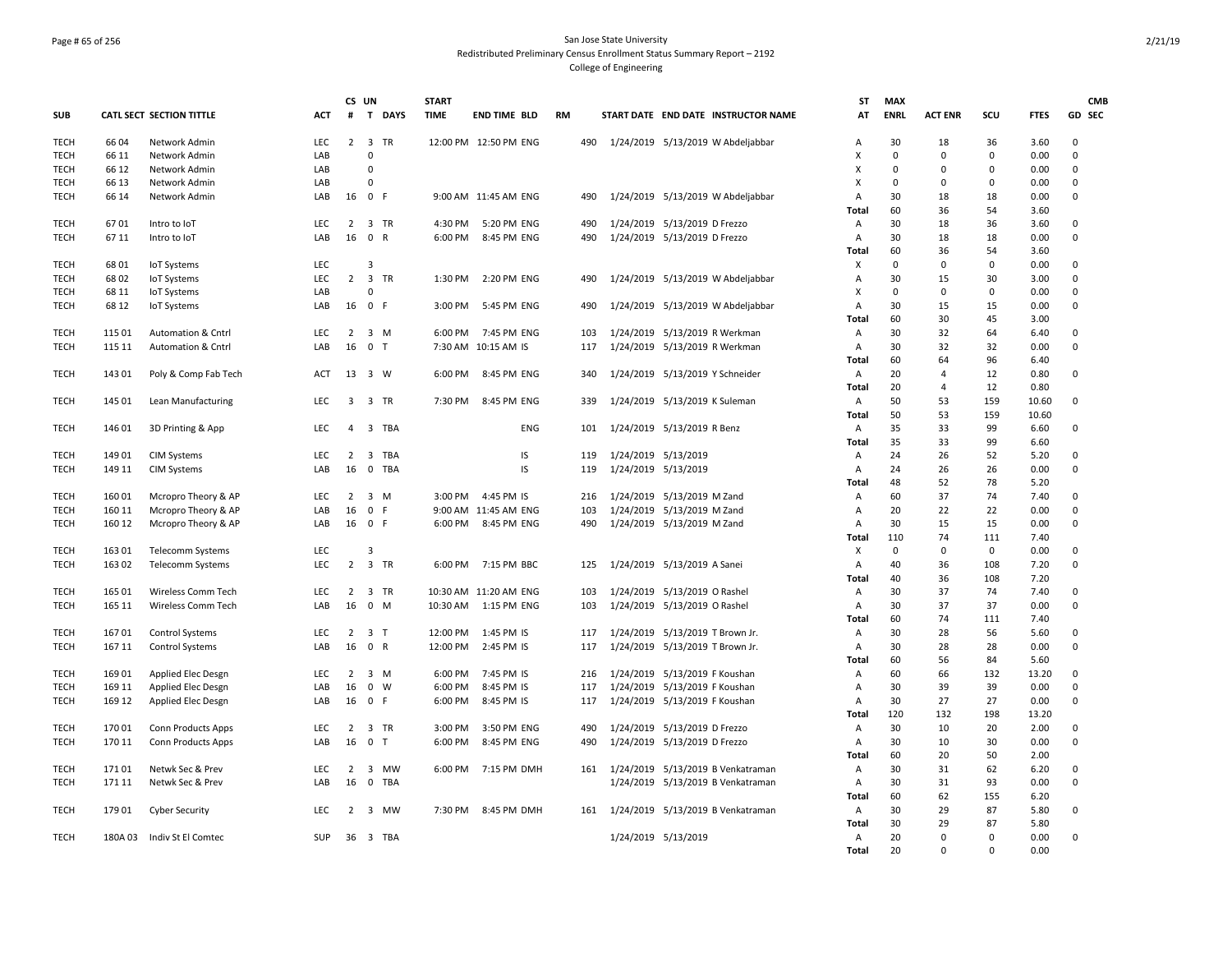San Jose State University
Redistributed Preliminary Census Enrollment Status Summary Report – 2192
College of Engineering

| SUB | CATL SECT | SECTION TITTLE | ACT | CS # | UN T | DAYS | START TIME | END TIME | BLD | RM | START DATE | END DATE | INSTRUCTOR NAME | ST AT | MAX ENRL | ACT ENR | SCU | FTES | GD | CMB SEC |
|---|---|---|---|---|---|---|---|---|---|---|---|---|---|---|---|---|---|---|---|---|
| TECH | 66 04 | Network Admin | LEC | 2 | 3 | TR | 12:00 PM | 12:50 PM | ENG | 490 | 1/24/2019 | 5/13/2019 | W Abdeljabbar | A | 30 | 18 | 36 | 3.60 | 0 | |
| TECH | 66 11 | Network Admin | LAB | | 0 | | | | | | | | | X | 0 | 0 | 0 | 0.00 | 0 | |
| TECH | 66 12 | Network Admin | LAB | | 0 | | | | | | | | | X | 0 | 0 | 0 | 0.00 | 0 | |
| TECH | 66 13 | Network Admin | LAB | | 0 | | | | | | | | | X | 0 | 0 | 0 | 0.00 | 0 | |
| TECH | 66 14 | Network Admin | LAB | 16 | 0 | F | 9:00 AM | 11:45 AM | ENG | 490 | 1/24/2019 | 5/13/2019 | W Abdeljabbar | A | 30 | 18 | 18 | 0.00 | 0 | |
| | | | | | | | | | | | | | | Total | 60 | 36 | 54 | 3.60 | | |
| TECH | 67 01 | Intro to IoT | LEC | 2 | 3 | TR | 4:30 PM | 5:20 PM | ENG | 490 | 1/24/2019 | 5/13/2019 | D Frezzo | A | 30 | 18 | 36 | 3.60 | 0 | |
| TECH | 67 11 | Intro to IoT | LAB | 16 | 0 | R | 6:00 PM | 8:45 PM | ENG | 490 | 1/24/2019 | 5/13/2019 | D Frezzo | A | 30 | 18 | 18 | 0.00 | 0 | |
| | | | | | | | | | | | | | | Total | 60 | 36 | 54 | 3.60 | | |
| TECH | 68 01 | IoT Systems | LEC | | 3 | | | | | | | | | X | 0 | 0 | 0 | 0.00 | 0 | |
| TECH | 68 02 | IoT Systems | LEC | 2 | 3 | TR | 1:30 PM | 2:20 PM | ENG | 490 | 1/24/2019 | 5/13/2019 | W Abdeljabbar | A | 30 | 15 | 30 | 3.00 | 0 | |
| TECH | 68 11 | IoT Systems | LAB | | 0 | | | | | | | | | X | 0 | 0 | 0 | 0.00 | 0 | |
| TECH | 68 12 | IoT Systems | LAB | 16 | 0 | F | 3:00 PM | 5:45 PM | ENG | 490 | 1/24/2019 | 5/13/2019 | W Abdeljabbar | A | 30 | 15 | 15 | 0.00 | 0 | |
| | | | | | | | | | | | | | | Total | 60 | 30 | 45 | 3.00 | | |
| TECH | 115 01 | Automation & Cntrl | LEC | 2 | 3 | M | 6:00 PM | 7:45 PM | ENG | 103 | 1/24/2019 | 5/13/2019 | R Werkman | A | 30 | 32 | 64 | 6.40 | 0 | |
| TECH | 115 11 | Automation & Cntrl | LAB | 16 | 0 | T | 7:30 AM | 10:15 AM | IS | 117 | 1/24/2019 | 5/13/2019 | R Werkman | A | 30 | 32 | 32 | 0.00 | 0 | |
| | | | | | | | | | | | | | | Total | 60 | 64 | 96 | 6.40 | | |
| TECH | 143 01 | Poly & Comp Fab Tech | ACT | 13 | 3 | W | 6:00 PM | 8:45 PM | ENG | 340 | 1/24/2019 | 5/13/2019 | Y Schneider | A | 20 | 4 | 12 | 0.80 | 0 | |
| | | | | | | | | | | | | | | Total | 20 | 4 | 12 | 0.80 | | |
| TECH | 145 01 | Lean Manufacturing | LEC | 3 | 3 | TR | 7:30 PM | 8:45 PM | ENG | 339 | 1/24/2019 | 5/13/2019 | K Suleman | A | 50 | 53 | 159 | 10.60 | 0 | |
| | | | | | | | | | | | | | | Total | 50 | 53 | 159 | 10.60 | | |
| TECH | 146 01 | 3D Printing & App | LEC | 4 | 3 | TBA | | | ENG | 101 | 1/24/2019 | 5/13/2019 | R Benz | A | 35 | 33 | 99 | 6.60 | 0 | |
| | | | | | | | | | | | | | | Total | 35 | 33 | 99 | 6.60 | | |
| TECH | 149 01 | CIM Systems | LEC | 2 | 3 | TBA | | | IS | 119 | 1/24/2019 | 5/13/2019 | | A | 24 | 26 | 52 | 5.20 | 0 | |
| TECH | 149 11 | CIM Systems | LAB | 16 | 0 | TBA | | | IS | 119 | 1/24/2019 | 5/13/2019 | | A | 24 | 26 | 26 | 0.00 | 0 | |
| | | | | | | | | | | | | | | Total | 48 | 52 | 78 | 5.20 | | |
| TECH | 160 01 | Mcropro Theory & AP | LEC | 2 | 3 | M | 3:00 PM | 4:45 PM | IS | 216 | 1/24/2019 | 5/13/2019 | M Zand | A | 60 | 37 | 74 | 7.40 | 0 | |
| TECH | 160 11 | Mcropro Theory & AP | LAB | 16 | 0 | F | 9:00 AM | 11:45 AM | ENG | 103 | 1/24/2019 | 5/13/2019 | M Zand | A | 20 | 22 | 22 | 0.00 | 0 | |
| TECH | 160 12 | Mcropro Theory & AP | LAB | 16 | 0 | F | 6:00 PM | 8:45 PM | ENG | 490 | 1/24/2019 | 5/13/2019 | M Zand | A | 30 | 15 | 15 | 0.00 | 0 | |
| | | | | | | | | | | | | | | Total | 110 | 74 | 111 | 7.40 | | |
| TECH | 163 01 | Telecomm Systems | LEC | | 3 | | | | | | | | | X | 0 | 0 | 0 | 0.00 | 0 | |
| TECH | 163 02 | Telecomm Systems | LEC | 2 | 3 | TR | 6:00 PM | 7:15 PM | BBC | 125 | 1/24/2019 | 5/13/2019 | A Sanei | A | 40 | 36 | 108 | 7.20 | 0 | |
| | | | | | | | | | | | | | | Total | 40 | 36 | 108 | 7.20 | | |
| TECH | 165 01 | Wireless Comm Tech | LEC | 2 | 3 | TR | 10:30 AM | 11:20 AM | ENG | 103 | 1/24/2019 | 5/13/2019 | O Rashel | A | 30 | 37 | 74 | 7.40 | 0 | |
| TECH | 165 11 | Wireless Comm Tech | LAB | 16 | 0 | M | 10:30 AM | 1:15 PM | ENG | 103 | 1/24/2019 | 5/13/2019 | O Rashel | A | 30 | 37 | 37 | 0.00 | 0 | |
| | | | | | | | | | | | | | | Total | 60 | 74 | 111 | 7.40 | | |
| TECH | 167 01 | Control Systems | LEC | 2 | 3 | T | 12:00 PM | 1:45 PM | IS | 117 | 1/24/2019 | 5/13/2019 | T Brown Jr. | A | 30 | 28 | 56 | 5.60 | 0 | |
| TECH | 167 11 | Control Systems | LAB | 16 | 0 | R | 12:00 PM | 2:45 PM | IS | 117 | 1/24/2019 | 5/13/2019 | T Brown Jr. | A | 30 | 28 | 28 | 0.00 | 0 | |
| | | | | | | | | | | | | | | Total | 60 | 56 | 84 | 5.60 | | |
| TECH | 169 01 | Applied Elec Desgn | LEC | 2 | 3 | M | 6:00 PM | 7:45 PM | IS | 216 | 1/24/2019 | 5/13/2019 | F Koushan | A | 60 | 66 | 132 | 13.20 | 0 | |
| TECH | 169 11 | Applied Elec Desgn | LAB | 16 | 0 | W | 6:00 PM | 8:45 PM | IS | 117 | 1/24/2019 | 5/13/2019 | F Koushan | A | 30 | 39 | 39 | 0.00 | 0 | |
| TECH | 169 12 | Applied Elec Desgn | LAB | 16 | 0 | F | 6:00 PM | 8:45 PM | IS | 117 | 1/24/2019 | 5/13/2019 | F Koushan | A | 30 | 27 | 27 | 0.00 | 0 | |
| | | | | | | | | | | | | | | Total | 120 | 132 | 198 | 13.20 | | |
| TECH | 170 01 | Conn Products Apps | LEC | 2 | 3 | TR | 3:00 PM | 3:50 PM | ENG | 490 | 1/24/2019 | 5/13/2019 | D Frezzo | A | 30 | 10 | 20 | 2.00 | 0 | |
| TECH | 170 11 | Conn Products Apps | LAB | 16 | 0 | T | 6:00 PM | 8:45 PM | ENG | 490 | 1/24/2019 | 5/13/2019 | D Frezzo | A | 30 | 10 | 30 | 0.00 | 0 | |
| | | | | | | | | | | | | | | Total | 60 | 20 | 50 | 2.00 | | |
| TECH | 171 01 | Netwk Sec & Prev | LEC | 2 | 3 | MW | 6:00 PM | 7:15 PM | DMH | 161 | 1/24/2019 | 5/13/2019 | B Venkatraman | A | 30 | 31 | 62 | 6.20 | 0 | |
| TECH | 171 11 | Netwk Sec & Prev | LAB | 16 | 0 | TBA | | | | | 1/24/2019 | 5/13/2019 | B Venkatraman | A | 30 | 31 | 93 | 0.00 | 0 | |
| | | | | | | | | | | | | | | Total | 60 | 62 | 155 | 6.20 | | |
| TECH | 179 01 | Cyber Security | LEC | 2 | 3 | MW | 7:30 PM | 8:45 PM | DMH | 161 | 1/24/2019 | 5/13/2019 | B Venkatraman | A | 30 | 29 | 87 | 5.80 | 0 | |
| | | | | | | | | | | | | | | Total | 30 | 29 | 87 | 5.80 | | |
| TECH | 180A 03 | Indiv St El Comtec | SUP | 36 | 3 | TBA | | | | | 1/24/2019 | 5/13/2019 | | A | 20 | 0 | 0 | 0.00 | 0 | |
| | | | | | | | | | | | | | | Total | 20 | 0 | 0 | 0.00 | | |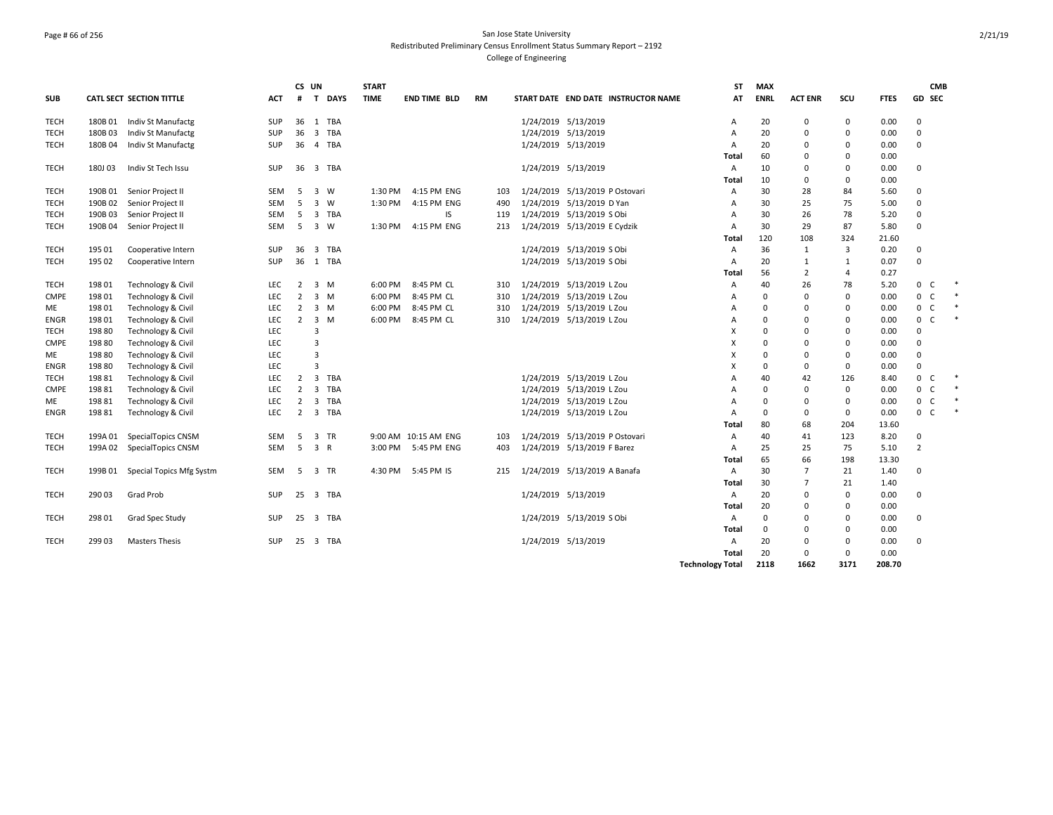San Jose State University
Redistributed Preliminary Census Enrollment Status Summary Report – 2192
College of Engineering

| SUB | CATL SECT | SECTION TITTLE | ACT | CS # | UN T | DAYS | START TIME | END TIME | BLD | RM | START DATE | END DATE | INSTRUCTOR NAME | ST AT | MAX ENRL | ACT ENR | SCU | FTES | GD | CMB SEC | |
|---|---|---|---|---|---|---|---|---|---|---|---|---|---|---|---|---|---|---|---|---|---|
| TECH | 180B 01 | Indiv St Manufactg | SUP | 36 | 1 | TBA | | | | | 1/24/2019 | 5/13/2019 | | A | 20 | 0 | 0 | 0.00 | 0 | | |
| TECH | 180B 03 | Indiv St Manufactg | SUP | 36 | 3 | TBA | | | | | 1/24/2019 | 5/13/2019 | | A | 20 | 0 | 0 | 0.00 | 0 | | |
| TECH | 180B 04 | Indiv St Manufactg | SUP | 36 | 4 | TBA | | | | | 1/24/2019 | 5/13/2019 | | A | 20 | 0 | 0 | 0.00 | 0 | | |
| | | | | | | | | | | | | | | Total | 60 | 0 | 0 | 0.00 | | | |
| TECH | 180J 03 | Indiv St Tech Issu | SUP | 36 | 3 | TBA | | | | | 1/24/2019 | 5/13/2019 | | A | 10 | 0 | 0 | 0.00 | 0 | | |
| | | | | | | | | | | | | | | Total | 10 | 0 | 0 | 0.00 | | | |
| TECH | 190B 01 | Senior Project II | SEM | 5 | 3 | W | 1:30 PM | 4:15 PM | ENG | 103 | 1/24/2019 | 5/13/2019 | P Ostovari | A | 30 | 28 | 84 | 5.60 | 0 | | |
| TECH | 190B 02 | Senior Project II | SEM | 5 | 3 | W | 1:30 PM | 4:15 PM | ENG | 490 | 1/24/2019 | 5/13/2019 | D Yan | A | 30 | 25 | 75 | 5.00 | 0 | | |
| TECH | 190B 03 | Senior Project II | SEM | 5 | 3 | TBA | | | IS | 119 | 1/24/2019 | 5/13/2019 | S Obi | A | 30 | 26 | 78 | 5.20 | 0 | | |
| TECH | 190B 04 | Senior Project II | SEM | 5 | 3 | W | 1:30 PM | 4:15 PM | ENG | 213 | 1/24/2019 | 5/13/2019 | E Cydzik | A | 30 | 29 | 87 | 5.80 | 0 | | |
| | | | | | | | | | | | | | | Total | 120 | 108 | 324 | 21.60 | | | |
| TECH | 195 01 | Cooperative Intern | SUP | 36 | 3 | TBA | | | | | 1/24/2019 | 5/13/2019 | S Obi | A | 36 | 1 | 3 | 0.20 | 0 | | |
| TECH | 195 02 | Cooperative Intern | SUP | 36 | 1 | TBA | | | | | 1/24/2019 | 5/13/2019 | S Obi | A | 20 | 1 | 1 | 0.07 | 0 | | |
| | | | | | | | | | | | | | | Total | 56 | 2 | 4 | 0.27 | | | |
| TECH | 198 01 | Technology & Civil | LEC | 2 | 3 | M | 6:00 PM | 8:45 PM | CL | 310 | 1/24/2019 | 5/13/2019 | L Zou | A | 40 | 26 | 78 | 5.20 | 0 | C | * |
| CMPE | 198 01 | Technology & Civil | LEC | 2 | 3 | M | 6:00 PM | 8:45 PM | CL | 310 | 1/24/2019 | 5/13/2019 | L Zou | A | 0 | 0 | 0 | 0.00 | 0 | C | * |
| ME | 198 01 | Technology & Civil | LEC | 2 | 3 | M | 6:00 PM | 8:45 PM | CL | 310 | 1/24/2019 | 5/13/2019 | L Zou | A | 0 | 0 | 0 | 0.00 | 0 | C | * |
| ENGR | 198 01 | Technology & Civil | LEC | 2 | 3 | M | 6:00 PM | 8:45 PM | CL | 310 | 1/24/2019 | 5/13/2019 | L Zou | A | 0 | 0 | 0 | 0.00 | 0 | C | * |
| TECH | 198 80 | Technology & Civil | LEC | | 3 | | | | | | | | | X | 0 | 0 | 0 | 0.00 | 0 | | |
| CMPE | 198 80 | Technology & Civil | LEC | | 3 | | | | | | | | | X | 0 | 0 | 0 | 0.00 | 0 | | |
| ME | 198 80 | Technology & Civil | LEC | | 3 | | | | | | | | | X | 0 | 0 | 0 | 0.00 | 0 | | |
| ENGR | 198 80 | Technology & Civil | LEC | | 3 | | | | | | | | | X | 0 | 0 | 0 | 0.00 | 0 | | |
| TECH | 198 81 | Technology & Civil | LEC | 2 | 3 | TBA | | | | | 1/24/2019 | 5/13/2019 | L Zou | A | 40 | 42 | 126 | 8.40 | 0 | C | * |
| CMPE | 198 81 | Technology & Civil | LEC | 2 | 3 | TBA | | | | | 1/24/2019 | 5/13/2019 | L Zou | A | 0 | 0 | 0 | 0.00 | 0 | C | * |
| ME | 198 81 | Technology & Civil | LEC | 2 | 3 | TBA | | | | | 1/24/2019 | 5/13/2019 | L Zou | A | 0 | 0 | 0 | 0.00 | 0 | C | * |
| ENGR | 198 81 | Technology & Civil | LEC | 2 | 3 | TBA | | | | | 1/24/2019 | 5/13/2019 | L Zou | A | 0 | 0 | 0 | 0.00 | 0 | C | * |
| | | | | | | | | | | | | | | Total | 80 | 68 | 204 | 13.60 | | | |
| TECH | 199A 01 | SpecialTopics CNSM | SEM | 5 | 3 | TR | 9:00 AM | 10:15 AM | ENG | 103 | 1/24/2019 | 5/13/2019 | P Ostovari | A | 40 | 41 | 123 | 8.20 | 0 | | |
| TECH | 199A 02 | SpecialTopics CNSM | SEM | 5 | 3 | R | 3:00 PM | 5:45 PM | ENG | 403 | 1/24/2019 | 5/13/2019 | F Barez | A | 25 | 25 | 75 | 5.10 | 2 | | |
| | | | | | | | | | | | | | | Total | 65 | 66 | 198 | 13.30 | | | |
| TECH | 199B 01 | Special Topics Mfg Systm | SEM | 5 | 3 | TR | 4:30 PM | 5:45 PM | IS | 215 | 1/24/2019 | 5/13/2019 | A Banafa | A | 30 | 7 | 21 | 1.40 | 0 | | |
| | | | | | | | | | | | | | | Total | 30 | 7 | 21 | 1.40 | | | |
| TECH | 290 03 | Grad Prob | SUP | 25 | 3 | TBA | | | | | 1/24/2019 | 5/13/2019 | | A | 20 | 0 | 0 | 0.00 | 0 | | |
| | | | | | | | | | | | | | | Total | 20 | 0 | 0 | 0.00 | | | |
| TECH | 298 01 | Grad Spec Study | SUP | 25 | 3 | TBA | | | | | 1/24/2019 | 5/13/2019 | S Obi | A | 0 | 0 | 0 | 0.00 | 0 | | |
| | | | | | | | | | | | | | | Total | 0 | 0 | 0 | 0.00 | | | |
| TECH | 299 03 | Masters Thesis | SUP | 25 | 3 | TBA | | | | | 1/24/2019 | 5/13/2019 | | A | 20 | 0 | 0 | 0.00 | 0 | | |
| | | | | | | | | | | | | | | Total | 20 | 0 | 0 | 0.00 | | | |
| | | | | | | | | | | | | | | Technology Total | 2118 | 1662 | 3171 | 208.70 | | | |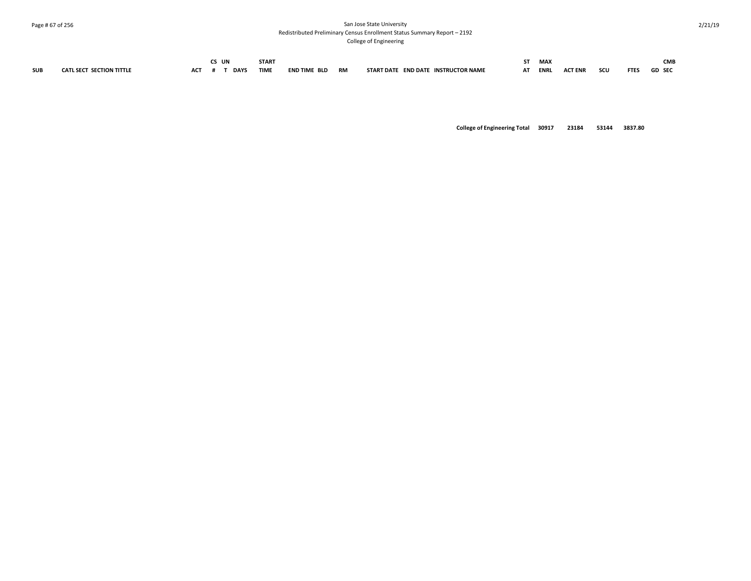| SUB | CATL SECT | SECTION TITTLE | ACT | CS # | UNT | DAYS | START TIME | END TIME | BLD | RM | START DATE | END DATE | INSTRUCTOR NAME | ST AT | MAX ENRL | ACT ENR | SCU | FTES | GD | CMB SEC |
|---|---|---|---|---|---|---|---|---|---|---|---|---|---|---|---|---|---|---|---|---|
| | | | | | | | | | | | | | College of Engineering Total | | 30917 | 23184 | 53144 | 3837.80 | | |